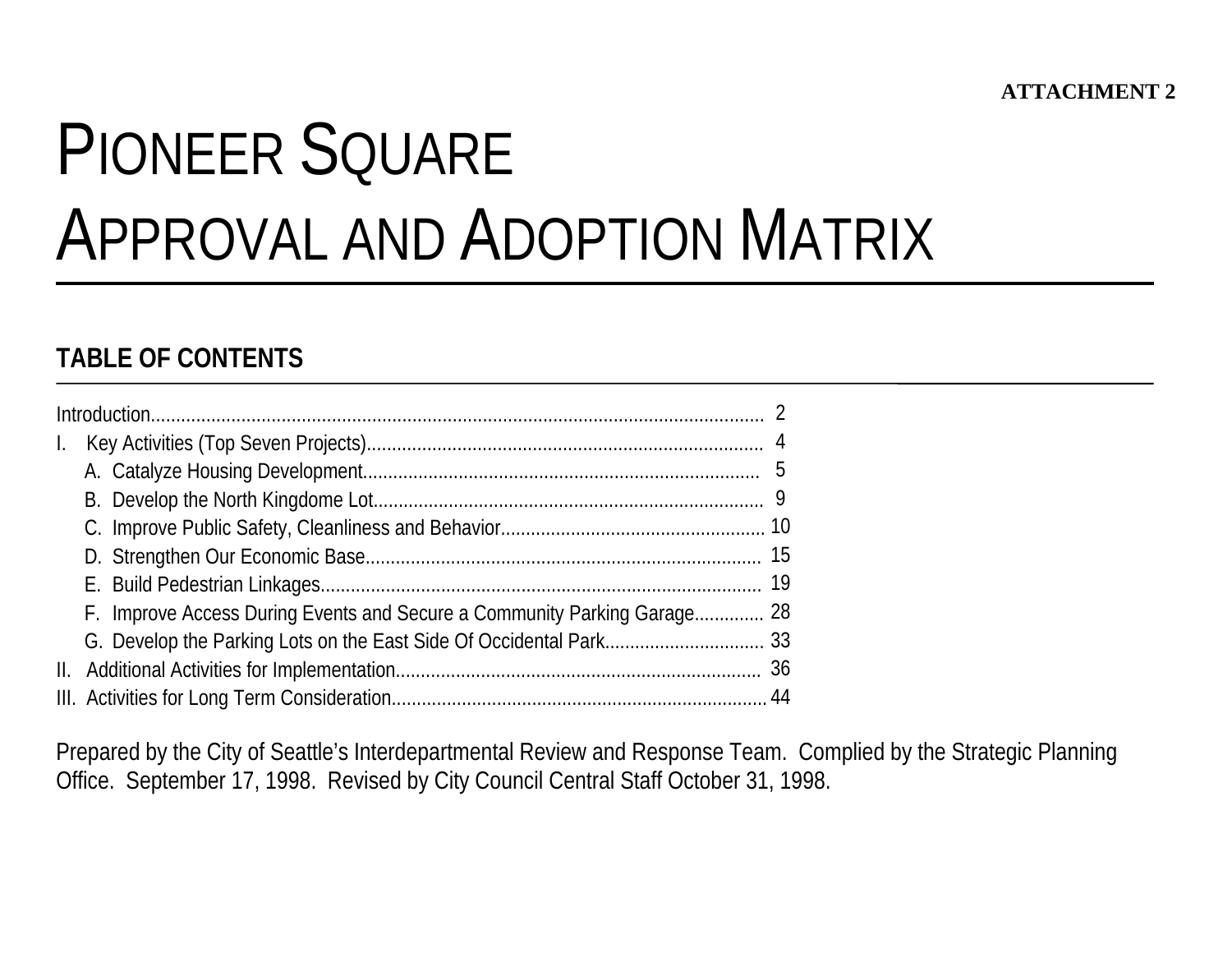**ATTACHMENT 2**

# PIONEER SQUARE APPROVAL AND ADOPTION MATRIX

## TABLE OF CONTENTS

Introduction........................................................................................................................ 2
I. Key Activities (Top Seven Projects)............................................................................. 4
   A. Catalyze Housing Development............................................................................. 5
   B. Develop the North Kingdome Lot............................................................................ 9
   C. Improve Public Safety, Cleanliness and Behavior.................................................... 10
   D. Strengthen Our Economic Base............................................................................. 15
   E. Build Pedestrian Linkages...................................................................................... 19
   F. Improve Access During Events and Secure a Community Parking Garage.............. 28
   G. Develop the Parking Lots on the East Side Of Occidental Park................................ 33
II. Additional Activities for Implementation........................................................................ 36
III. Activities for Long Term Consideration......................................................................... 44

Prepared by the City of Seattle's Interdepartmental Review and Response Team. Complied by the Strategic Planning Office. September 17, 1998. Revised by City Council Central Staff October 31, 1998.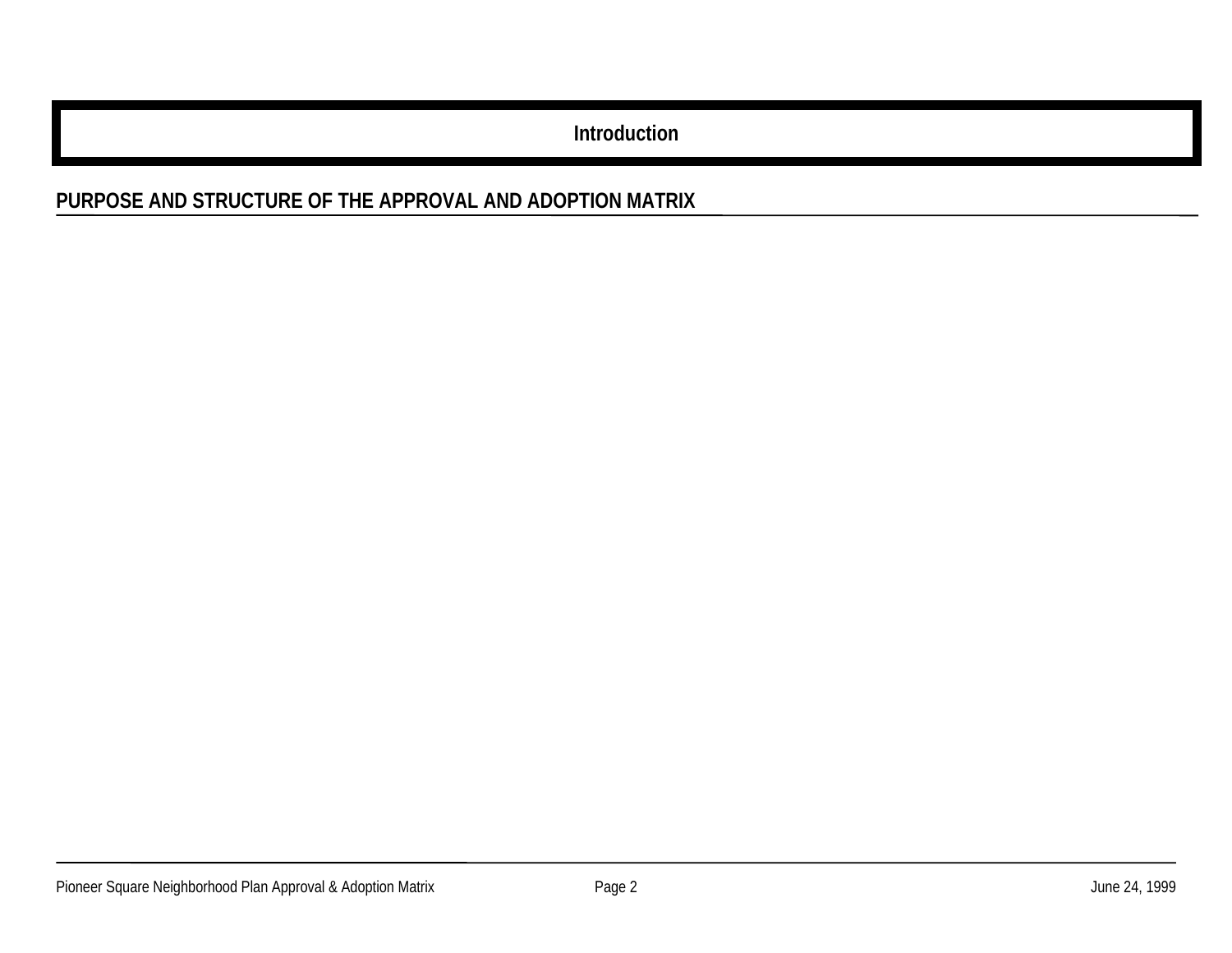# Introduction

## PURPOSE AND STRUCTURE OF THE APPROVAL AND ADOPTION MATRIX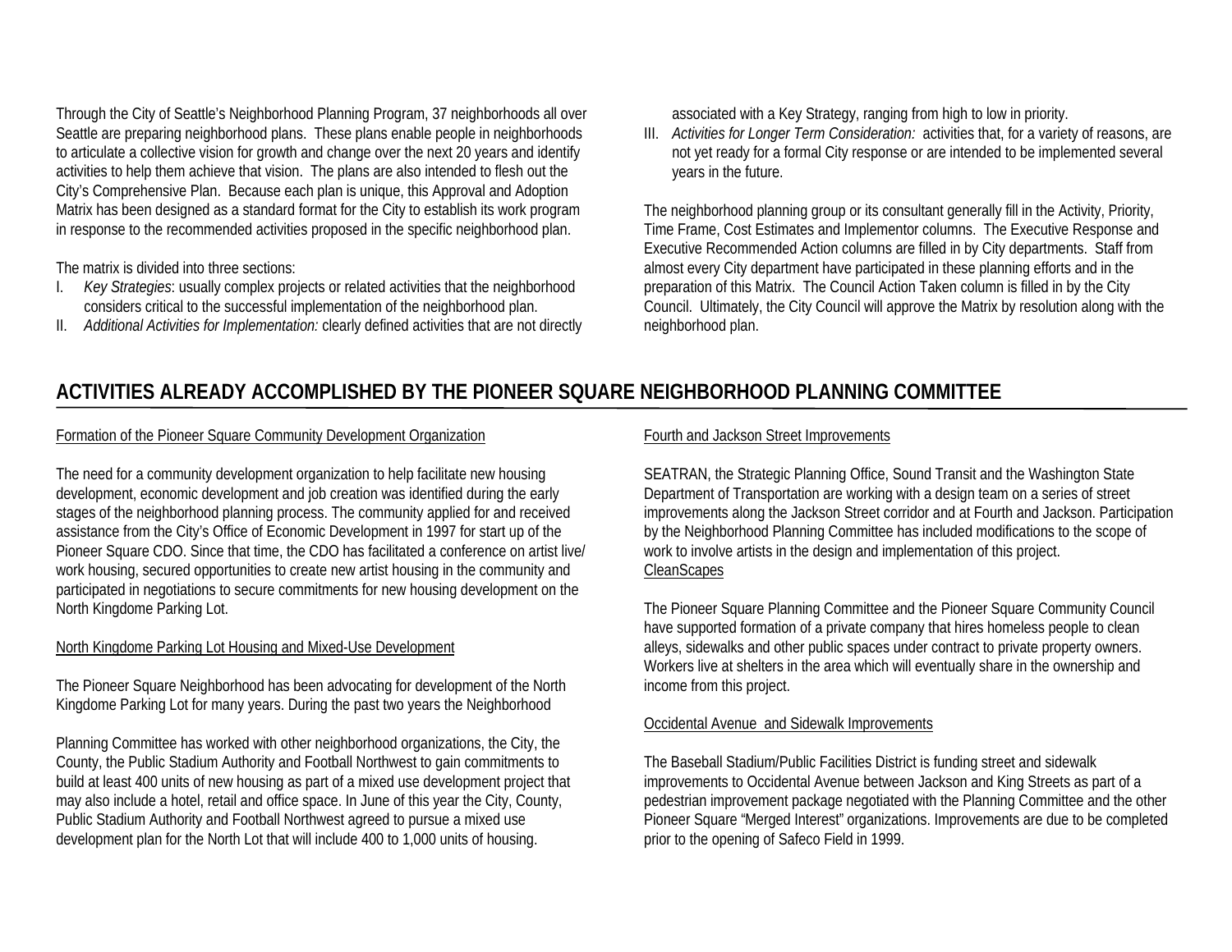Through the City of Seattle's Neighborhood Planning Program, 37 neighborhoods all over Seattle are preparing neighborhood plans. These plans enable people in neighborhoods to articulate a collective vision for growth and change over the next 20 years and identify activities to help them achieve that vision. The plans are also intended to flesh out the City's Comprehensive Plan. Because each plan is unique, this Approval and Adoption Matrix has been designed as a standard format for the City to establish its work program in response to the recommended activities proposed in the specific neighborhood plan.

The matrix is divided into three sections:

I. *Key Strategies*: usually complex projects or related activities that the neighborhood considers critical to the successful implementation of the neighborhood plan.
II. *Additional Activities for Implementation:* clearly defined activities that are not directly associated with a Key Strategy, ranging from high to low in priority.
III. *Activities for Longer Term Consideration:* activities that, for a variety of reasons, are not yet ready for a formal City response or are intended to be implemented several years in the future.

The neighborhood planning group or its consultant generally fill in the Activity, Priority, Time Frame, Cost Estimates and Implementor columns. The Executive Response and Executive Recommended Action columns are filled in by City departments. Staff from almost every City department have participated in these planning efforts and in the preparation of this Matrix. The Council Action Taken column is filled in by the City Council. Ultimately, the City Council will approve the Matrix by resolution along with the neighborhood plan.

## ACTIVITIES ALREADY ACCOMPLISHED BY THE PIONEER SQUARE NEIGHBORHOOD PLANNING COMMITTEE

Formation of the Pioneer Square Community Development Organization

The need for a community development organization to help facilitate new housing development, economic development and job creation was identified during the early stages of the neighborhood planning process. The community applied for and received assistance from the City's Office of Economic Development in 1997 for start up of the Pioneer Square CDO. Since that time, the CDO has facilitated a conference on artist live/work housing, secured opportunities to create new artist housing in the community and participated in negotiations to secure commitments for new housing development on the North Kingdome Parking Lot.

North Kingdome Parking Lot Housing and Mixed-Use Development

The Pioneer Square Neighborhood has been advocating for development of the North Kingdome Parking Lot for many years. During the past two years the Neighborhood Planning Committee has worked with other neighborhood organizations, the City, the County, the Public Stadium Authority and Football Northwest to gain commitments to build at least 400 units of new housing as part of a mixed use development project that may also include a hotel, retail and office space. In June of this year the City, County, Public Stadium Authority and Football Northwest agreed to pursue a mixed use development plan for the North Lot that will include 400 to 1,000 units of housing.

Fourth and Jackson Street Improvements

SEATRAN, the Strategic Planning Office, Sound Transit and the Washington State Department of Transportation are working with a design team on a series of street improvements along the Jackson Street corridor and at Fourth and Jackson. Participation by the Neighborhood Planning Committee has included modifications to the scope of work to involve artists in the design and implementation of this project.

CleanScapes

The Pioneer Square Planning Committee and the Pioneer Square Community Council have supported formation of a private company that hires homeless people to clean alleys, sidewalks and other public spaces under contract to private property owners. Workers live at shelters in the area which will eventually share in the ownership and income from this project.

Occidental Avenue and Sidewalk Improvements

The Baseball Stadium/Public Facilities District is funding street and sidewalk improvements to Occidental Avenue between Jackson and King Streets as part of a pedestrian improvement package negotiated with the Planning Committee and the other Pioneer Square "Merged Interest" organizations. Improvements are due to be completed prior to the opening of Safeco Field in 1999.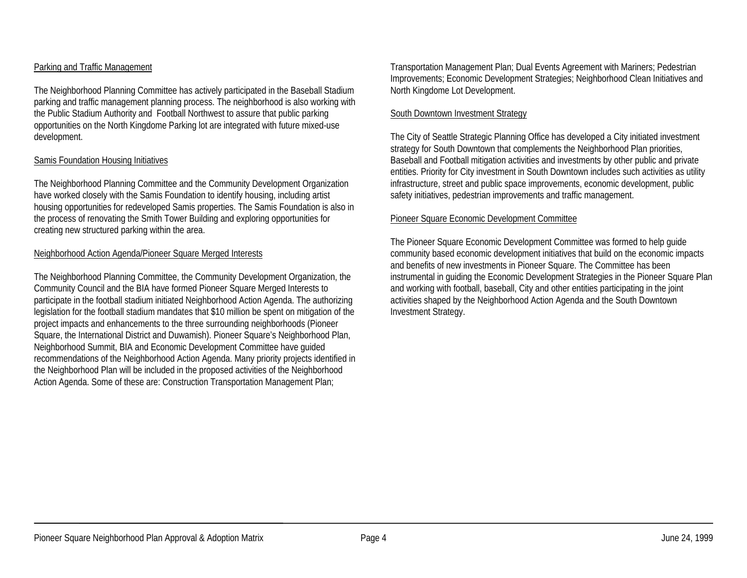Parking and Traffic Management

The Neighborhood Planning Committee has actively participated in the Baseball Stadium parking and traffic management planning process. The neighborhood is also working with the Public Stadium Authority and Football Northwest to assure that public parking opportunities on the North Kingdome Parking lot are integrated with future mixed-use development.

Samis Foundation Housing Initiatives

The Neighborhood Planning Committee and the Community Development Organization have worked closely with the Samis Foundation to identify housing, including artist housing opportunities for redeveloped Samis properties. The Samis Foundation is also in the process of renovating the Smith Tower Building and exploring opportunities for creating new structured parking within the area.

Neighborhood Action Agenda/Pioneer Square Merged Interests

The Neighborhood Planning Committee, the Community Development Organization, the Community Council and the BIA have formed Pioneer Square Merged Interests to participate in the football stadium initiated Neighborhood Action Agenda. The authorizing legislation for the football stadium mandates that $10 million be spent on mitigation of the project impacts and enhancements to the three surrounding neighborhoods (Pioneer Square, the International District and Duwamish). Pioneer Square's Neighborhood Plan, Neighborhood Summit, BIA and Economic Development Committee have guided recommendations of the Neighborhood Action Agenda. Many priority projects identified in the Neighborhood Plan will be included in the proposed activities of the Neighborhood Action Agenda. Some of these are: Construction Transportation Management Plan; Transportation Management Plan; Dual Events Agreement with Mariners; Pedestrian Improvements; Economic Development Strategies; Neighborhood Clean Initiatives and North Kingdome Lot Development.

South Downtown Investment Strategy

The City of Seattle Strategic Planning Office has developed a City initiated investment strategy for South Downtown that complements the Neighborhood Plan priorities, Baseball and Football mitigation activities and investments by other public and private entities. Priority for City investment in South Downtown includes such activities as utility infrastructure, street and public space improvements, economic development, public safety initiatives, pedestrian improvements and traffic management.

Pioneer Square Economic Development Committee

The Pioneer Square Economic Development Committee was formed to help guide community based economic development initiatives that build on the economic impacts and benefits of new investments in Pioneer Square. The Committee has been instrumental in guiding the Economic Development Strategies in the Pioneer Square Plan and working with football, baseball, City and other entities participating in the joint activities shaped by the Neighborhood Action Agenda and the South Downtown Investment Strategy.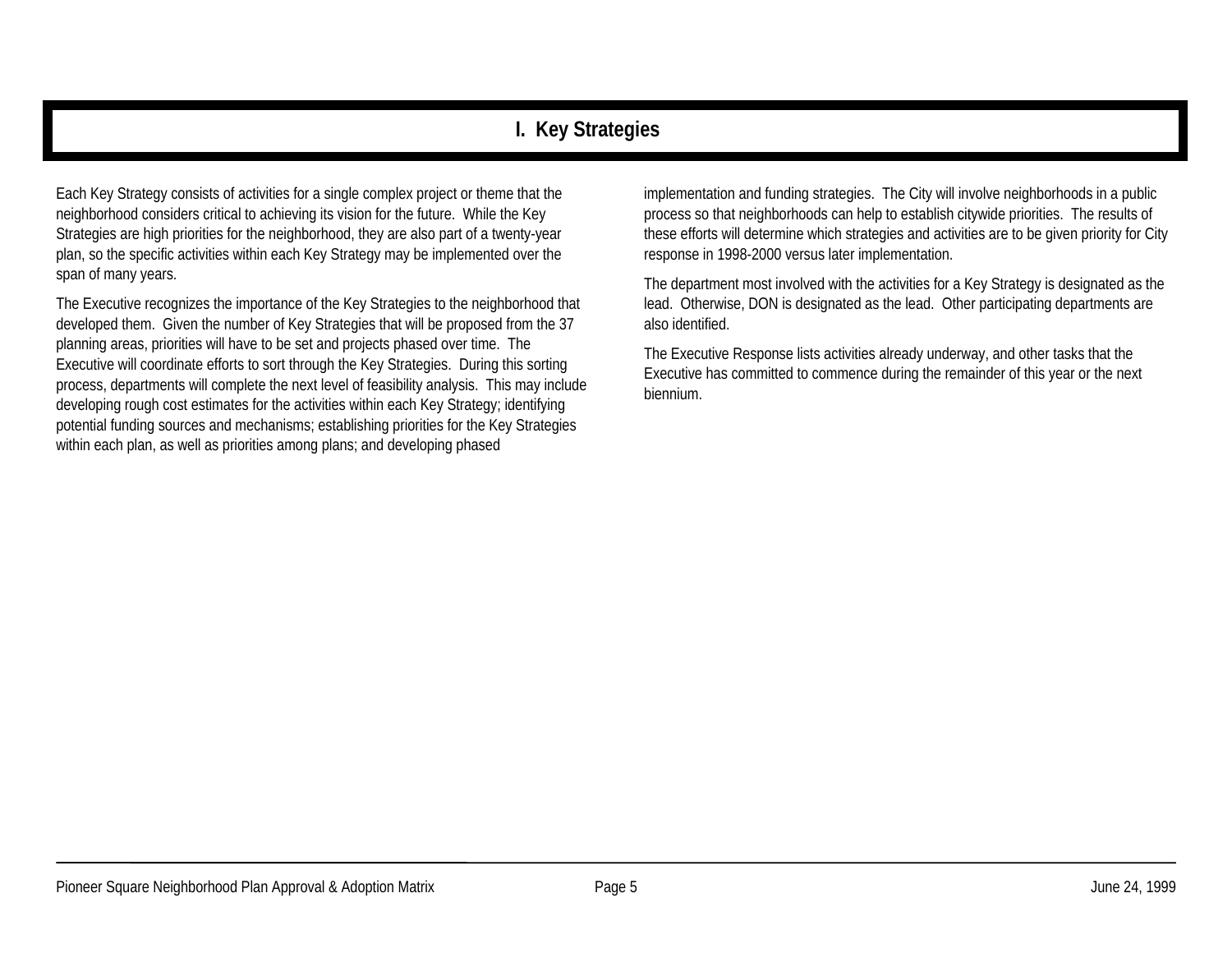# I. Key Strategies

Each Key Strategy consists of activities for a single complex project or theme that the neighborhood considers critical to achieving its vision for the future. While the Key Strategies are high priorities for the neighborhood, they are also part of a twenty-year plan, so the specific activities within each Key Strategy may be implemented over the span of many years.

The Executive recognizes the importance of the Key Strategies to the neighborhood that developed them. Given the number of Key Strategies that will be proposed from the 37 planning areas, priorities will have to be set and projects phased over time. The Executive will coordinate efforts to sort through the Key Strategies. During this sorting process, departments will complete the next level of feasibility analysis. This may include developing rough cost estimates for the activities within each Key Strategy; identifying potential funding sources and mechanisms; establishing priorities for the Key Strategies within each plan, as well as priorities among plans; and developing phased implementation and funding strategies. The City will involve neighborhoods in a public process so that neighborhoods can help to establish citywide priorities. The results of these efforts will determine which strategies and activities are to be given priority for City response in 1998-2000 versus later implementation.

The department most involved with the activities for a Key Strategy is designated as the lead. Otherwise, DON is designated as the lead. Other participating departments are also identified.

The Executive Response lists activities already underway, and other tasks that the Executive has committed to commence during the remainder of this year or the next biennium.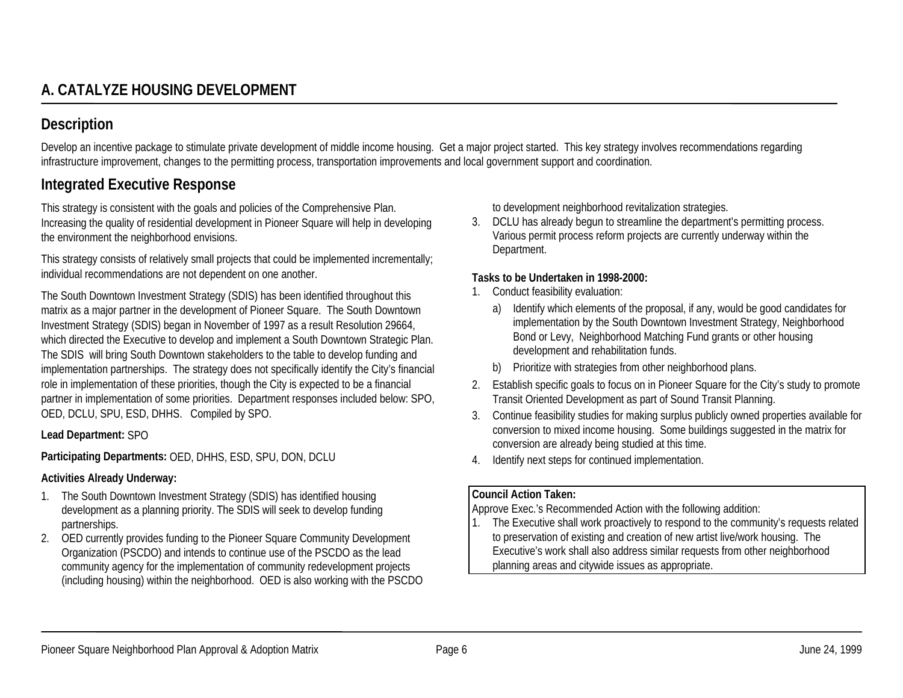## A. CATALYZE HOUSING DEVELOPMENT

### Description

Develop an incentive package to stimulate private development of middle income housing. Get a major project started. This key strategy involves recommendations regarding infrastructure improvement, changes to the permitting process, transportation improvements and local government support and coordination.

### Integrated Executive Response

This strategy is consistent with the goals and policies of the Comprehensive Plan. Increasing the quality of residential development in Pioneer Square will help in developing the environment the neighborhood envisions.

This strategy consists of relatively small projects that could be implemented incrementally; individual recommendations are not dependent on one another.

The South Downtown Investment Strategy (SDIS) has been identified throughout this matrix as a major partner in the development of Pioneer Square. The South Downtown Investment Strategy (SDIS) began in November of 1997 as a result Resolution 29664, which directed the Executive to develop and implement a South Downtown Strategic Plan. The SDIS will bring South Downtown stakeholders to the table to develop funding and implementation partnerships. The strategy does not specifically identify the City's financial role in implementation of these priorities, though the City is expected to be a financial partner in implementation of some priorities. Department responses included below: SPO, OED, DCLU, SPU, ESD, DHHS. Compiled by SPO.

**Lead Department:** SPO

**Participating Departments:** OED, DHHS, ESD, SPU, DON, DCLU

**Activities Already Underway:**

1. The South Downtown Investment Strategy (SDIS) has identified housing development as a planning priority. The SDIS will seek to develop funding partnerships.
2. OED currently provides funding to the Pioneer Square Community Development Organization (PSCDO) and intends to continue use of the PSCDO as the lead community agency for the implementation of community redevelopment projects (including housing) within the neighborhood. OED is also working with the PSCDO to development neighborhood revitalization strategies.
3. DCLU has already begun to streamline the department's permitting process. Various permit process reform projects are currently underway within the Department.

**Tasks to be Undertaken in 1998-2000:**

1. Conduct feasibility evaluation:
   a) Identify which elements of the proposal, if any, would be good candidates for implementation by the South Downtown Investment Strategy, Neighborhood Bond or Levy, Neighborhood Matching Fund grants or other housing development and rehabilitation funds.
   b) Prioritize with strategies from other neighborhood plans.
2. Establish specific goals to focus on in Pioneer Square for the City's study to promote Transit Oriented Development as part of Sound Transit Planning.
3. Continue feasibility studies for making surplus publicly owned properties available for conversion to mixed income housing. Some buildings suggested in the matrix for conversion are already being studied at this time.
4. Identify next steps for continued implementation.

**Council Action Taken:**

Approve Exec.'s Recommended Action with the following addition:

1. The Executive shall work proactively to respond to the community's requests related to preservation of existing and creation of new artist live/work housing. The Executive's work shall also address similar requests from other neighborhood planning areas and citywide issues as appropriate.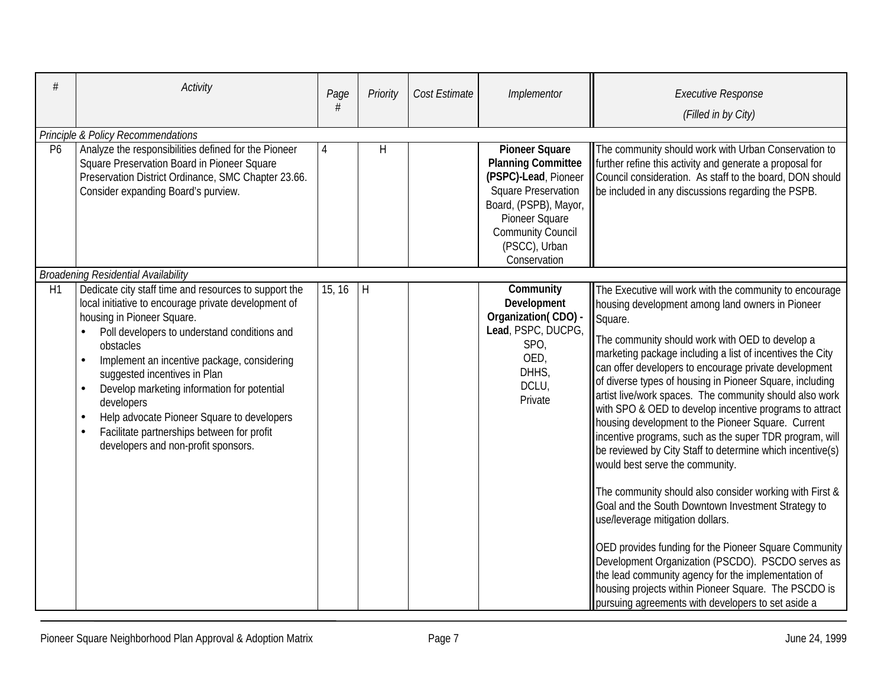| # | Activity | Page # | Priority | Cost Estimate | Implementor | Executive Response (Filled in by City) |
|---|---|---|---|---|---|---|
| *Principle & Policy Recommendations* | | | | | | |
| P6 | Analyze the responsibilities defined for the Pioneer Square Preservation Board in Pioneer Square Preservation District Ordinance, SMC Chapter 23.66. Consider expanding Board's purview. | 4 | H | | **Pioneer Square Planning Committee (PSPC)-Lead**, Pioneer Square Preservation Board, (PSPB), Mayor, Pioneer Square Community Council (PSCC), Urban Conservation | The community should work with Urban Conservation to further refine this activity and generate a proposal for Council consideration. As staff to the board, DON should be included in any discussions regarding the PSPB. |
| *Broadening Residential Availability* | | | | | | |
| H1 | Dedicate city staff time and resources to support the local initiative to encourage private development of housing in Pioneer Square.<br>• Poll developers to understand conditions and obstacles<br>• Implement an incentive package, considering suggested incentives in Plan<br>• Develop marketing information for potential developers<br>• Help advocate Pioneer Square to developers<br>• Facilitate partnerships between for profit developers and non-profit sponsors. | 15, 16 | H | | **Community Development Organization( CDO) - Lead**, PSPC, DUCPG, SPO, OED, DHHS, DCLU, Private | The Executive will work with the community to encourage housing development among land owners in Pioneer Square.<br><br>The community should work with OED to develop a marketing package including a list of incentives the City can offer developers to encourage private development of diverse types of housing in Pioneer Square, including artist live/work spaces. The community should also work with SPO & OED to develop incentive programs to attract housing development to the Pioneer Square. Current incentive programs, such as the super TDR program, will be reviewed by City Staff to determine which incentive(s) would best serve the community.<br><br>The community should also consider working with First & Goal and the South Downtown Investment Strategy to use/leverage mitigation dollars.<br><br>OED provides funding for the Pioneer Square Community Development Organization (PSCDO). PSCDO serves as the lead community agency for the implementation of housing projects within Pioneer Square. The PSCDO is pursuing agreements with developers to set aside a |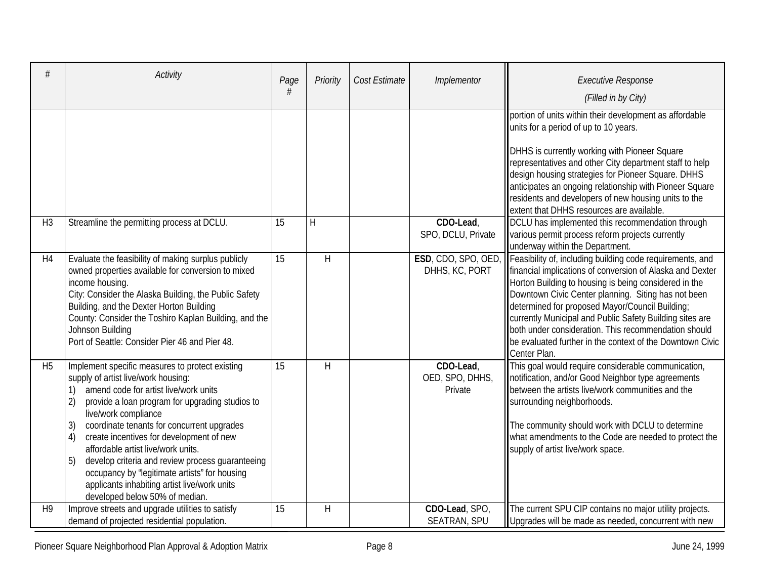| # | Activity | Page # | Priority | Cost Estimate | Implementor | Executive Response (Filled in by City) |
|---|---|---|---|---|---|---|
| | | | | | | portion of units within their development as affordable units for a period of up to 10 years.<br><br>DHHS is currently working with Pioneer Square representatives and other City department staff to help design housing strategies for Pioneer Square. DHHS anticipates an ongoing relationship with Pioneer Square residents and developers of new housing units to the extent that DHHS resources are available. |
| H3 | Streamline the permitting process at DCLU. | 15 | H | | **CDO-Lead**, SPO, DCLU, Private | DCLU has implemented this recommendation through various permit process reform projects currently underway within the Department. |
| H4 | Evaluate the feasibility of making surplus publicly owned properties available for conversion to mixed income housing.<br>City: Consider the Alaska Building, the Public Safety Building, and the Dexter Horton Building<br>County: Consider the Toshiro Kaplan Building, and the Johnson Building<br>Port of Seattle: Consider Pier 46 and Pier 48. | 15 | H | | **ESD**, CDO, SPO, OED, DHHS, KC, PORT | Feasibility of, including building code requirements, and financial implications of conversion of Alaska and Dexter Horton Building to housing is being considered in the Downtown Civic Center planning. Siting has not been determined for proposed Mayor/Council Building; currently Municipal and Public Safety Building sites are both under consideration. This recommendation should be evaluated further in the context of the Downtown Civic Center Plan. |
| H5 | Implement specific measures to protect existing supply of artist live/work housing:<br>1) amend code for artist live/work units<br>2) provide a loan program for upgrading studios to live/work compliance<br>3) coordinate tenants for concurrent upgrades<br>4) create incentives for development of new affordable artist live/work units.<br>5) develop criteria and review process guaranteeing occupancy by "legitimate artists" for housing applicants inhabiting artist live/work units developed below 50% of median. | 15 | H | | **CDO-Lead**, OED, SPO, DHHS, Private | This goal would require considerable communication, notification, and/or Good Neighbor type agreements between the artists live/work communities and the surrounding neighborhoods.<br><br>The community should work with DCLU to determine what amendments to the Code are needed to protect the supply of artist live/work space. |
| H9 | Improve streets and upgrade utilities to satisfy demand of projected residential population. | 15 | H | | **CDO-Lead**, SPO, SEATRAN, SPU | The current SPU CIP contains no major utility projects. Upgrades will be made as needed, concurrent with new |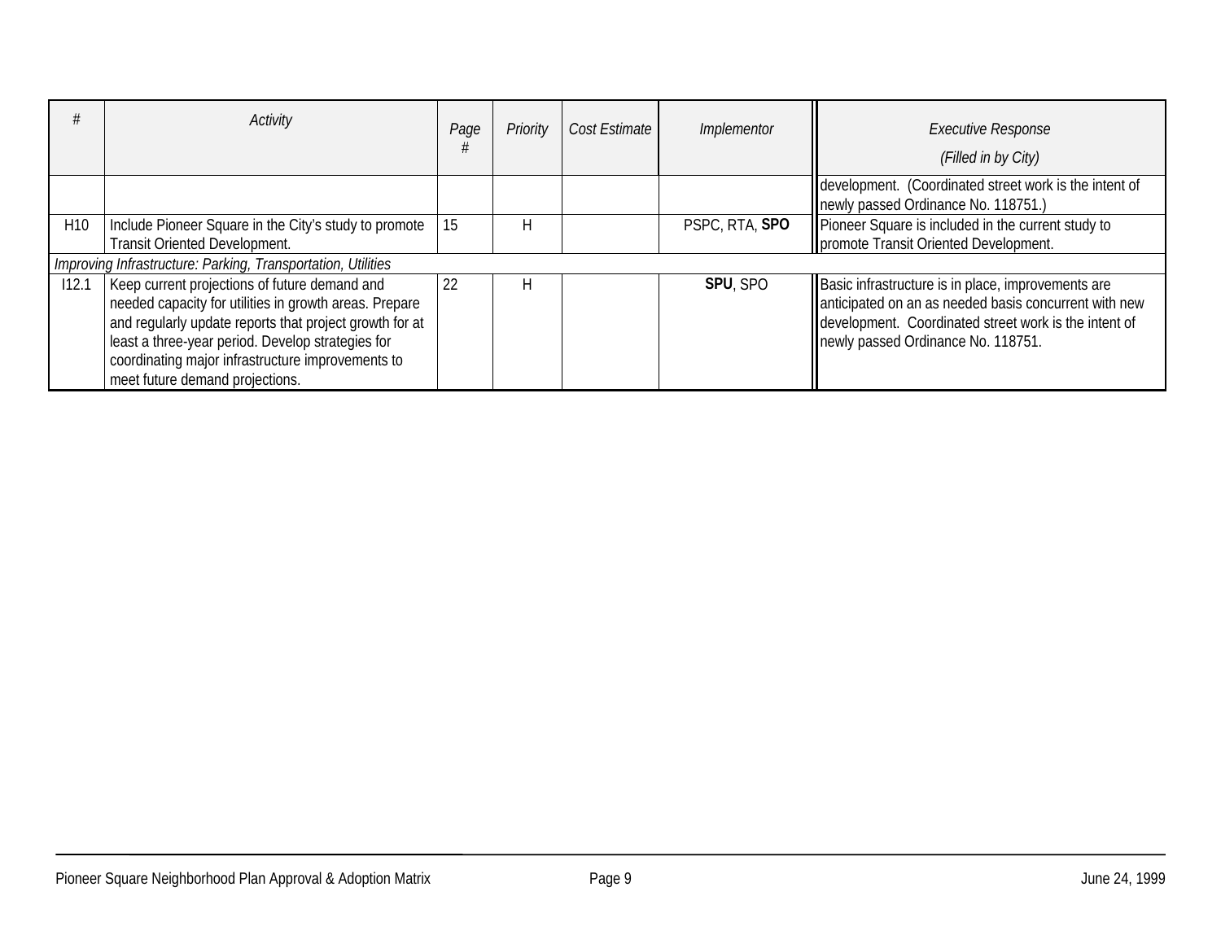| # | Activity | Page # | Priority | Cost Estimate | Implementor | Executive Response (Filled in by City) |
|---|---|---|---|---|---|---|
| | | | | | | development. (Coordinated street work is the intent of newly passed Ordinance No. 118751.) |
| H10 | Include Pioneer Square in the City's study to promote Transit Oriented Development. | 15 | H | | PSPC, RTA, **SPO** | Pioneer Square is included in the current study to promote Transit Oriented Development. |
| *Improving Infrastructure: Parking, Transportation, Utilities* | | | | | | |
| I12.1 | Keep current projections of future demand and needed capacity for utilities in growth areas. Prepare and regularly update reports that project growth for at least a three-year period. Develop strategies for coordinating major infrastructure improvements to meet future demand projections. | 22 | H | | **SPU**, SPO | Basic infrastructure is in place, improvements are anticipated on an as needed basis concurrent with new development. Coordinated street work is the intent of newly passed Ordinance No. 118751. |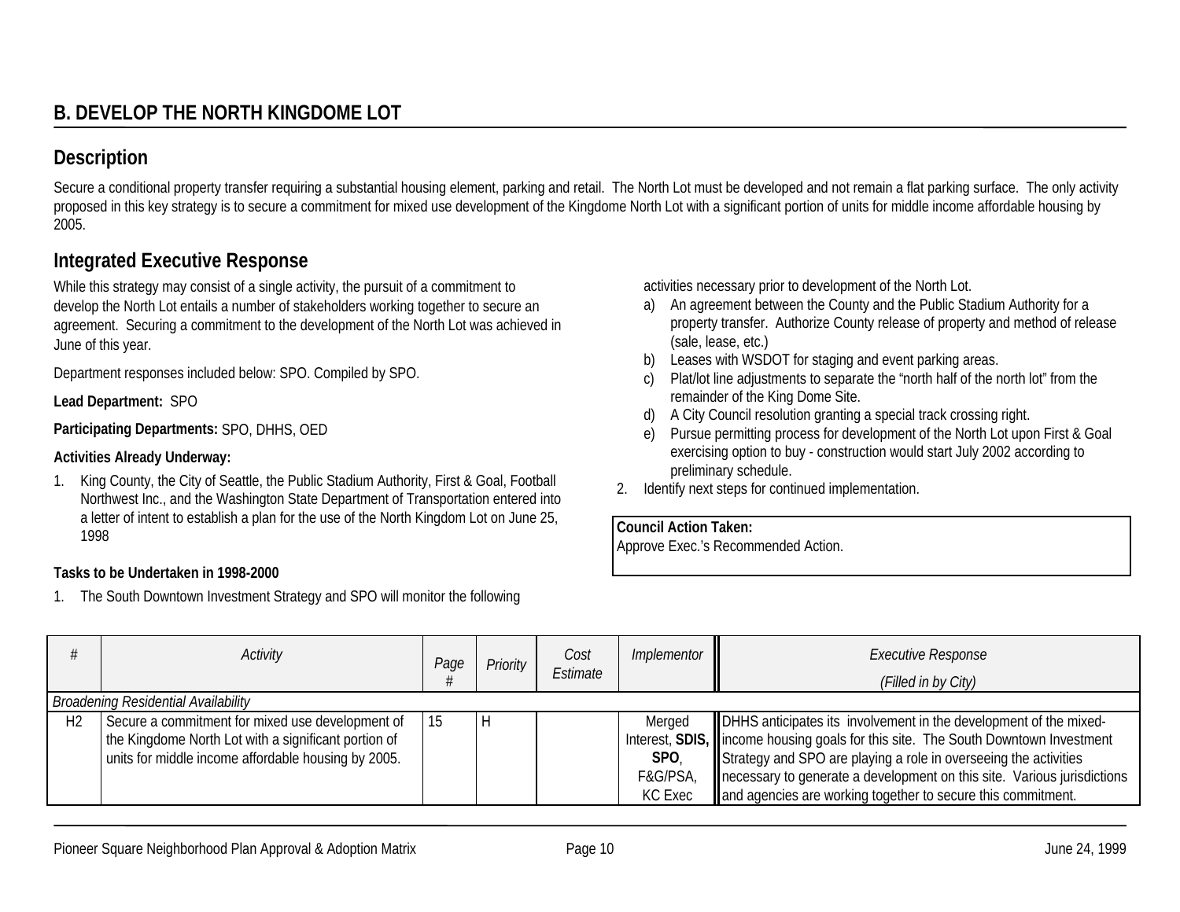## B. DEVELOP THE NORTH KINGDOME LOT

### Description

Secure a conditional property transfer requiring a substantial housing element, parking and retail. The North Lot must be developed and not remain a flat parking surface. The only activity proposed in this key strategy is to secure a commitment for mixed use development of the Kingdome North Lot with a significant portion of units for middle income affordable housing by 2005.

### Integrated Executive Response

While this strategy may consist of a single activity, the pursuit of a commitment to develop the North Lot entails a number of stakeholders working together to secure an agreement. Securing a commitment to the development of the North Lot was achieved in June of this year.

Department responses included below: SPO. Compiled by SPO.

**Lead Department:** SPO

**Participating Departments:** SPO, DHHS, OED

**Activities Already Underway:**

1. King County, the City of Seattle, the Public Stadium Authority, First & Goal, Football Northwest Inc., and the Washington State Department of Transportation entered into a letter of intent to establish a plan for the use of the North Kingdom Lot on June 25, 1998

**Tasks to be Undertaken in 1998-2000**

1. The South Downtown Investment Strategy and SPO will monitor the following activities necessary prior to development of the North Lot.
   a) An agreement between the County and the Public Stadium Authority for a property transfer. Authorize County release of property and method of release (sale, lease, etc.)
   b) Leases with WSDOT for staging and event parking areas.
   c) Plat/lot line adjustments to separate the "north half of the north lot" from the remainder of the King Dome Site.
   d) A City Council resolution granting a special track crossing right.
   e) Pursue permitting process for development of the North Lot upon First & Goal exercising option to buy - construction would start July 2002 according to preliminary schedule.
2. Identify next steps for continued implementation.

**Council Action Taken:**
Approve Exec.'s Recommended Action.

| # | Activity | Page # | Priority | Cost Estimate | Implementor | Executive Response (Filled in by City) |
|---|---|---|---|---|---|---|
| *Broadening Residential Availability* | | | | | | |
| H2 | Secure a commitment for mixed use development of the Kingdome North Lot with a significant portion of units for middle income affordable housing by 2005. | 15 | H | | Merged Interest, **SDIS, SPO**, F&G/PSA, KC Exec | DHHS anticipates its involvement in the development of the mixed-income housing goals for this site. The South Downtown Investment Strategy and SPO are playing a role in overseeing the activities necessary to generate a development on this site. Various jurisdictions and agencies are working together to secure this commitment. |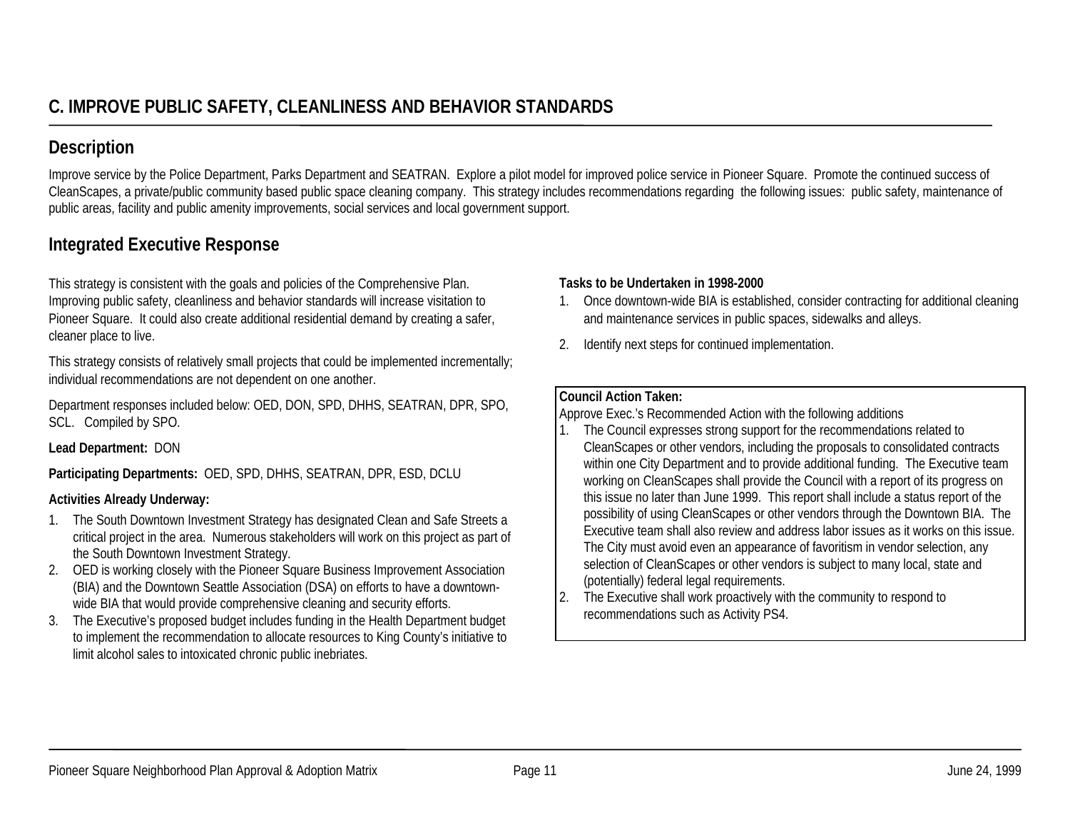## C. IMPROVE PUBLIC SAFETY, CLEANLINESS AND BEHAVIOR STANDARDS

### Description

Improve service by the Police Department, Parks Department and SEATRAN. Explore a pilot model for improved police service in Pioneer Square. Promote the continued success of CleanScapes, a private/public community based public space cleaning company. This strategy includes recommendations regarding the following issues: public safety, maintenance of public areas, facility and public amenity improvements, social services and local government support.

### Integrated Executive Response

This strategy is consistent with the goals and policies of the Comprehensive Plan. Improving public safety, cleanliness and behavior standards will increase visitation to Pioneer Square. It could also create additional residential demand by creating a safer, cleaner place to live.

This strategy consists of relatively small projects that could be implemented incrementally; individual recommendations are not dependent on one another.

Department responses included below: OED, DON, SPD, DHHS, SEATRAN, DPR, SPO, SCL. Compiled by SPO.

**Lead Department:** DON

**Participating Departments:** OED, SPD, DHHS, SEATRAN, DPR, ESD, DCLU

**Activities Already Underway:**

1. The South Downtown Investment Strategy has designated Clean and Safe Streets a critical project in the area. Numerous stakeholders will work on this project as part of the South Downtown Investment Strategy.
2. OED is working closely with the Pioneer Square Business Improvement Association (BIA) and the Downtown Seattle Association (DSA) on efforts to have a downtown-wide BIA that would provide comprehensive cleaning and security efforts.
3. The Executive's proposed budget includes funding in the Health Department budget to implement the recommendation to allocate resources to King County's initiative to limit alcohol sales to intoxicated chronic public inebriates.

**Tasks to be Undertaken in 1998-2000**

1. Once downtown-wide BIA is established, consider contracting for additional cleaning and maintenance services in public spaces, sidewalks and alleys.
2. Identify next steps for continued implementation.

**Council Action Taken:**
Approve Exec.'s Recommended Action with the following additions

1. The Council expresses strong support for the recommendations related to CleanScapes or other vendors, including the proposals to consolidated contracts within one City Department and to provide additional funding. The Executive team working on CleanScapes shall provide the Council with a report of its progress on this issue no later than June 1999. This report shall include a status report of the possibility of using CleanScapes or other vendors through the Downtown BIA. The Executive team shall also review and address labor issues as it works on this issue. The City must avoid even an appearance of favoritism in vendor selection, any selection of CleanScapes or other vendors is subject to many local, state and (potentially) federal legal requirements.
2. The Executive shall work proactively with the community to respond to recommendations such as Activity PS4.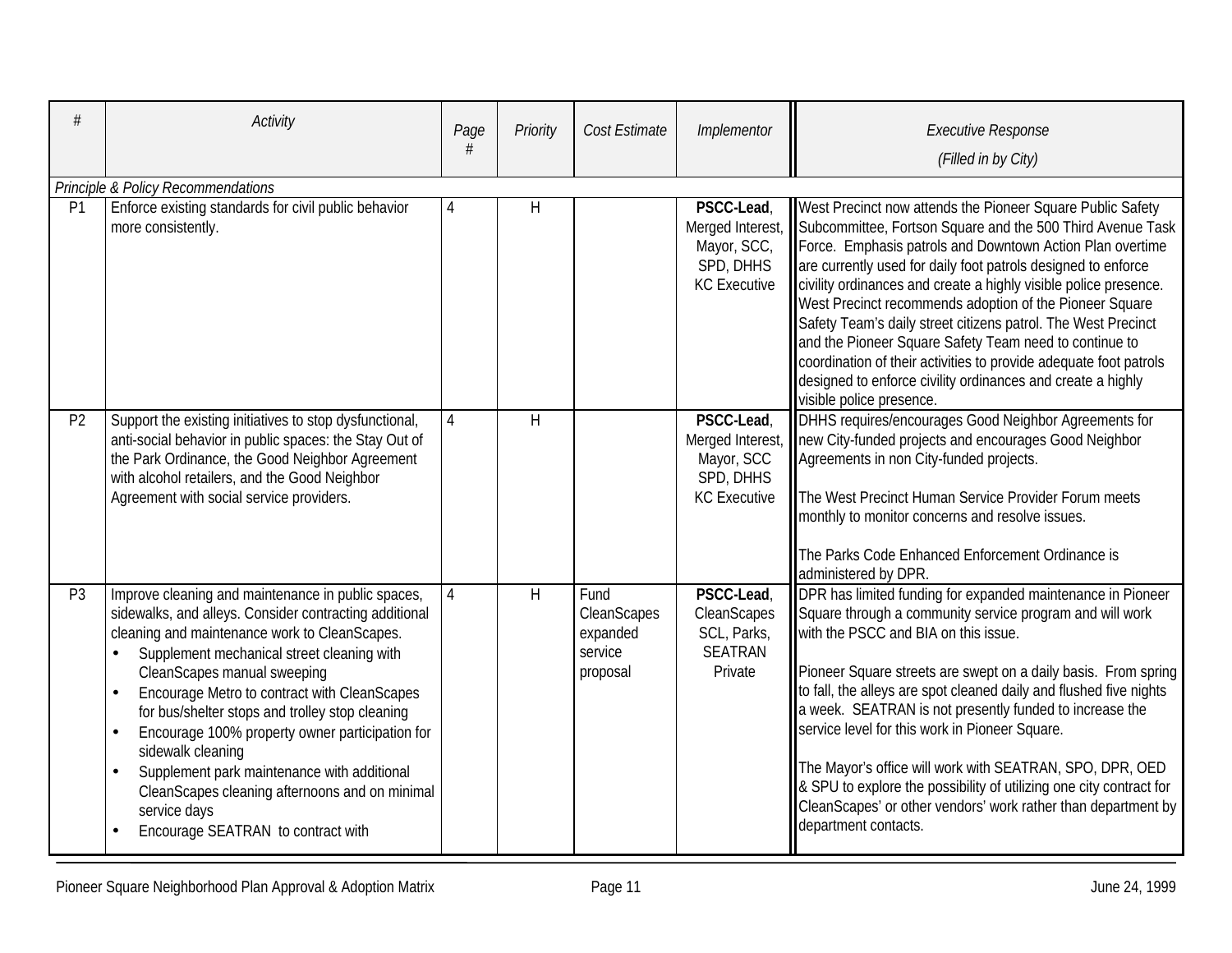| # | Activity | Page # | Priority | Cost Estimate | Implementor | Executive Response (Filled in by City) |
|---|---|---|---|---|---|---|
| *Principle & Policy Recommendations* | | | | | | |
| P1 | Enforce existing standards for civil public behavior more consistently. | 4 | H | | **PSCC-Lead**, Merged Interest, Mayor, SCC, SPD, DHHS KC Executive | West Precinct now attends the Pioneer Square Public Safety Subcommittee, Fortson Square and the 500 Third Avenue Task Force. Emphasis patrols and Downtown Action Plan overtime are currently used for daily foot patrols designed to enforce civility ordinances and create a highly visible police presence. West Precinct recommends adoption of the Pioneer Square Safety Team's daily street citizens patrol. The West Precinct and the Pioneer Square Safety Team need to continue to coordination of their activities to provide adequate foot patrols designed to enforce civility ordinances and create a highly visible police presence. |
| P2 | Support the existing initiatives to stop dysfunctional, anti-social behavior in public spaces: the Stay Out of the Park Ordinance, the Good Neighbor Agreement with alcohol retailers, and the Good Neighbor Agreement with social service providers. | 4 | H | | **PSCC-Lead**, Merged Interest, Mayor, SCC SPD, DHHS KC Executive | DHHS requires/encourages Good Neighbor Agreements for new City-funded projects and encourages Good Neighbor Agreements in non City-funded projects.<br><br>The West Precinct Human Service Provider Forum meets monthly to monitor concerns and resolve issues.<br><br>The Parks Code Enhanced Enforcement Ordinance is administered by DPR. |
| P3 | Improve cleaning and maintenance in public spaces, sidewalks, and alleys. Consider contracting additional cleaning and maintenance work to CleanScapes.<br>• Supplement mechanical street cleaning with CleanScapes manual sweeping<br>• Encourage Metro to contract with CleanScapes for bus/shelter stops and trolley stop cleaning<br>• Encourage 100% property owner participation for sidewalk cleaning<br>• Supplement park maintenance with additional CleanScapes cleaning afternoons and on minimal service days<br>• Encourage SEATRAN to contract with | 4 | H | Fund CleanScapes expanded service proposal | **PSCC-Lead**, CleanScapes SCL, Parks, SEATRAN Private | DPR has limited funding for expanded maintenance in Pioneer Square through a community service program and will work with the PSCC and BIA on this issue.<br><br>Pioneer Square streets are swept on a daily basis. From spring to fall, the alleys are spot cleaned daily and flushed five nights a week. SEATRAN is not presently funded to increase the service level for this work in Pioneer Square.<br><br>The Mayor's office will work with SEATRAN, SPO, DPR, OED & SPU to explore the possibility of utilizing one city contract for CleanScapes' or other vendors' work rather than department by department contacts. |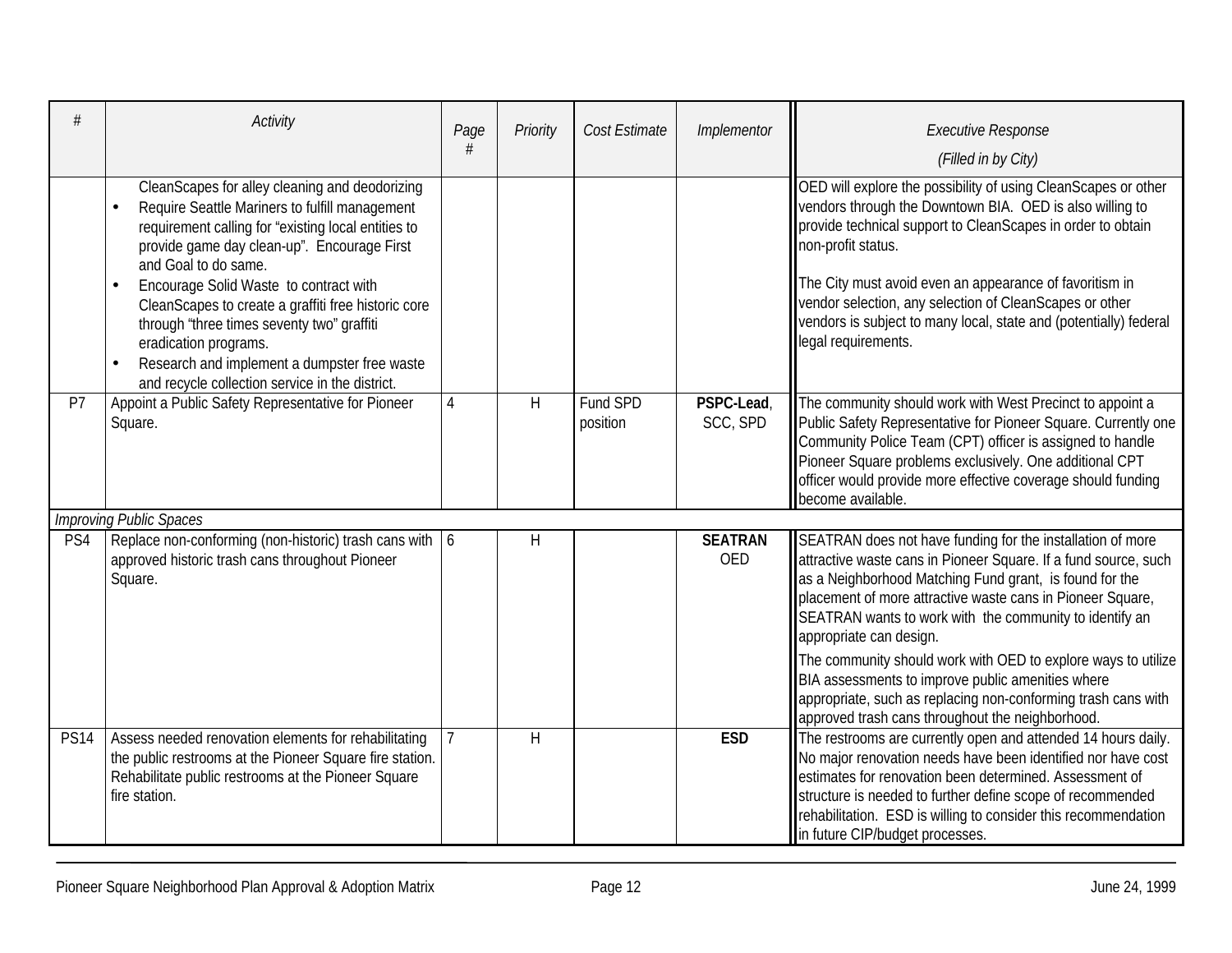| # | Activity | Page # | Priority | Cost Estimate | Implementor | Executive Response (Filled in by City) |
|---|---|---|---|---|---|---|
| | CleanScapes for alley cleaning and deodorizing<br>• Require Seattle Mariners to fulfill management requirement calling for "existing local entities to provide game day clean-up". Encourage First and Goal to do same.<br>• Encourage Solid Waste to contract with CleanScapes to create a graffiti free historic core through "three times seventy two" graffiti eradication programs.<br>• Research and implement a dumpster free waste and recycle collection service in the district. | | | | | OED will explore the possibility of using CleanScapes or other vendors through the Downtown BIA. OED is also willing to provide technical support to CleanScapes in order to obtain non-profit status.<br><br>The City must avoid even an appearance of favoritism in vendor selection, any selection of CleanScapes or other vendors is subject to many local, state and (potentially) federal legal requirements. |
| P7 | Appoint a Public Safety Representative for Pioneer Square. | 4 | H | Fund SPD position | **PSPC-Lead**, SCC, SPD | The community should work with West Precinct to appoint a Public Safety Representative for Pioneer Square. Currently one Community Police Team (CPT) officer is assigned to handle Pioneer Square problems exclusively. One additional CPT officer would provide more effective coverage should funding become available. |
| *Improving Public Spaces* | | | | | | |
| PS4 | Replace non-conforming (non-historic) trash cans with approved historic trash cans throughout Pioneer Square. | 6 | H | | **SEATRAN** OED | SEATRAN does not have funding for the installation of more attractive waste cans in Pioneer Square. If a fund source, such as a Neighborhood Matching Fund grant, is found for the placement of more attractive waste cans in Pioneer Square, SEATRAN wants to work with the community to identify an appropriate can design.<br><br>The community should work with OED to explore ways to utilize BIA assessments to improve public amenities where appropriate, such as replacing non-conforming trash cans with approved trash cans throughout the neighborhood. |
| PS14 | Assess needed renovation elements for rehabilitating the public restrooms at the Pioneer Square fire station. Rehabilitate public restrooms at the Pioneer Square fire station. | 7 | H | | **ESD** | The restrooms are currently open and attended 14 hours daily. No major renovation needs have been identified nor have cost estimates for renovation been determined. Assessment of structure is needed to further define scope of recommended rehabilitation. ESD is willing to consider this recommendation in future CIP/budget processes. |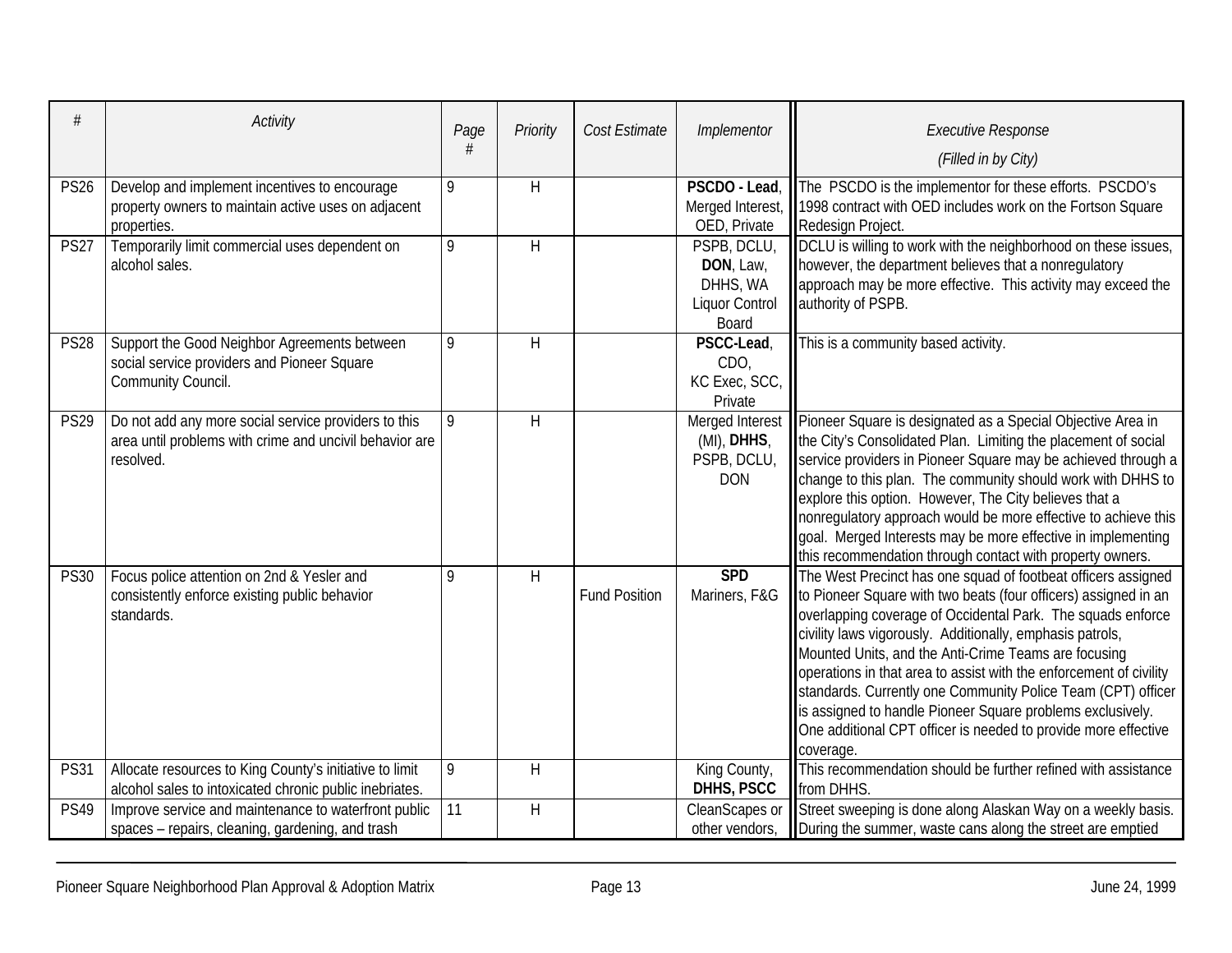| # | Activity | Page # | Priority | Cost Estimate | Implementor | Executive Response (Filled in by City) |
|---|---|---|---|---|---|---|
| PS26 | Develop and implement incentives to encourage property owners to maintain active uses on adjacent properties. | 9 | H | | **PSCDO - Lead**, Merged Interest, OED, Private | The PSCDO is the implementor for these efforts. PSCDO's 1998 contract with OED includes work on the Fortson Square Redesign Project. |
| PS27 | Temporarily limit commercial uses dependent on alcohol sales. | 9 | H | | PSPB, DCLU, **DON**, Law, DHHS, WA Liquor Control Board | DCLU is willing to work with the neighborhood on these issues, however, the department believes that a nonregulatory approach may be more effective. This activity may exceed the authority of PSPB. |
| PS28 | Support the Good Neighbor Agreements between social service providers and Pioneer Square Community Council. | 9 | H | | **PSCC-Lead**, CDO, KC Exec, SCC, Private | This is a community based activity. |
| PS29 | Do not add any more social service providers to this area until problems with crime and uncivil behavior are resolved. | 9 | H | | Merged Interest (MI), **DHHS**, PSPB, DCLU, DON | Pioneer Square is designated as a Special Objective Area in the City's Consolidated Plan. Limiting the placement of social service providers in Pioneer Square may be achieved through a change to this plan. The community should work with DHHS to explore this option. However, The City believes that a nonregulatory approach would be more effective to achieve this goal. Merged Interests may be more effective in implementing this recommendation through contact with property owners. |
| PS30 | Focus police attention on 2nd & Yesler and consistently enforce existing public behavior standards. | 9 | H | Fund Position | **SPD** Mariners, F&G | The West Precinct has one squad of footbeat officers assigned to Pioneer Square with two beats (four officers) assigned in an overlapping coverage of Occidental Park. The squads enforce civility laws vigorously. Additionally, emphasis patrols, Mounted Units, and the Anti-Crime Teams are focusing operations in that area to assist with the enforcement of civility standards. Currently one Community Police Team (CPT) officer is assigned to handle Pioneer Square problems exclusively. One additional CPT officer is needed to provide more effective coverage. |
| PS31 | Allocate resources to King County's initiative to limit alcohol sales to intoxicated chronic public inebriates. | 9 | H | | King County, **DHHS, PSCC** | This recommendation should be further refined with assistance from DHHS. |
| PS49 | Improve service and maintenance to waterfront public spaces – repairs, cleaning, gardening, and trash | 11 | H | | CleanScapes or other vendors, | Street sweeping is done along Alaskan Way on a weekly basis. During the summer, waste cans along the street are emptied |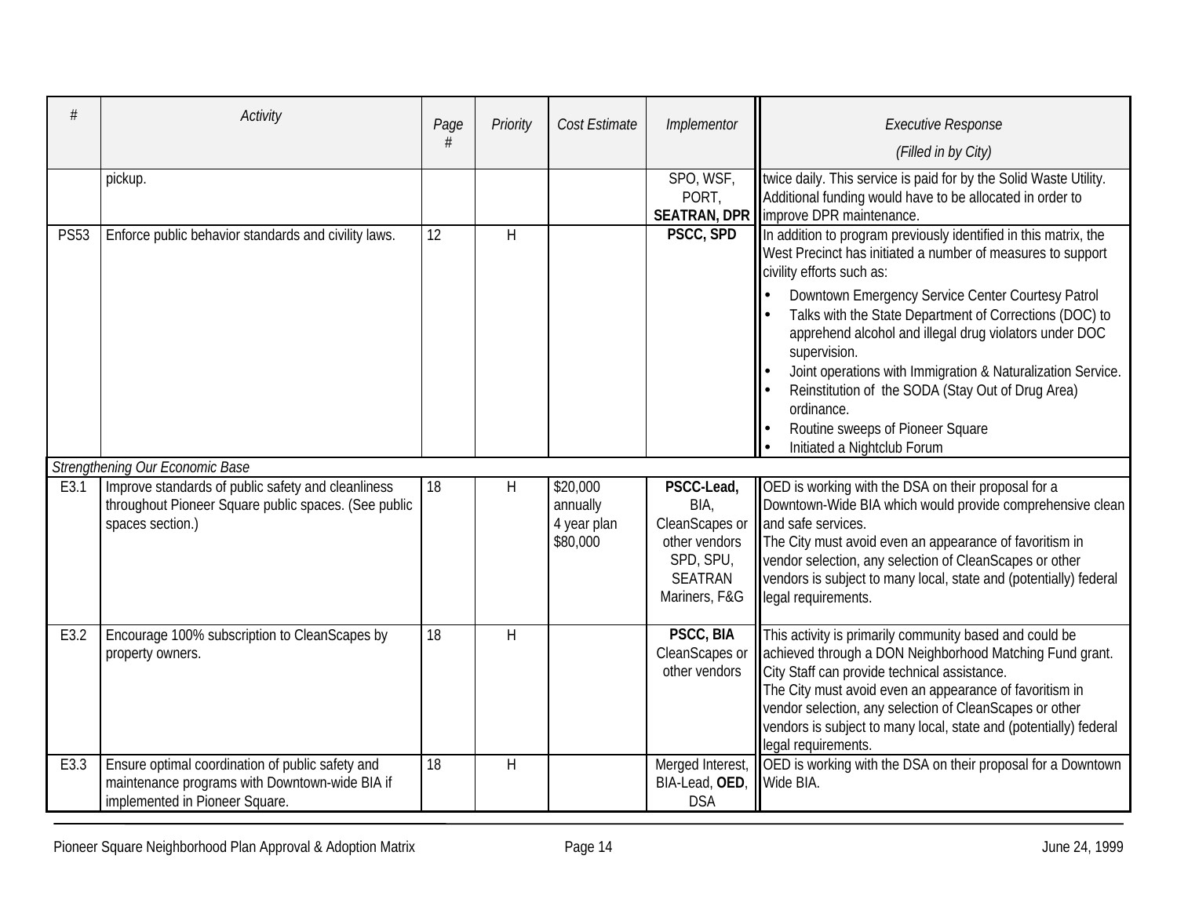| # | Activity | Page # | Priority | Cost Estimate | Implementor | Executive Response (Filled in by City) |
|---|---|---|---|---|---|---|
| | pickup. | | | | SPO, WSF, PORT, **SEATRAN, DPR** | twice daily. This service is paid for by the Solid Waste Utility. Additional funding would have to be allocated in order to improve DPR maintenance. |
| PS53 | Enforce public behavior standards and civility laws. | 12 | H | | **PSCC, SPD** | In addition to program previously identified in this matrix, the West Precinct has initiated a number of measures to support civility efforts such as: <br>• Downtown Emergency Service Center Courtesy Patrol <br>• Talks with the State Department of Corrections (DOC) to apprehend alcohol and illegal drug violators under DOC supervision. <br>• Joint operations with Immigration & Naturalization Service. <br>• Reinstitution of the SODA (Stay Out of Drug Area) ordinance. <br>• Routine sweeps of Pioneer Square <br>• Initiated a Nightclub Forum |
| *Strengthening Our Economic Base* | | | | | | |
| E3.1 | Improve standards of public safety and cleanliness throughout Pioneer Square public spaces. (See public spaces section.) | 18 | H | $20,000 annually 4 year plan $80,000 | **PSCC-Lead,** BIA, CleanScapes or other vendors SPD, SPU, SEATRAN Mariners, F&G | OED is working with the DSA on their proposal for a Downtown-Wide BIA which would provide comprehensive clean and safe services. <br>The City must avoid even an appearance of favoritism in vendor selection, any selection of CleanScapes or other vendors is subject to many local, state and (potentially) federal legal requirements. |
| E3.2 | Encourage 100% subscription to CleanScapes by property owners. | 18 | H | | **PSCC, BIA** CleanScapes or other vendors | This activity is primarily community based and could be achieved through a DON Neighborhood Matching Fund grant. City Staff can provide technical assistance. <br>The City must avoid even an appearance of favoritism in vendor selection, any selection of CleanScapes or other vendors is subject to many local, state and (potentially) federal legal requirements. |
| E3.3 | Ensure optimal coordination of public safety and maintenance programs with Downtown-wide BIA if implemented in Pioneer Square. | 18 | H | | Merged Interest, BIA-Lead, **OED**, DSA | OED is working with the DSA on their proposal for a Downtown Wide BIA. |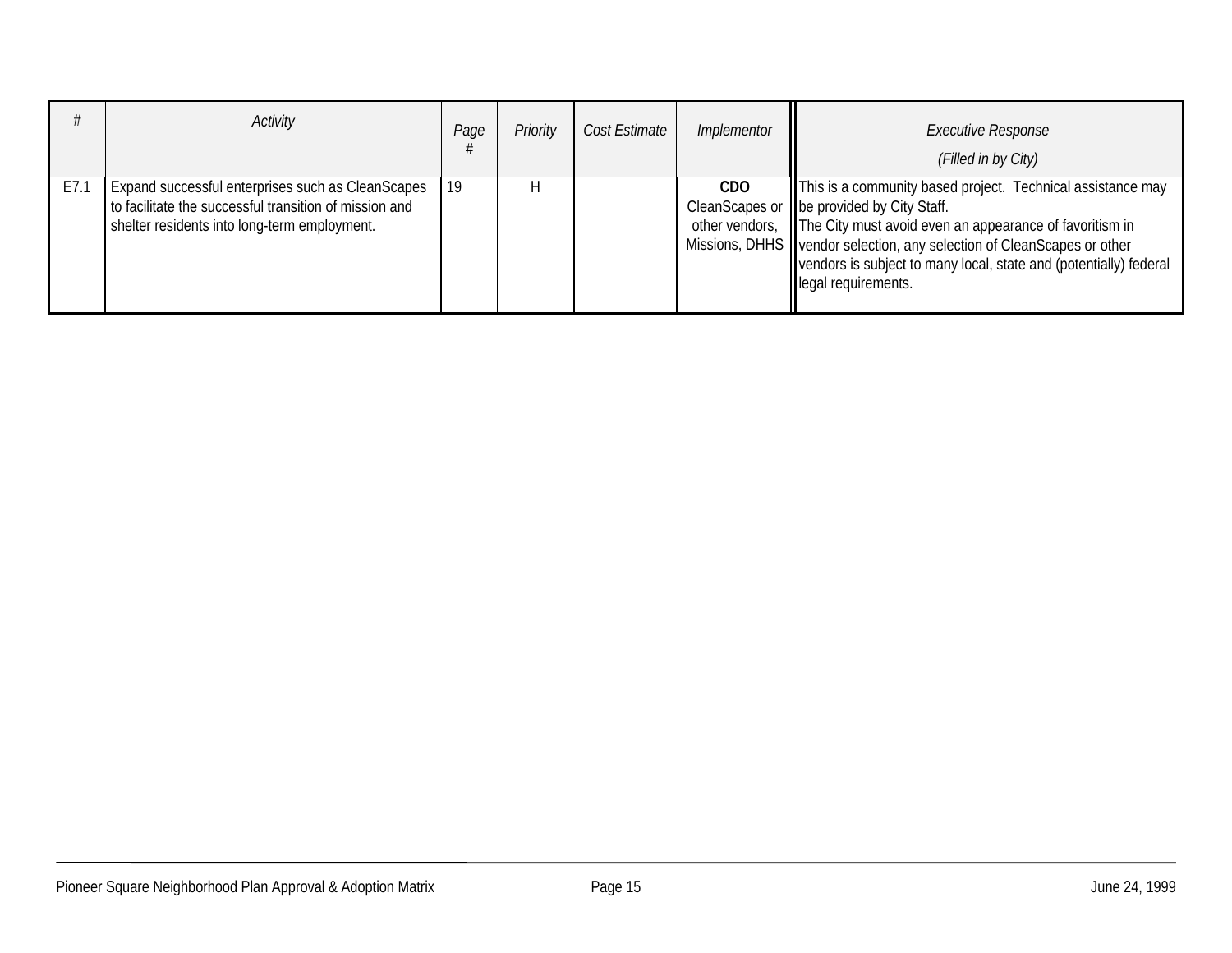| # | Activity | Page # | Priority | Cost Estimate | Implementor | Executive Response (Filled in by City) |
|---|---|---|---|---|---|---|
| E7.1 | Expand successful enterprises such as CleanScapes to facilitate the successful transition of mission and shelter residents into long-term employment. | 19 | H | | **CDO** CleanScapes or other vendors, Missions, DHHS | This is a community based project. Technical assistance may be provided by City Staff. The City must avoid even an appearance of favoritism in vendor selection, any selection of CleanScapes or other vendors is subject to many local, state and (potentially) federal legal requirements. |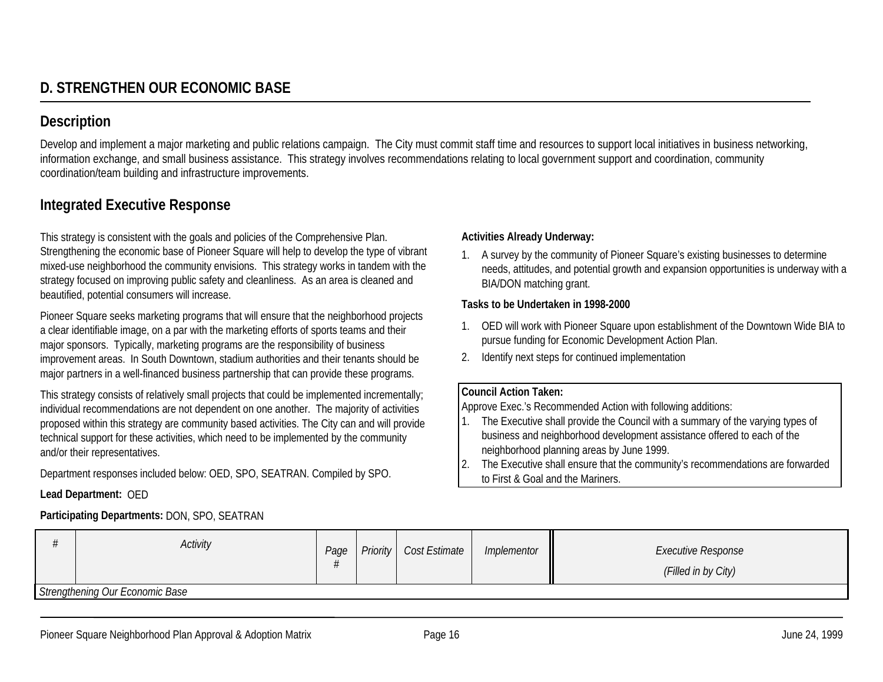## D. STRENGTHEN OUR ECONOMIC BASE

### Description

Develop and implement a major marketing and public relations campaign. The City must commit staff time and resources to support local initiatives in business networking, information exchange, and small business assistance. This strategy involves recommendations relating to local government support and coordination, community coordination/team building and infrastructure improvements.

### Integrated Executive Response

This strategy is consistent with the goals and policies of the Comprehensive Plan. Strengthening the economic base of Pioneer Square will help to develop the type of vibrant mixed-use neighborhood the community envisions. This strategy works in tandem with the strategy focused on improving public safety and cleanliness. As an area is cleaned and beautified, potential consumers will increase.

Pioneer Square seeks marketing programs that will ensure that the neighborhood projects a clear identifiable image, on a par with the marketing efforts of sports teams and their major sponsors. Typically, marketing programs are the responsibility of business improvement areas. In South Downtown, stadium authorities and their tenants should be major partners in a well-financed business partnership that can provide these programs.

This strategy consists of relatively small projects that could be implemented incrementally; individual recommendations are not dependent on one another. The majority of activities proposed within this strategy are community based activities. The City can and will provide technical support for these activities, which need to be implemented by the community and/or their representatives.

Department responses included below: OED, SPO, SEATRAN. Compiled by SPO.

**Lead Department:** OED

**Participating Departments:** DON, SPO, SEATRAN

**Activities Already Underway:**

1. A survey by the community of Pioneer Square's existing businesses to determine needs, attitudes, and potential growth and expansion opportunities is underway with a BIA/DON matching grant.

**Tasks to be Undertaken in 1998-2000**

1. OED will work with Pioneer Square upon establishment of the Downtown Wide BIA to pursue funding for Economic Development Action Plan.
2. Identify next steps for continued implementation

**Council Action Taken:**
Approve Exec.'s Recommended Action with following additions:
1. The Executive shall provide the Council with a summary of the varying types of business and neighborhood development assistance offered to each of the neighborhood planning areas by June 1999.
2. The Executive shall ensure that the community's recommendations are forwarded to First & Goal and the Mariners.

| *#* | *Activity* | *Page #* | *Priority* | *Cost Estimate* | *Implementor* | *Executive Response (Filled in by City)* |
|---|---|---|---|---|---|---|
| *Strengthening Our Economic Base* | | | | | | |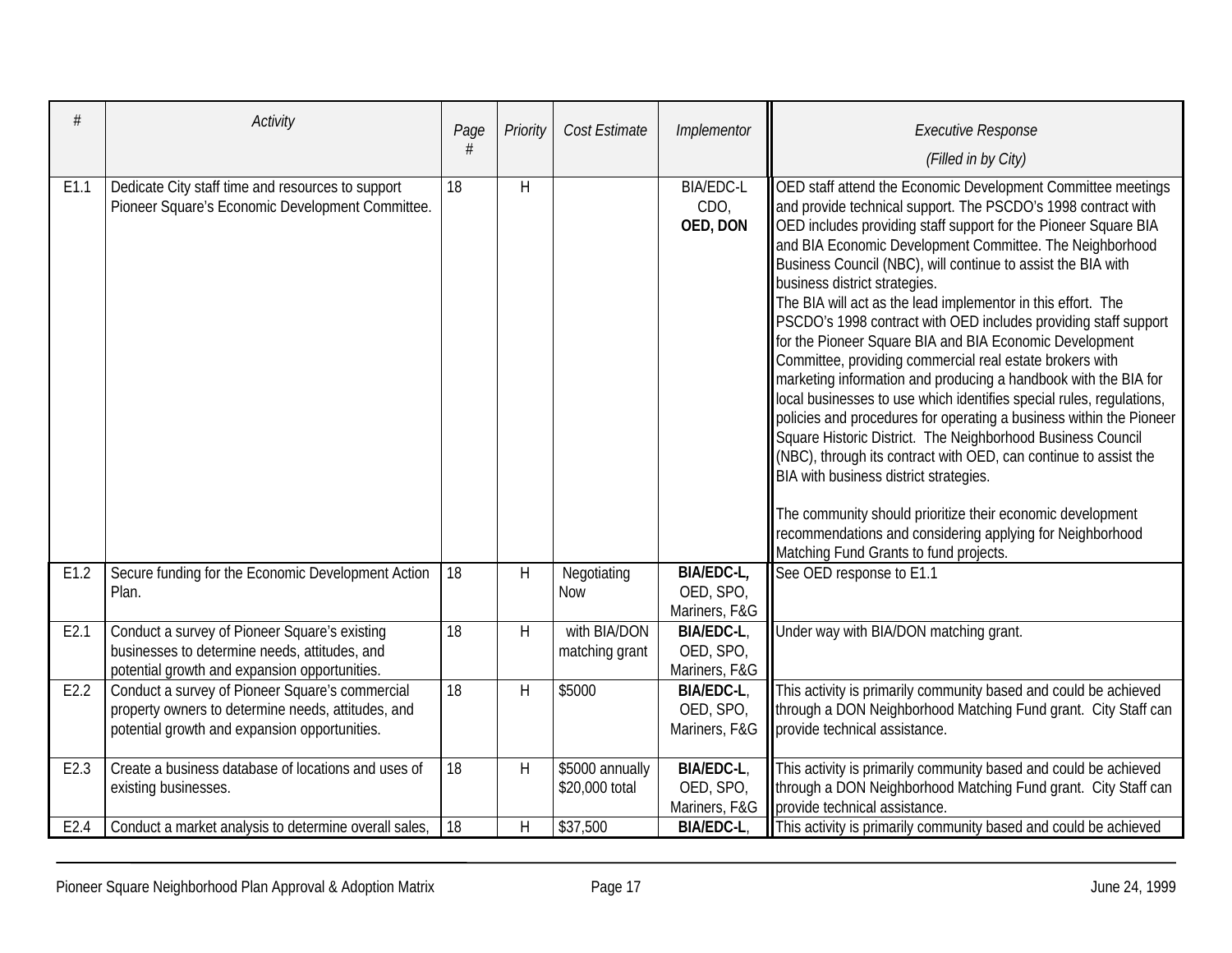| # | Activity | Page # | Priority | Cost Estimate | Implementor | Executive Response (Filled in by City) |
|---|---|---|---|---|---|---|
| E1.1 | Dedicate City staff time and resources to support Pioneer Square's Economic Development Committee. | 18 | H | | BIA/EDC-L CDO, **OED, DON** | OED staff attend the Economic Development Committee meetings and provide technical support. The PSCDO's 1998 contract with OED includes providing staff support for the Pioneer Square BIA and BIA Economic Development Committee. The Neighborhood Business Council (NBC), will continue to assist the BIA with business district strategies.<br>The BIA will act as the lead implementor in this effort. The PSCDO's 1998 contract with OED includes providing staff support for the Pioneer Square BIA and BIA Economic Development Committee, providing commercial real estate brokers with marketing information and producing a handbook with the BIA for local businesses to use which identifies special rules, regulations, policies and procedures for operating a business within the Pioneer Square Historic District. The Neighborhood Business Council (NBC), through its contract with OED, can continue to assist the BIA with business district strategies.<br><br>The community should prioritize their economic development recommendations and considering applying for Neighborhood Matching Fund Grants to fund projects. |
| E1.2 | Secure funding for the Economic Development Action Plan. | 18 | H | Negotiating Now | **BIA/EDC-L,** OED, SPO, Mariners, F&G | See OED response to E1.1 |
| E2.1 | Conduct a survey of Pioneer Square's existing businesses to determine needs, attitudes, and potential growth and expansion opportunities. | 18 | H | with BIA/DON matching grant | **BIA/EDC-L**, OED, SPO, Mariners, F&G | Under way with BIA/DON matching grant. |
| E2.2 | Conduct a survey of Pioneer Square's commercial property owners to determine needs, attitudes, and potential growth and expansion opportunities. | 18 | H | $5000 | **BIA/EDC-L**, OED, SPO, Mariners, F&G | This activity is primarily community based and could be achieved through a DON Neighborhood Matching Fund grant. City Staff can provide technical assistance. |
| E2.3 | Create a business database of locations and uses of existing businesses. | 18 | H | $5000 annually $20,000 total | **BIA/EDC-L**, OED, SPO, Mariners, F&G | This activity is primarily community based and could be achieved through a DON Neighborhood Matching Fund grant. City Staff can provide technical assistance. |
| E2.4 | Conduct a market analysis to determine overall sales, | 18 | H | $37,500 | **BIA/EDC-L**, | This activity is primarily community based and could be achieved |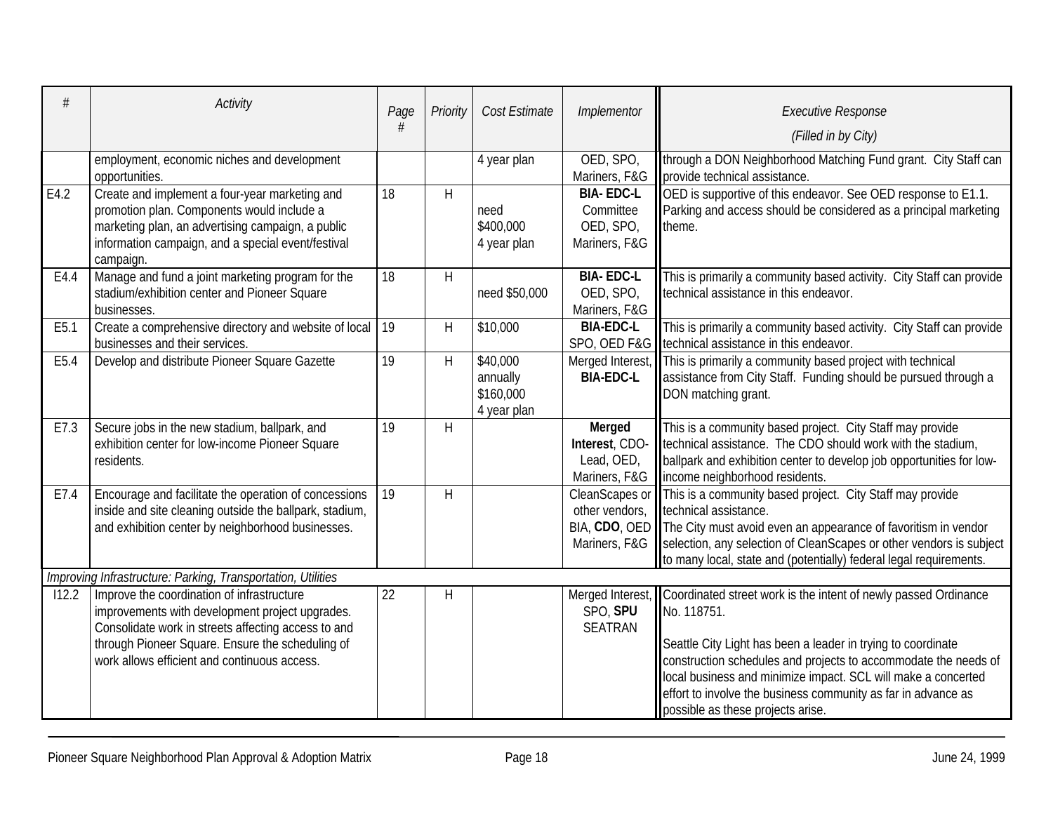| # | Activity | Page # | Priority | Cost Estimate | Implementor | Executive Response (Filled in by City) |
|---|---|---|---|---|---|---|
| | employment, economic niches and development opportunities. | | | 4 year plan | OED, SPO, Mariners, F&G | through a DON Neighborhood Matching Fund grant. City Staff can provide technical assistance. |
| E4.2 | Create and implement a four-year marketing and promotion plan. Components would include a marketing plan, an advertising campaign, a public information campaign, and a special event/festival campaign. | 18 | H | need $400,000 4 year plan | **BIA- EDC-L** Committee OED, SPO, Mariners, F&G | OED is supportive of this endeavor. See OED response to E1.1. Parking and access should be considered as a principal marketing theme. |
| E4.4 | Manage and fund a joint marketing program for the stadium/exhibition center and Pioneer Square businesses. | 18 | H | need $50,000 | **BIA- EDC-L** OED, SPO, Mariners, F&G | This is primarily a community based activity. City Staff can provide technical assistance in this endeavor. |
| E5.1 | Create a comprehensive directory and website of local businesses and their services. | 19 | H | $10,000 | **BIA-EDC-L** SPO, OED F&G | This is primarily a community based activity. City Staff can provide technical assistance in this endeavor. |
| E5.4 | Develop and distribute Pioneer Square Gazette | 19 | H | $40,000 annually $160,000 4 year plan | Merged Interest, **BIA-EDC-L** | This is primarily a community based project with technical assistance from City Staff. Funding should be pursued through a DON matching grant. |
| E7.3 | Secure jobs in the new stadium, ballpark, and exhibition center for low-income Pioneer Square residents. | 19 | H | | **Merged Interest**, CDO-Lead, OED, Mariners, F&G | This is a community based project. City Staff may provide technical assistance. The CDO should work with the stadium, ballpark and exhibition center to develop job opportunities for low-income neighborhood residents. |
| E7.4 | Encourage and facilitate the operation of concessions inside and site cleaning outside the ballpark, stadium, and exhibition center by neighborhood businesses. | 19 | H | | CleanScapes or other vendors, BIA, **CDO**, OED Mariners, F&G | This is a community based project. City Staff may provide technical assistance.<br>The City must avoid even an appearance of favoritism in vendor selection, any selection of CleanScapes or other vendors is subject to many local, state and (potentially) federal legal requirements. |
| *Improving Infrastructure: Parking, Transportation, Utilities* | | | | | | |
| I12.2 | Improve the coordination of infrastructure improvements with development project upgrades. Consolidate work in streets affecting access to and through Pioneer Square. Ensure the scheduling of work allows efficient and continuous access. | 22 | H | | Merged Interest, SPO, **SPU** SEATRAN | Coordinated street work is the intent of newly passed Ordinance No. 118751.<br><br>Seattle City Light has been a leader in trying to coordinate construction schedules and projects to accommodate the needs of local business and minimize impact. SCL will make a concerted effort to involve the business community as far in advance as possible as these projects arise. |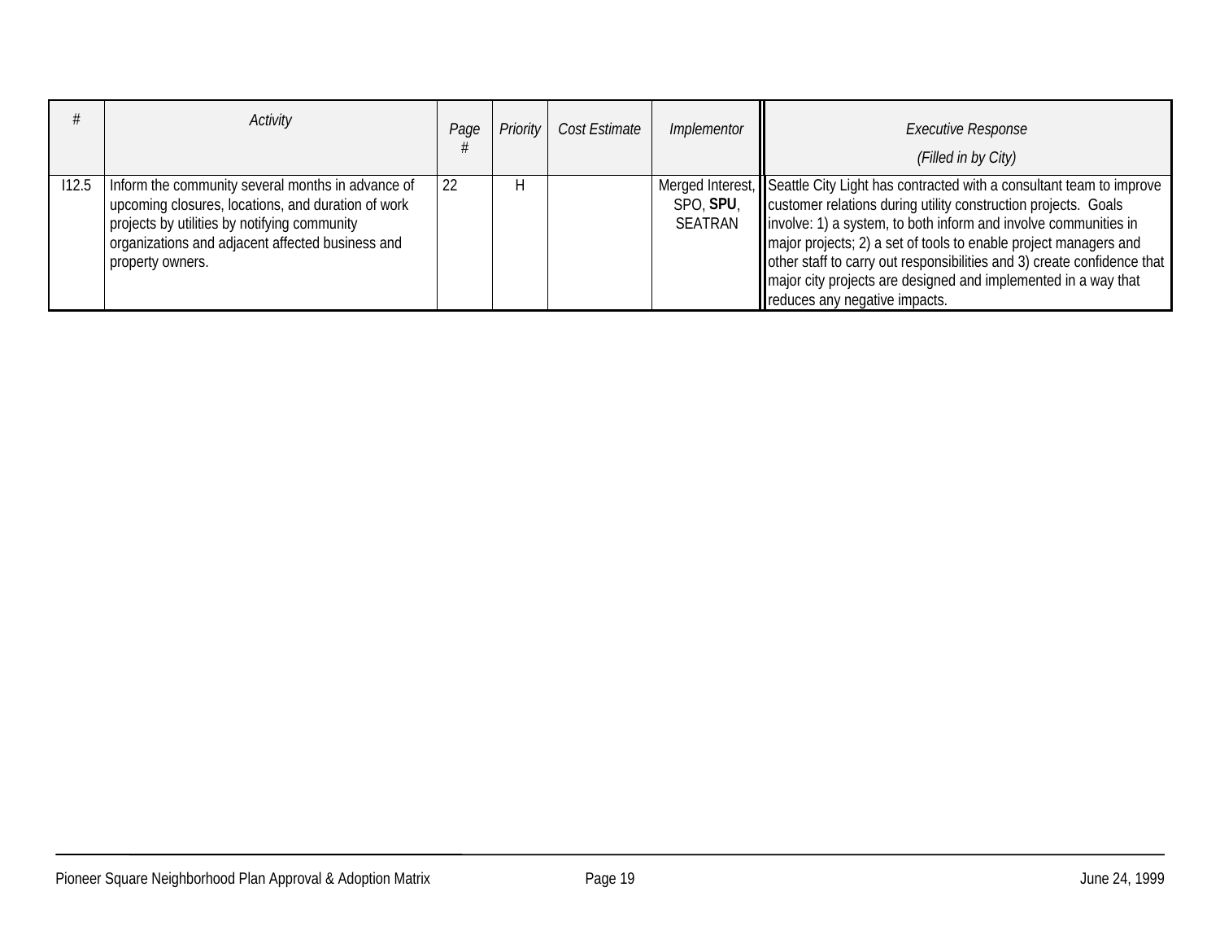| # | *Activity* | *Page #* | *Priority* | *Cost Estimate* | *Implementor* | *Executive Response (Filled in by City)* |
|---|---|---|---|---|---|---|
| I12.5 | Inform the community several months in advance of upcoming closures, locations, and duration of work projects by utilities by notifying community organizations and adjacent affected business and property owners. | 22 | H | | Merged Interest, SPO, **SPU**, SEATRAN | Seattle City Light has contracted with a consultant team to improve customer relations during utility construction projects. Goals involve: 1) a system, to both inform and involve communities in major projects; 2) a set of tools to enable project managers and other staff to carry out responsibilities and 3) create confidence that major city projects are designed and implemented in a way that reduces any negative impacts. |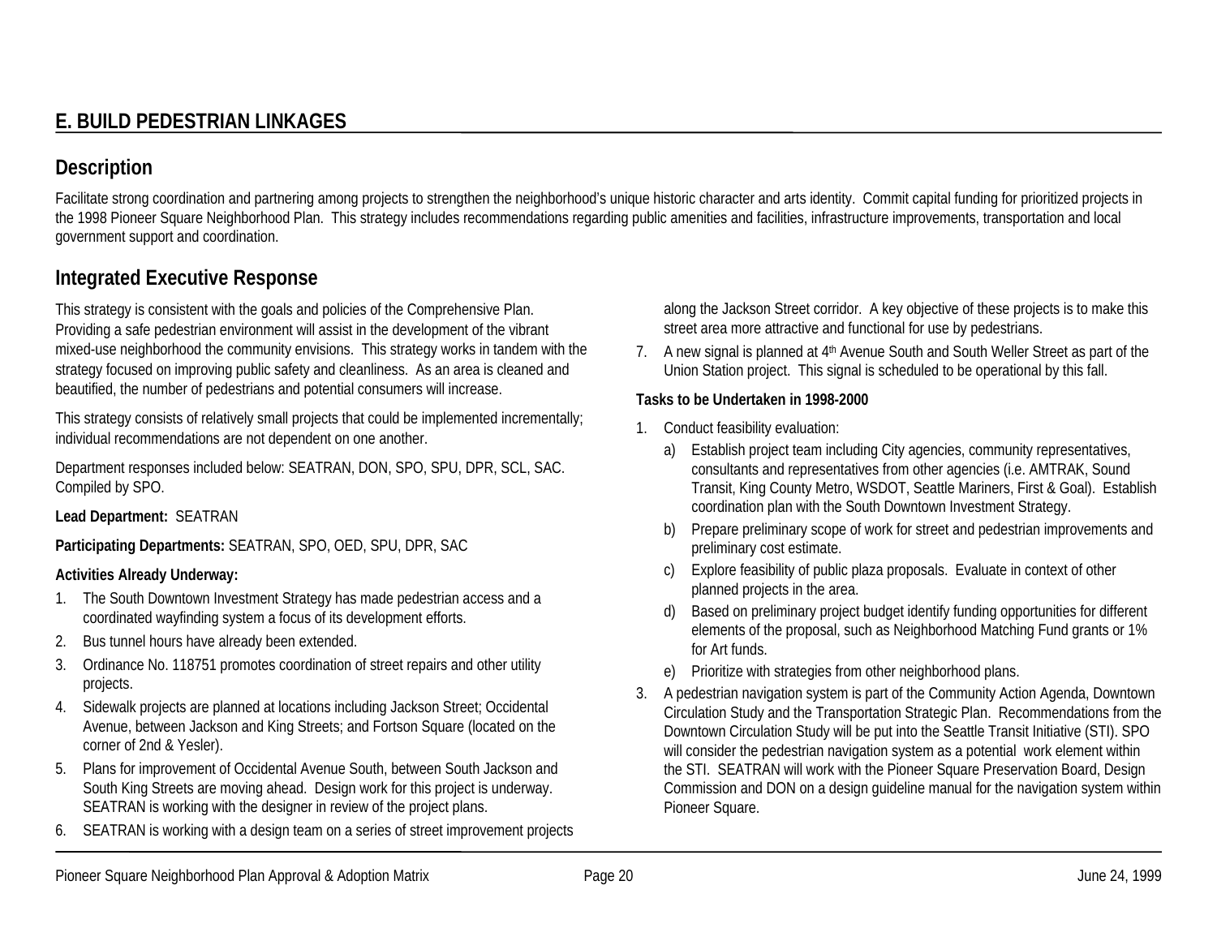## E. BUILD PEDESTRIAN LINKAGES

### Description

Facilitate strong coordination and partnering among projects to strengthen the neighborhood's unique historic character and arts identity. Commit capital funding for prioritized projects in the 1998 Pioneer Square Neighborhood Plan. This strategy includes recommendations regarding public amenities and facilities, infrastructure improvements, transportation and local government support and coordination.

### Integrated Executive Response

This strategy is consistent with the goals and policies of the Comprehensive Plan. Providing a safe pedestrian environment will assist in the development of the vibrant mixed-use neighborhood the community envisions. This strategy works in tandem with the strategy focused on improving public safety and cleanliness. As an area is cleaned and beautified, the number of pedestrians and potential consumers will increase.

This strategy consists of relatively small projects that could be implemented incrementally; individual recommendations are not dependent on one another.

Department responses included below: SEATRAN, DON, SPO, SPU, DPR, SCL, SAC. Compiled by SPO.

**Lead Department:** SEATRAN

**Participating Departments:** SEATRAN, SPO, OED, SPU, DPR, SAC

**Activities Already Underway:**

1. The South Downtown Investment Strategy has made pedestrian access and a coordinated wayfinding system a focus of its development efforts.
2. Bus tunnel hours have already been extended.
3. Ordinance No. 118751 promotes coordination of street repairs and other utility projects.
4. Sidewalk projects are planned at locations including Jackson Street; Occidental Avenue, between Jackson and King Streets; and Fortson Square (located on the corner of 2nd & Yesler).
5. Plans for improvement of Occidental Avenue South, between South Jackson and South King Streets are moving ahead. Design work for this project is underway. SEATRAN is working with the designer in review of the project plans.
6. SEATRAN is working with a design team on a series of street improvement projects along the Jackson Street corridor. A key objective of these projects is to make this street area more attractive and functional for use by pedestrians.
7. A new signal is planned at 4th Avenue South and South Weller Street as part of the Union Station project. This signal is scheduled to be operational by this fall.

**Tasks to be Undertaken in 1998-2000**

1. Conduct feasibility evaluation:
   a) Establish project team including City agencies, community representatives, consultants and representatives from other agencies (i.e. AMTRAK, Sound Transit, King County Metro, WSDOT, Seattle Mariners, First & Goal). Establish coordination plan with the South Downtown Investment Strategy.
   b) Prepare preliminary scope of work for street and pedestrian improvements and preliminary cost estimate.
   c) Explore feasibility of public plaza proposals. Evaluate in context of other planned projects in the area.
   d) Based on preliminary project budget identify funding opportunities for different elements of the proposal, such as Neighborhood Matching Fund grants or 1% for Art funds.
   e) Prioritize with strategies from other neighborhood plans.
3. A pedestrian navigation system is part of the Community Action Agenda, Downtown Circulation Study and the Transportation Strategic Plan. Recommendations from the Downtown Circulation Study will be put into the Seattle Transit Initiative (STI). SPO will consider the pedestrian navigation system as a potential work element within the STI. SEATRAN will work with the Pioneer Square Preservation Board, Design Commission and DON on a design guideline manual for the navigation system within Pioneer Square.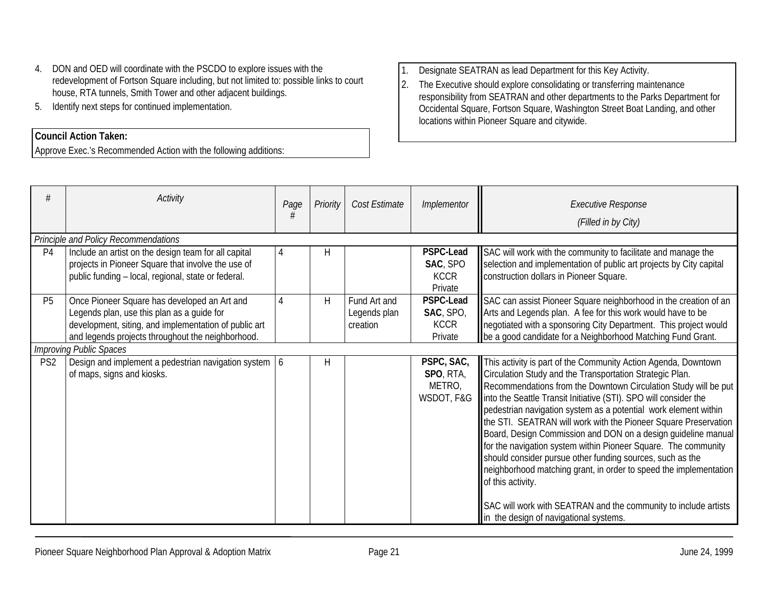4. DON and OED will coordinate with the PSCDO to explore issues with the redevelopment of Fortson Square including, but not limited to: possible links to court house, RTA tunnels, Smith Tower and other adjacent buildings.
5. Identify next steps for continued implementation.

**Council Action Taken:**

Approve Exec.'s Recommended Action with the following additions:

1. Designate SEATRAN as lead Department for this Key Activity.
2. The Executive should explore consolidating or transferring maintenance responsibility from SEATRAN and other departments to the Parks Department for Occidental Square, Fortson Square, Washington Street Boat Landing, and other locations within Pioneer Square and citywide.

| # | Activity | Page # | Priority | Cost Estimate | Implementor | Executive Response (Filled in by City) |
|---|---|---|---|---|---|---|
| *Principle and Policy Recommendations* | | | | | | |
| P4 | Include an artist on the design team for all capital projects in Pioneer Square that involve the use of public funding – local, regional, state or federal. | 4 | H | | **PSPC-Lead** **SAC**, SPO KCCR Private | SAC will work with the community to facilitate and manage the selection and implementation of public art projects by City capital construction dollars in Pioneer Square. |
| P5 | Once Pioneer Square has developed an Art and Legends plan, use this plan as a guide for development, siting, and implementation of public art and legends projects throughout the neighborhood. | 4 | H | Fund Art and Legends plan creation | **PSPC-Lead** **SAC**, SPO, KCCR Private | SAC can assist Pioneer Square neighborhood in the creation of an Arts and Legends plan. A fee for this work would have to be negotiated with a sponsoring City Department. This project would be a good candidate for a Neighborhood Matching Fund Grant. |
| *Improving Public Spaces* | | | | | | |
| PS2 | Design and implement a pedestrian navigation system of maps, signs and kiosks. | 6 | H | | **PSPC, SAC, SPO**, RTA, METRO, WSDOT, F&G | This activity is part of the Community Action Agenda, Downtown Circulation Study and the Transportation Strategic Plan. Recommendations from the Downtown Circulation Study will be put into the Seattle Transit Initiative (STI). SPO will consider the pedestrian navigation system as a potential work element within the STI. SEATRAN will work with the Pioneer Square Preservation Board, Design Commission and DON on a design guideline manual for the navigation system within Pioneer Square. The community should consider pursue other funding sources, such as the neighborhood matching grant, in order to speed the implementation of this activity.<br><br>SAC will work with SEATRAN and the community to include artists in the design of navigational systems. |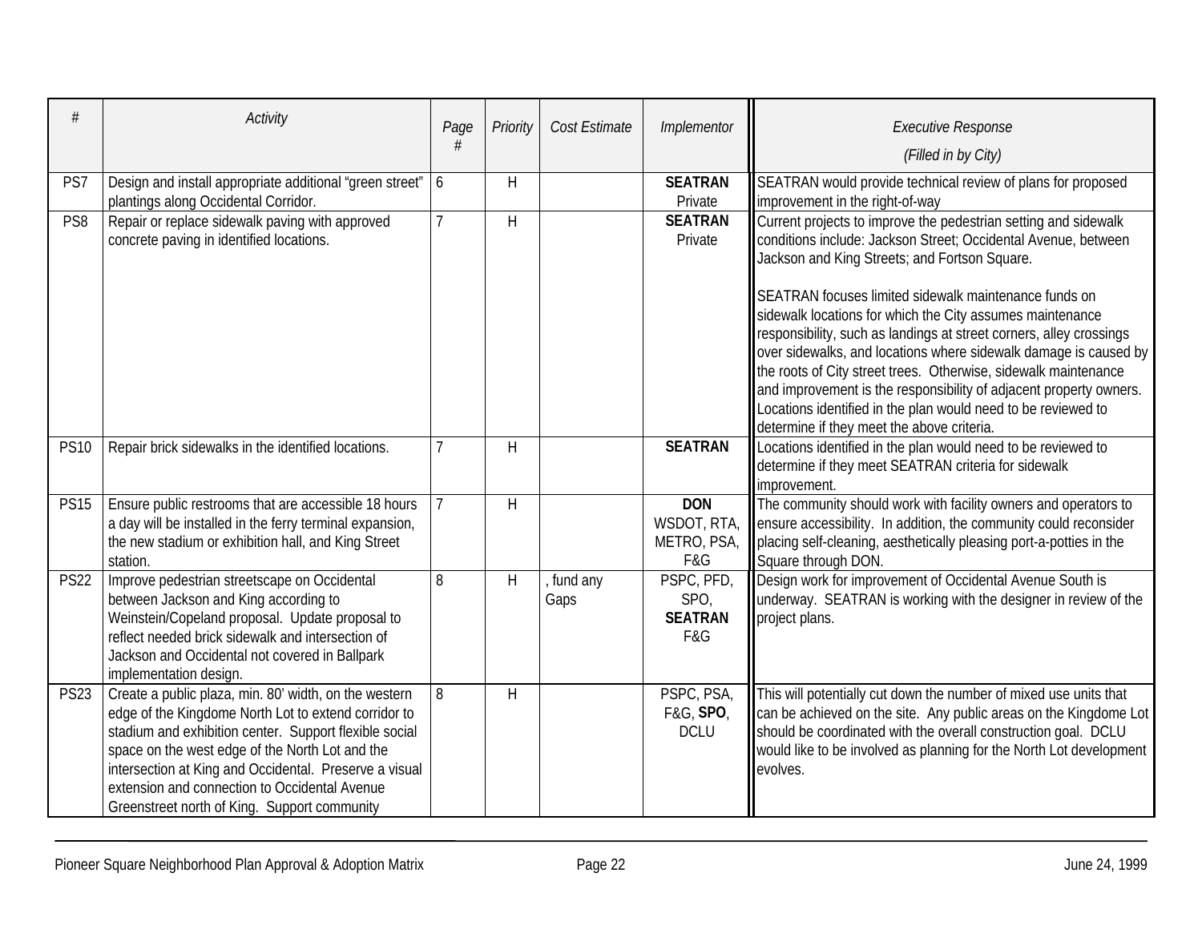| # | Activity | Page # | Priority | Cost Estimate | Implementor | Executive Response (Filled in by City) |
|---|---|---|---|---|---|---|
| PS7 | Design and install appropriate additional "green street" plantings along Occidental Corridor. | 6 | H | | **SEATRAN** Private | SEATRAN would provide technical review of plans for proposed improvement in the right-of-way |
| PS8 | Repair or replace sidewalk paving with approved concrete paving in identified locations. | 7 | H | | **SEATRAN** Private | Current projects to improve the pedestrian setting and sidewalk conditions include: Jackson Street; Occidental Avenue, between Jackson and King Streets; and Fortson Square.<br><br>SEATRAN focuses limited sidewalk maintenance funds on sidewalk locations for which the City assumes maintenance responsibility, such as landings at street corners, alley crossings over sidewalks, and locations where sidewalk damage is caused by the roots of City street trees. Otherwise, sidewalk maintenance and improvement is the responsibility of adjacent property owners. Locations identified in the plan would need to be reviewed to determine if they meet the above criteria. |
| PS10 | Repair brick sidewalks in the identified locations. | 7 | H | | **SEATRAN** | Locations identified in the plan would need to be reviewed to determine if they meet SEATRAN criteria for sidewalk improvement. |
| PS15 | Ensure public restrooms that are accessible 18 hours a day will be installed in the ferry terminal expansion, the new stadium or exhibition hall, and King Street station. | 7 | H | | **DON** WSDOT, RTA, METRO, PSA, F&G | The community should work with facility owners and operators to ensure accessibility. In addition, the community could reconsider placing self-cleaning, aesthetically pleasing port-a-potties in the Square through DON. |
| PS22 | Improve pedestrian streetscape on Occidental between Jackson and King according to Weinstein/Copeland proposal. Update proposal to reflect needed brick sidewalk and intersection of Jackson and Occidental not covered in Ballpark implementation design. | 8 | H | , fund any Gaps | PSPC, PFD, SPO, **SEATRAN** F&G | Design work for improvement of Occidental Avenue South is underway. SEATRAN is working with the designer in review of the project plans. |
| PS23 | Create a public plaza, min. 80' width, on the western edge of the Kingdome North Lot to extend corridor to stadium and exhibition center. Support flexible social space on the west edge of the North Lot and the intersection at King and Occidental. Preserve a visual extension and connection to Occidental Avenue Greenstreet north of King. Support community | 8 | H | | PSPC, PSA, F&G, **SPO**, DCLU | This will potentially cut down the number of mixed use units that can be achieved on the site. Any public areas on the Kingdome Lot should be coordinated with the overall construction goal. DCLU would like to be involved as planning for the North Lot development evolves. |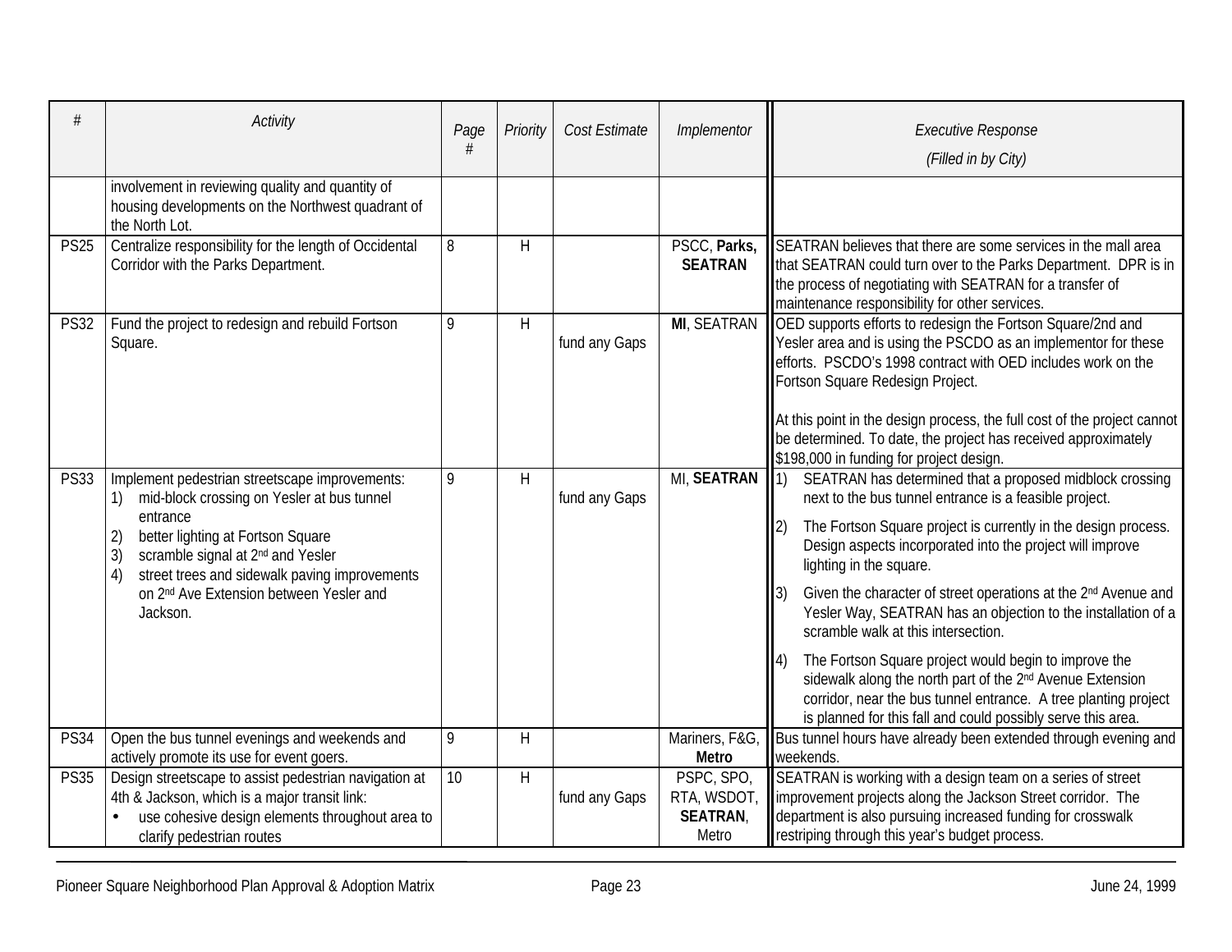| # | Activity | Page # | Priority | Cost Estimate | Implementor | Executive Response (Filled in by City) |
|---|---|---|---|---|---|---|
| | involvement in reviewing quality and quantity of housing developments on the Northwest quadrant of the North Lot. | | | | | |
| PS25 | Centralize responsibility for the length of Occidental Corridor with the Parks Department. | 8 | H | | PSCC, **Parks, SEATRAN** | SEATRAN believes that there are some services in the mall area that SEATRAN could turn over to the Parks Department. DPR is in the process of negotiating with SEATRAN for a transfer of maintenance responsibility for other services. |
| PS32 | Fund the project to redesign and rebuild Fortson Square. | 9 | H | fund any Gaps | **MI**, SEATRAN | OED supports efforts to redesign the Fortson Square/2nd and Yesler area and is using the PSCDO as an implementor for these efforts. PSCDO's 1998 contract with OED includes work on the Fortson Square Redesign Project.<br><br>At this point in the design process, the full cost of the project cannot be determined. To date, the project has received approximately $198,000 in funding for project design. |
| PS33 | Implement pedestrian streetscape improvements:<br>1) mid-block crossing on Yesler at bus tunnel entrance<br>2) better lighting at Fortson Square<br>3) scramble signal at 2nd and Yesler<br>4) street trees and sidewalk paving improvements on 2nd Ave Extension between Yesler and Jackson. | 9 | H | fund any Gaps | MI, **SEATRAN** | 1) SEATRAN has determined that a proposed midblock crossing next to the bus tunnel entrance is a feasible project.<br>2) The Fortson Square project is currently in the design process. Design aspects incorporated into the project will improve lighting in the square.<br>3) Given the character of street operations at the 2nd Avenue and Yesler Way, SEATRAN has an objection to the installation of a scramble walk at this intersection.<br>4) The Fortson Square project would begin to improve the sidewalk along the north part of the 2nd Avenue Extension corridor, near the bus tunnel entrance. A tree planting project is planned for this fall and could possibly serve this area. |
| PS34 | Open the bus tunnel evenings and weekends and actively promote its use for event goers. | 9 | H | | Mariners, F&G, **Metro** | Bus tunnel hours have already been extended through evening and weekends. |
| PS35 | Design streetscape to assist pedestrian navigation at 4th & Jackson, which is a major transit link:<br>• use cohesive design elements throughout area to clarify pedestrian routes | 10 | H | fund any Gaps | PSPC, SPO, RTA, WSDOT, **SEATRAN**, Metro | SEATRAN is working with a design team on a series of street improvement projects along the Jackson Street corridor. The department is also pursuing increased funding for crosswalk restriping through this year's budget process. |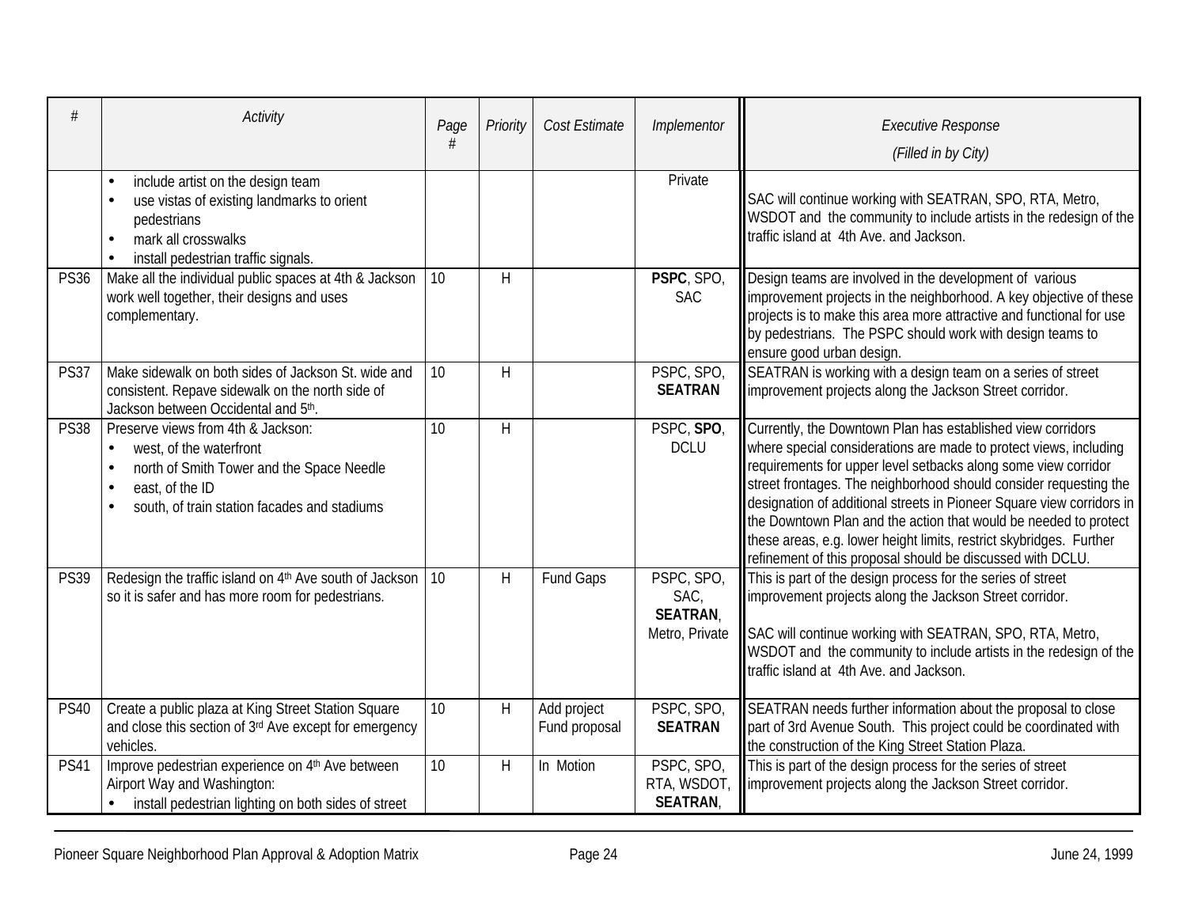| # | Activity | Page # | Priority | Cost Estimate | Implementor | Executive Response (Filled in by City) |
|---|---|---|---|---|---|---|
| | • include artist on the design team<br>• use vistas of existing landmarks to orient pedestrians<br>• mark all crosswalks<br>• install pedestrian traffic signals. | | | | Private | SAC will continue working with SEATRAN, SPO, RTA, Metro, WSDOT and the community to include artists in the redesign of the traffic island at 4th Ave. and Jackson. |
| PS36 | Make all the individual public spaces at 4th & Jackson work well together, their designs and uses complementary. | 10 | H | | **PSPC**, SPO, SAC | Design teams are involved in the development of various improvement projects in the neighborhood. A key objective of these projects is to make this area more attractive and functional for use by pedestrians. The PSPC should work with design teams to ensure good urban design. |
| PS37 | Make sidewalk on both sides of Jackson St. wide and consistent. Repave sidewalk on the north side of Jackson between Occidental and 5th. | 10 | H | | PSPC, SPO, **SEATRAN** | SEATRAN is working with a design team on a series of street improvement projects along the Jackson Street corridor. |
| PS38 | Preserve views from 4th & Jackson:<br>• west, of the waterfront<br>• north of Smith Tower and the Space Needle<br>• east, of the ID<br>• south, of train station facades and stadiums | 10 | H | | PSPC, **SPO**, DCLU | Currently, the Downtown Plan has established view corridors where special considerations are made to protect views, including requirements for upper level setbacks along some view corridor street frontages. The neighborhood should consider requesting the designation of additional streets in Pioneer Square view corridors in the Downtown Plan and the action that would be needed to protect these areas, e.g. lower height limits, restrict skybridges. Further refinement of this proposal should be discussed with DCLU. |
| PS39 | Redesign the traffic island on 4th Ave south of Jackson so it is safer and has more room for pedestrians. | 10 | H | Fund Gaps | PSPC, SPO, SAC, **SEATRAN**, Metro, Private | This is part of the design process for the series of street improvement projects along the Jackson Street corridor.<br><br>SAC will continue working with SEATRAN, SPO, RTA, Metro, WSDOT and the community to include artists in the redesign of the traffic island at 4th Ave. and Jackson. |
| PS40 | Create a public plaza at King Street Station Square and close this section of 3rd Ave except for emergency vehicles. | 10 | H | Add project Fund proposal | PSPC, SPO, **SEATRAN** | SEATRAN needs further information about the proposal to close part of 3rd Avenue South. This project could be coordinated with the construction of the King Street Station Plaza. |
| PS41 | Improve pedestrian experience on 4th Ave between Airport Way and Washington:<br>• install pedestrian lighting on both sides of street | 10 | H | In Motion | PSPC, SPO, RTA, WSDOT, **SEATRAN**, | This is part of the design process for the series of street improvement projects along the Jackson Street corridor. |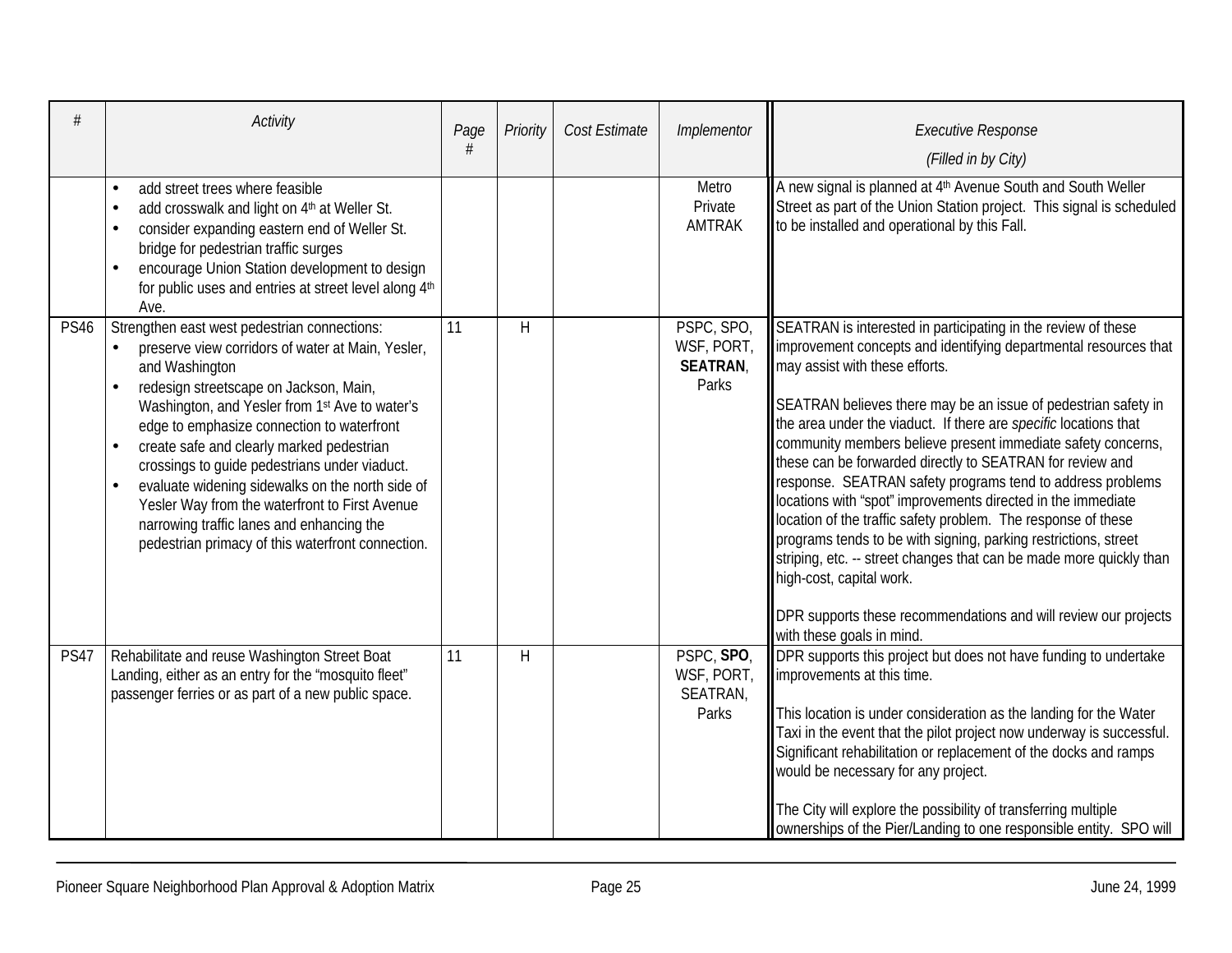| # | Activity | Page # | Priority | Cost Estimate | Implementor | Executive Response (Filled in by City) |
|---|---|---|---|---|---|---|
| | • add street trees where feasible<br>• add crosswalk and light on 4th at Weller St.<br>• consider expanding eastern end of Weller St. bridge for pedestrian traffic surges<br>• encourage Union Station development to design for public uses and entries at street level along 4th Ave. | | | | Metro<br>Private<br>AMTRAK | A new signal is planned at 4th Avenue South and South Weller Street as part of the Union Station project. This signal is scheduled to be installed and operational by this Fall. |
| PS46 | Strengthen east west pedestrian connections:<br>• preserve view corridors of water at Main, Yesler, and Washington<br>• redesign streetscape on Jackson, Main, Washington, and Yesler from 1st Ave to water's edge to emphasize connection to waterfront<br>• create safe and clearly marked pedestrian crossings to guide pedestrians under viaduct.<br>• evaluate widening sidewalks on the north side of Yesler Way from the waterfront to First Avenue narrowing traffic lanes and enhancing the pedestrian primacy of this waterfront connection. | 11 | H | | PSPC, SPO, WSF, PORT, **SEATRAN**, Parks | SEATRAN is interested in participating in the review of these improvement concepts and identifying departmental resources that may assist with these efforts.<br><br>SEATRAN believes there may be an issue of pedestrian safety in the area under the viaduct. If there are *specific* locations that community members believe present immediate safety concerns, these can be forwarded directly to SEATRAN for review and response. SEATRAN safety programs tend to address problems locations with "spot" improvements directed in the immediate location of the traffic safety problem. The response of these programs tends to be with signing, parking restrictions, street striping, etc. -- street changes that can be made more quickly than high-cost, capital work.<br><br>DPR supports these recommendations and will review our projects with these goals in mind. |
| PS47 | Rehabilitate and reuse Washington Street Boat Landing, either as an entry for the "mosquito fleet" passenger ferries or as part of a new public space. | 11 | H | | PSPC, **SPO**, WSF, PORT, SEATRAN, Parks | DPR supports this project but does not have funding to undertake improvements at this time.<br><br>This location is under consideration as the landing for the Water Taxi in the event that the pilot project now underway is successful. Significant rehabilitation or replacement of the docks and ramps would be necessary for any project.<br><br>The City will explore the possibility of transferring multiple ownerships of the Pier/Landing to one responsible entity. SPO will |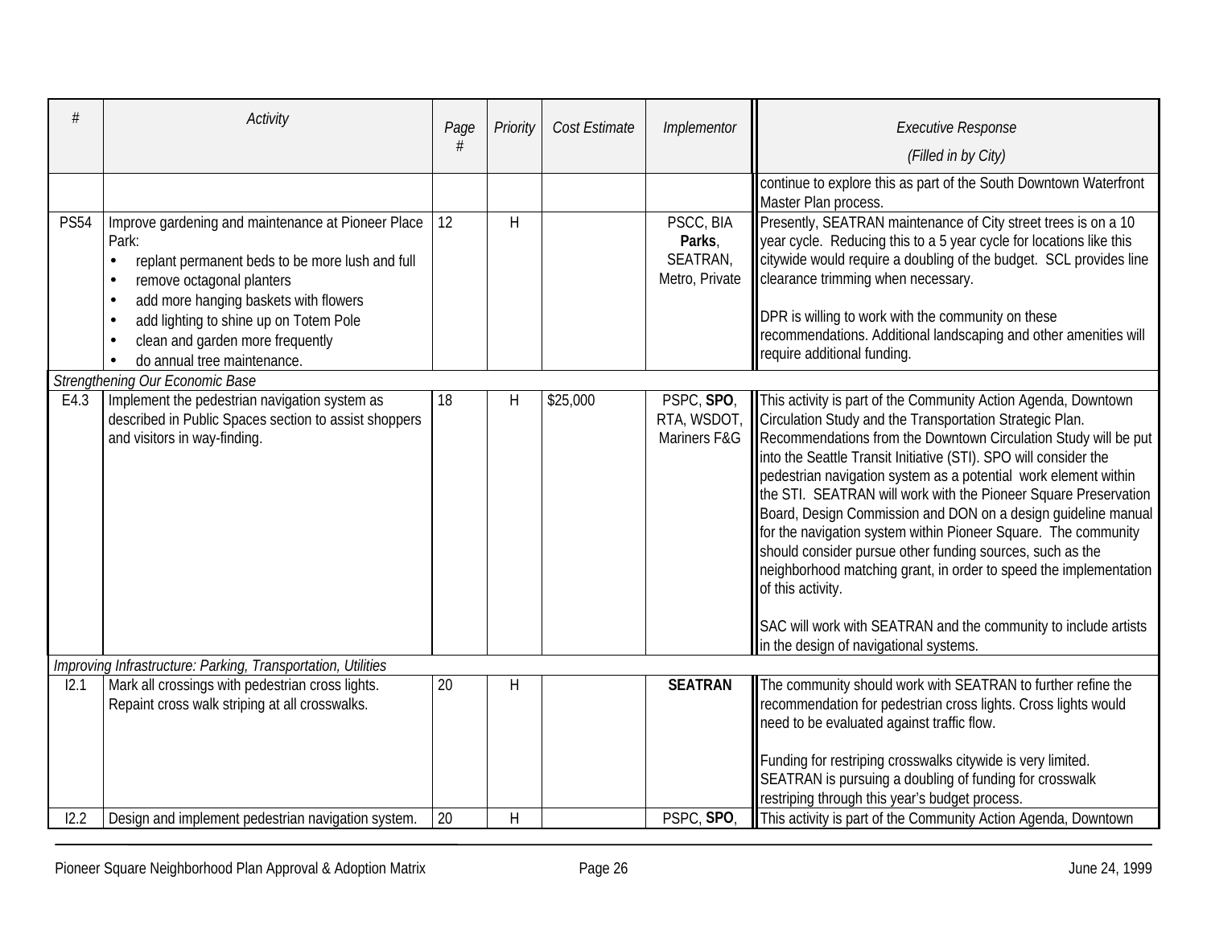| # | Activity | Page # | Priority | Cost Estimate | Implementor | Executive Response (Filled in by City) |
|---|---|---|---|---|---|---|
| | | | | | | continue to explore this as part of the South Downtown Waterfront Master Plan process. |
| PS54 | Improve gardening and maintenance at Pioneer Place Park:<br>• replant permanent beds to be more lush and full<br>• remove octagonal planters<br>• add more hanging baskets with flowers<br>• add lighting to shine up on Totem Pole<br>• clean and garden more frequently<br>• do annual tree maintenance. | 12 | H | | PSCC, BIA **Parks**, SEATRAN, Metro, Private | Presently, SEATRAN maintenance of City street trees is on a 10 year cycle. Reducing this to a 5 year cycle for locations like this citywide would require a doubling of the budget. SCL provides line clearance trimming when necessary.<br><br>DPR is willing to work with the community on these recommendations. Additional landscaping and other amenities will require additional funding. |
| *Strengthening Our Economic Base* | | | | | | |
| E4.3 | Implement the pedestrian navigation system as described in Public Spaces section to assist shoppers and visitors in way-finding. | 18 | H | $25,000 | PSPC, **SPO**, RTA, WSDOT, Mariners F&G | This activity is part of the Community Action Agenda, Downtown Circulation Study and the Transportation Strategic Plan. Recommendations from the Downtown Circulation Study will be put into the Seattle Transit Initiative (STI). SPO will consider the pedestrian navigation system as a potential work element within the STI. SEATRAN will work with the Pioneer Square Preservation Board, Design Commission and DON on a design guideline manual for the navigation system within Pioneer Square. The community should consider pursue other funding sources, such as the neighborhood matching grant, in order to speed the implementation of this activity.<br><br>SAC will work with SEATRAN and the community to include artists in the design of navigational systems. |
| *Improving Infrastructure: Parking, Transportation, Utilities* | | | | | | |
| I2.1 | Mark all crossings with pedestrian cross lights. Repaint cross walk striping at all crosswalks. | 20 | H | | **SEATRAN** | The community should work with SEATRAN to further refine the recommendation for pedestrian cross lights. Cross lights would need to be evaluated against traffic flow.<br><br>Funding for restriping crosswalks citywide is very limited. SEATRAN is pursuing a doubling of funding for crosswalk restriping through this year's budget process. |
| I2.2 | Design and implement pedestrian navigation system. | 20 | H | | PSPC, **SPO**, | This activity is part of the Community Action Agenda, Downtown |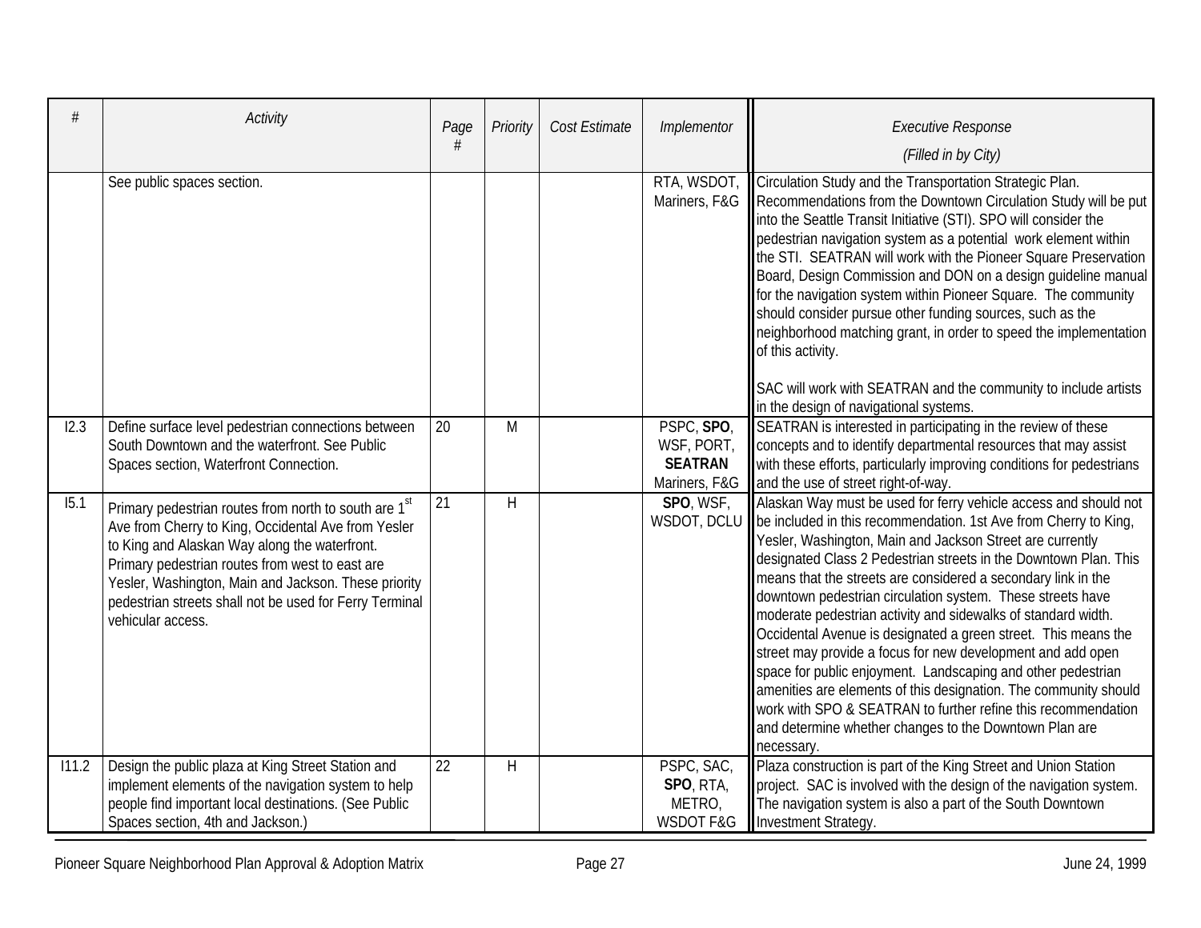| # | Activity | Page # | Priority | Cost Estimate | Implementor | Executive Response (Filled in by City) |
|---|---|---|---|---|---|---|
| | See public spaces section. | | | | RTA, WSDOT, Mariners, F&G | Circulation Study and the Transportation Strategic Plan. Recommendations from the Downtown Circulation Study will be put into the Seattle Transit Initiative (STI). SPO will consider the pedestrian navigation system as a potential work element within the STI. SEATRAN will work with the Pioneer Square Preservation Board, Design Commission and DON on a design guideline manual for the navigation system within Pioneer Square. The community should consider pursue other funding sources, such as the neighborhood matching grant, in order to speed the implementation of this activity.<br><br>SAC will work with SEATRAN and the community to include artists in the design of navigational systems. |
| I2.3 | Define surface level pedestrian connections between South Downtown and the waterfront. See Public Spaces section, Waterfront Connection. | 20 | M | | PSPC, **SPO**, WSF, PORT, **SEATRAN** Mariners, F&G | SEATRAN is interested in participating in the review of these concepts and to identify departmental resources that may assist with these efforts, particularly improving conditions for pedestrians and the use of street right-of-way. |
| I5.1 | Primary pedestrian routes from north to south are 1st Ave from Cherry to King, Occidental Ave from Yesler to King and Alaskan Way along the waterfront. Primary pedestrian routes from west to east are Yesler, Washington, Main and Jackson. These priority pedestrian streets shall not be used for Ferry Terminal vehicular access. | 21 | H | | **SPO**, WSF, WSDOT, DCLU | Alaskan Way must be used for ferry vehicle access and should not be included in this recommendation. 1st Ave from Cherry to King, Yesler, Washington, Main and Jackson Street are currently designated Class 2 Pedestrian streets in the Downtown Plan. This means that the streets are considered a secondary link in the downtown pedestrian circulation system. These streets have moderate pedestrian activity and sidewalks of standard width. Occidental Avenue is designated a green street. This means the street may provide a focus for new development and add open space for public enjoyment. Landscaping and other pedestrian amenities are elements of this designation. The community should work with SPO & SEATRAN to further refine this recommendation and determine whether changes to the Downtown Plan are necessary. |
| I11.2 | Design the public plaza at King Street Station and implement elements of the navigation system to help people find important local destinations. (See Public Spaces section, 4th and Jackson.) | 22 | H | | PSPC, SAC, **SPO**, RTA, METRO, WSDOT F&G | Plaza construction is part of the King Street and Union Station project. SAC is involved with the design of the navigation system. The navigation system is also a part of the South Downtown Investment Strategy. |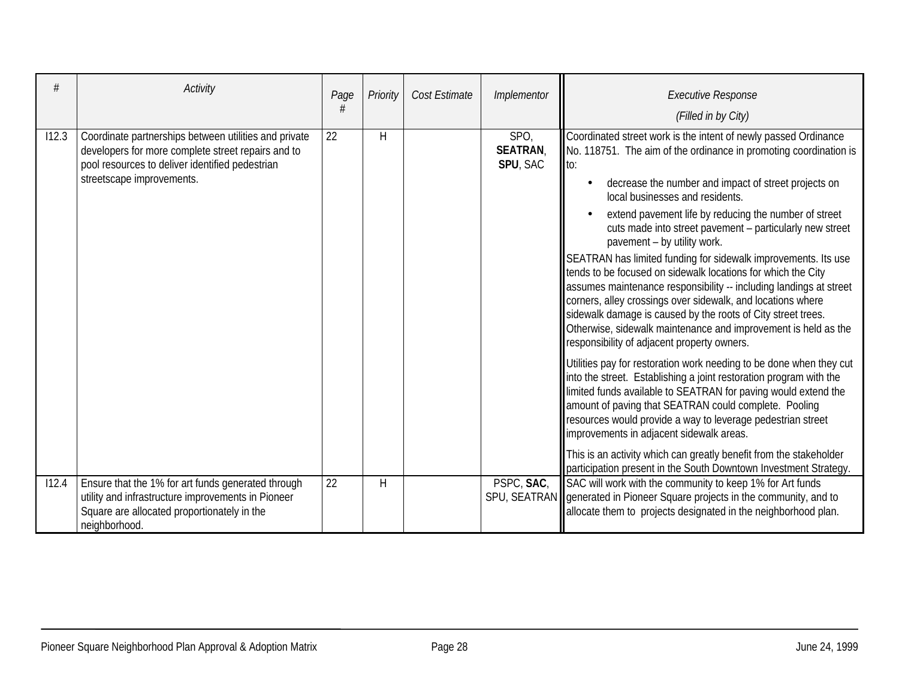| # | Activity | Page # | Priority | Cost Estimate | Implementor | Executive Response (Filled in by City) |
|---|---|---|---|---|---|---|
| I12.3 | Coordinate partnerships between utilities and private developers for more complete street repairs and to pool resources to deliver identified pedestrian streetscape improvements. | 22 | H | | SPO, **SEATRAN**, **SPU**, SAC | Coordinated street work is the intent of newly passed Ordinance No. 118751. The aim of the ordinance in promoting coordination is to:<br>• decrease the number and impact of street projects on local businesses and residents.<br>• extend pavement life by reducing the number of street cuts made into street pavement – particularly new street pavement – by utility work.<br>SEATRAN has limited funding for sidewalk improvements. Its use tends to be focused on sidewalk locations for which the City assumes maintenance responsibility -- including landings at street corners, alley crossings over sidewalk, and locations where sidewalk damage is caused by the roots of City street trees. Otherwise, sidewalk maintenance and improvement is held as the responsibility of adjacent property owners.<br>Utilities pay for restoration work needing to be done when they cut into the street. Establishing a joint restoration program with the limited funds available to SEATRAN for paving would extend the amount of paving that SEATRAN could complete. Pooling resources would provide a way to leverage pedestrian street improvements in adjacent sidewalk areas.<br>This is an activity which can greatly benefit from the stakeholder participation present in the South Downtown Investment Strategy. |
| I12.4 | Ensure that the 1% for art funds generated through utility and infrastructure improvements in Pioneer Square are allocated proportionately in the neighborhood. | 22 | H | | PSPC, **SAC**, SPU, SEATRAN | SAC will work with the community to keep 1% for Art funds generated in Pioneer Square projects in the community, and to allocate them to projects designated in the neighborhood plan. |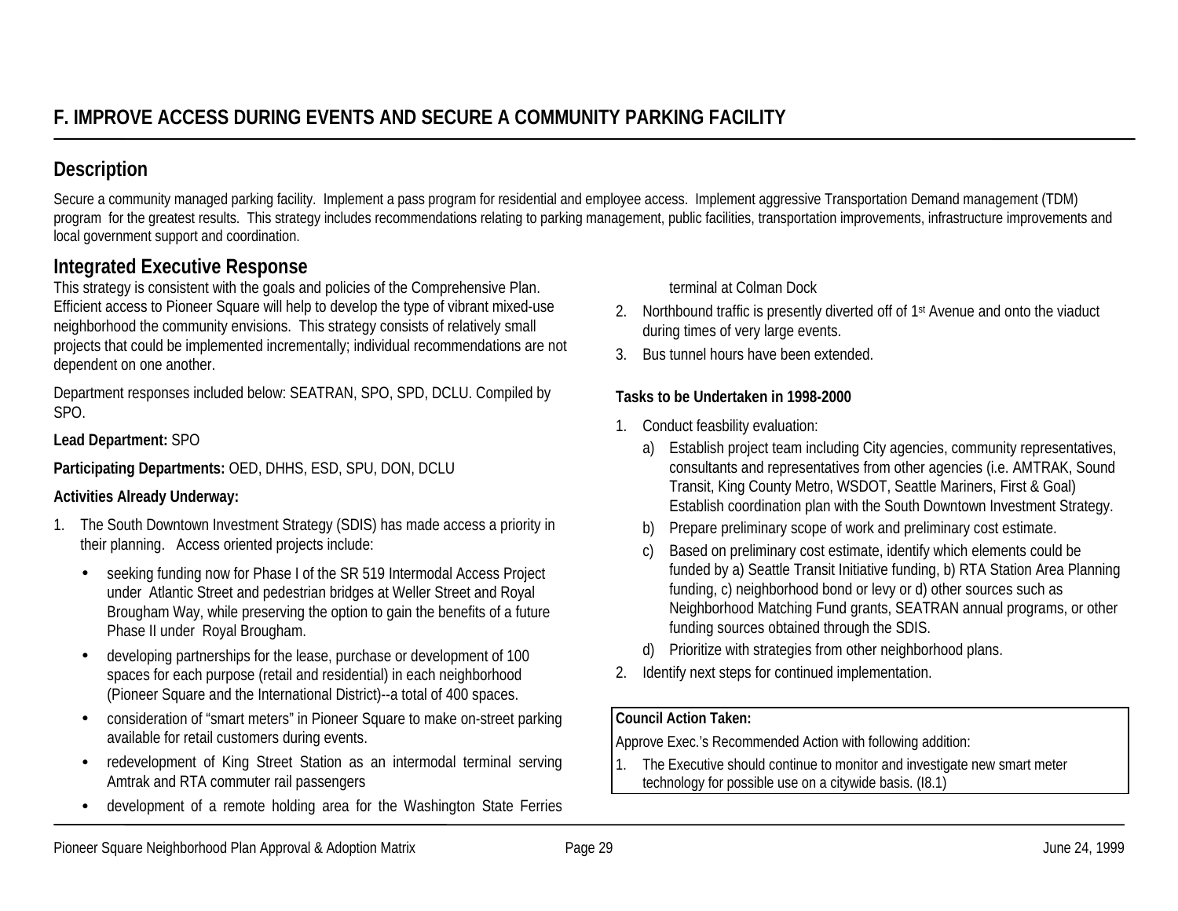## F. IMPROVE ACCESS DURING EVENTS AND SECURE A COMMUNITY PARKING FACILITY

### Description

Secure a community managed parking facility. Implement a pass program for residential and employee access. Implement aggressive Transportation Demand management (TDM) program for the greatest results. This strategy includes recommendations relating to parking management, public facilities, transportation improvements, infrastructure improvements and local government support and coordination.

### Integrated Executive Response

This strategy is consistent with the goals and policies of the Comprehensive Plan. Efficient access to Pioneer Square will help to develop the type of vibrant mixed-use neighborhood the community envisions. This strategy consists of relatively small projects that could be implemented incrementally; individual recommendations are not dependent on one another.

Department responses included below: SEATRAN, SPO, SPD, DCLU. Compiled by SPO.

**Lead Department:** SPO

**Participating Departments:** OED, DHHS, ESD, SPU, DON, DCLU

**Activities Already Underway:**

1. The South Downtown Investment Strategy (SDIS) has made access a priority in their planning. Access oriented projects include:
   - seeking funding now for Phase I of the SR 519 Intermodal Access Project under Atlantic Street and pedestrian bridges at Weller Street and Royal Brougham Way, while preserving the option to gain the benefits of a future Phase II under Royal Brougham.
   - developing partnerships for the lease, purchase or development of 100 spaces for each purpose (retail and residential) in each neighborhood (Pioneer Square and the International District)--a total of 400 spaces.
   - consideration of "smart meters" in Pioneer Square to make on-street parking available for retail customers during events.
   - redevelopment of King Street Station as an intermodal terminal serving Amtrak and RTA commuter rail passengers
   - development of a remote holding area for the Washington State Ferries terminal at Colman Dock
2. Northbound traffic is presently diverted off of 1st Avenue and onto the viaduct during times of very large events.
3. Bus tunnel hours have been extended.

**Tasks to be Undertaken in 1998-2000**

1. Conduct feasbility evaluation:
   a) Establish project team including City agencies, community representatives, consultants and representatives from other agencies (i.e. AMTRAK, Sound Transit, King County Metro, WSDOT, Seattle Mariners, First & Goal) Establish coordination plan with the South Downtown Investment Strategy.
   b) Prepare preliminary scope of work and preliminary cost estimate.
   c) Based on preliminary cost estimate, identify which elements could be funded by a) Seattle Transit Initiative funding, b) RTA Station Area Planning funding, c) neighborhood bond or levy or d) other sources such as Neighborhood Matching Fund grants, SEATRAN annual programs, or other funding sources obtained through the SDIS.
   d) Prioritize with strategies from other neighborhood plans.
2. Identify next steps for continued implementation.

**Council Action Taken:**

Approve Exec.'s Recommended Action with following addition:

1. The Executive should continue to monitor and investigate new smart meter technology for possible use on a citywide basis. (I8.1)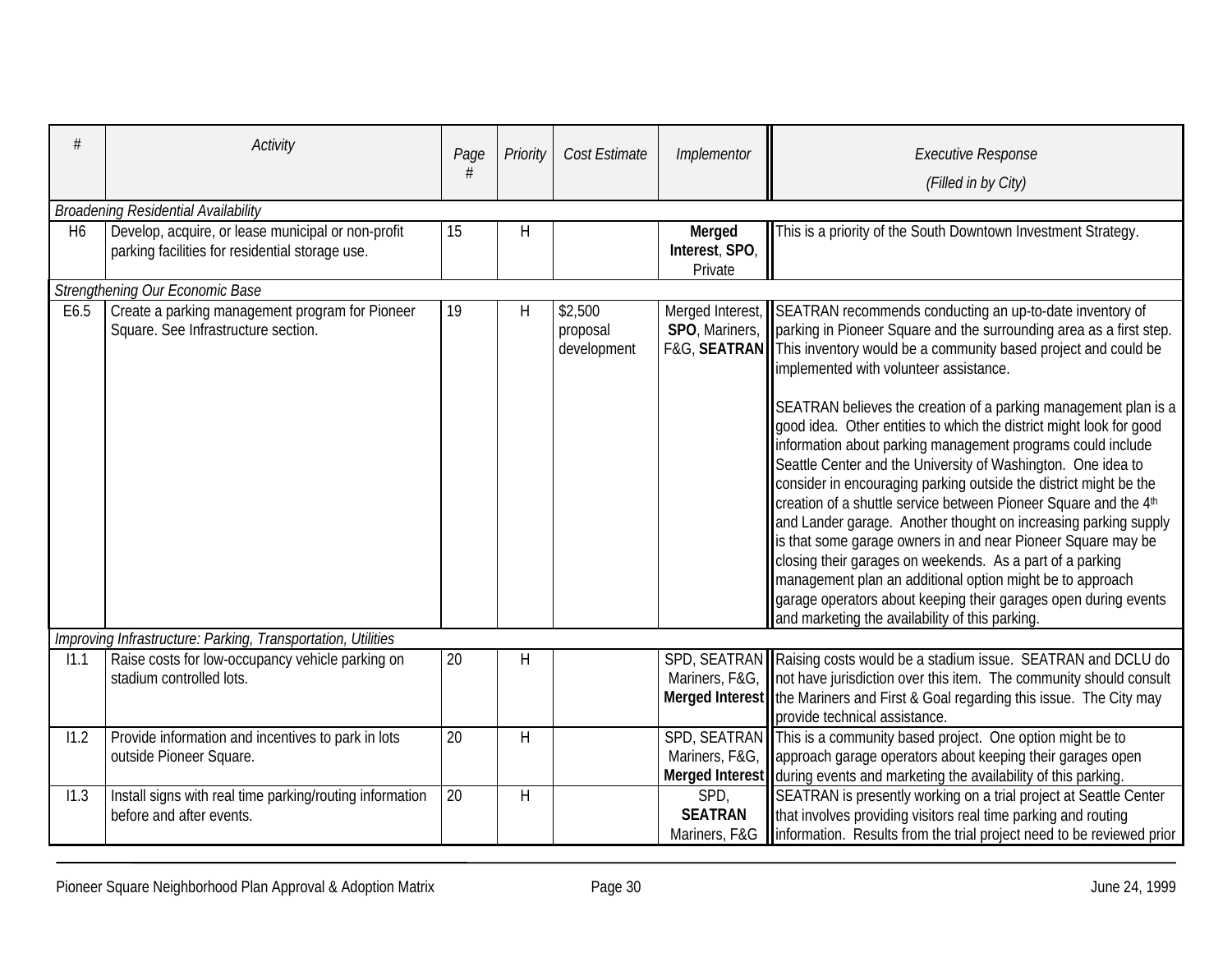| # | Activity | Page # | Priority | Cost Estimate | Implementor | Executive Response (Filled in by City) |
|---|---|---|---|---|---|---|
| *Broadening Residential Availability* | | | | | | |
| H6 | Develop, acquire, or lease municipal or non-profit parking facilities for residential storage use. | 15 | H | | **Merged Interest**, **SPO**, Private | This is a priority of the South Downtown Investment Strategy. |
| *Strengthening Our Economic Base* | | | | | | |
| E6.5 | Create a parking management program for Pioneer Square. See Infrastructure section. | 19 | H | $2,500 proposal development | Merged Interest, **SPO**, Mariners, F&G, **SEATRAN** | SEATRAN recommends conducting an up-to-date inventory of parking in Pioneer Square and the surrounding area as a first step. This inventory would be a community based project and could be implemented with volunteer assistance.<br><br>SEATRAN believes the creation of a parking management plan is a good idea. Other entities to which the district might look for good information about parking management programs could include Seattle Center and the University of Washington. One idea to consider in encouraging parking outside the district might be the creation of a shuttle service between Pioneer Square and the 4th and Lander garage. Another thought on increasing parking supply is that some garage owners in and near Pioneer Square may be closing their garages on weekends. As a part of a parking management plan an additional option might be to approach garage operators about keeping their garages open during events and marketing the availability of this parking. |
| *Improving Infrastructure: Parking, Transportation, Utilities* | | | | | | |
| I1.1 | Raise costs for low-occupancy vehicle parking on stadium controlled lots. | 20 | H | | SPD, SEATRAN Mariners, F&G, **Merged Interest** | Raising costs would be a stadium issue. SEATRAN and DCLU do not have jurisdiction over this item. The community should consult the Mariners and First & Goal regarding this issue. The City may provide technical assistance. |
| I1.2 | Provide information and incentives to park in lots outside Pioneer Square. | 20 | H | | SPD, SEATRAN Mariners, F&G, **Merged Interest** | This is a community based project. One option might be to approach garage operators about keeping their garages open during events and marketing the availability of this parking. |
| I1.3 | Install signs with real time parking/routing information before and after events. | 20 | H | | SPD, **SEATRAN** Mariners, F&G | SEATRAN is presently working on a trial project at Seattle Center that involves providing visitors real time parking and routing information. Results from the trial project need to be reviewed prior |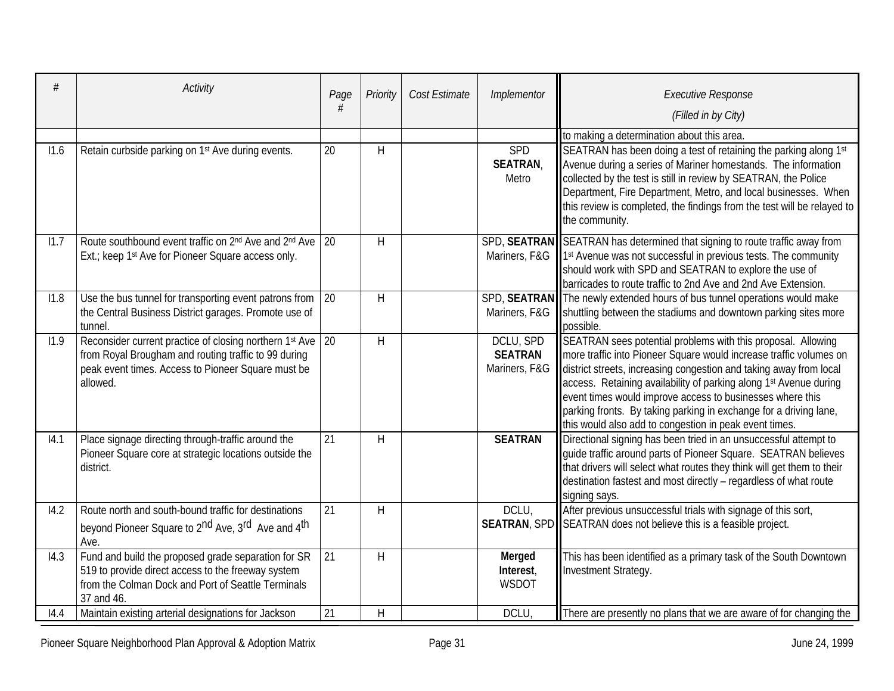| # | Activity | Page # | Priority | Cost Estimate | Implementor | Executive Response (Filled in by City) |
|---|---|---|---|---|---|---|
| | | | | | | to making a determination about this area. |
| I1.6 | Retain curbside parking on 1st Ave during events. | 20 | H | | SPD **SEATRAN**, Metro | SEATRAN has been doing a test of retaining the parking along 1st Avenue during a series of Mariner homestands. The information collected by the test is still in review by SEATRAN, the Police Department, Fire Department, Metro, and local businesses. When this review is completed, the findings from the test will be relayed to the community. |
| I1.7 | Route southbound event traffic on 2nd Ave and 2nd Ave Ext.; keep 1st Ave for Pioneer Square access only. | 20 | H | | SPD, **SEATRAN** Mariners, F&G | SEATRAN has determined that signing to route traffic away from 1st Avenue was not successful in previous tests. The community should work with SPD and SEATRAN to explore the use of barricades to route traffic to 2nd Ave and 2nd Ave Extension. |
| I1.8 | Use the bus tunnel for transporting event patrons from the Central Business District garages. Promote use of tunnel. | 20 | H | | SPD, **SEATRAN** Mariners, F&G | The newly extended hours of bus tunnel operations would make shuttling between the stadiums and downtown parking sites more possible. |
| I1.9 | Reconsider current practice of closing northern 1st Ave from Royal Brougham and routing traffic to 99 during peak event times. Access to Pioneer Square must be allowed. | 20 | H | | DCLU, SPD **SEATRAN** Mariners, F&G | SEATRAN sees potential problems with this proposal. Allowing more traffic into Pioneer Square would increase traffic volumes on district streets, increasing congestion and taking away from local access. Retaining availability of parking along 1st Avenue during event times would improve access to businesses where this parking fronts. By taking parking in exchange for a driving lane, this would also add to congestion in peak event times. |
| I4.1 | Place signage directing through-traffic around the Pioneer Square core at strategic locations outside the district. | 21 | H | | **SEATRAN** | Directional signing has been tried in an unsuccessful attempt to guide traffic around parts of Pioneer Square. SEATRAN believes that drivers will select what routes they think will get them to their destination fastest and most directly – regardless of what route signing says. |
| I4.2 | Route north and south-bound traffic for destinations beyond Pioneer Square to 2nd Ave, 3rd Ave and 4th Ave. | 21 | H | | DCLU, **SEATRAN**, SPD | After previous unsuccessful trials with signage of this sort, SEATRAN does not believe this is a feasible project. |
| I4.3 | Fund and build the proposed grade separation for SR 519 to provide direct access to the freeway system from the Colman Dock and Port of Seattle Terminals 37 and 46. | 21 | H | | **Merged Interest**, WSDOT | This has been identified as a primary task of the South Downtown Investment Strategy. |
| I4.4 | Maintain existing arterial designations for Jackson | 21 | H | | DCLU, | There are presently no plans that we are aware of for changing the |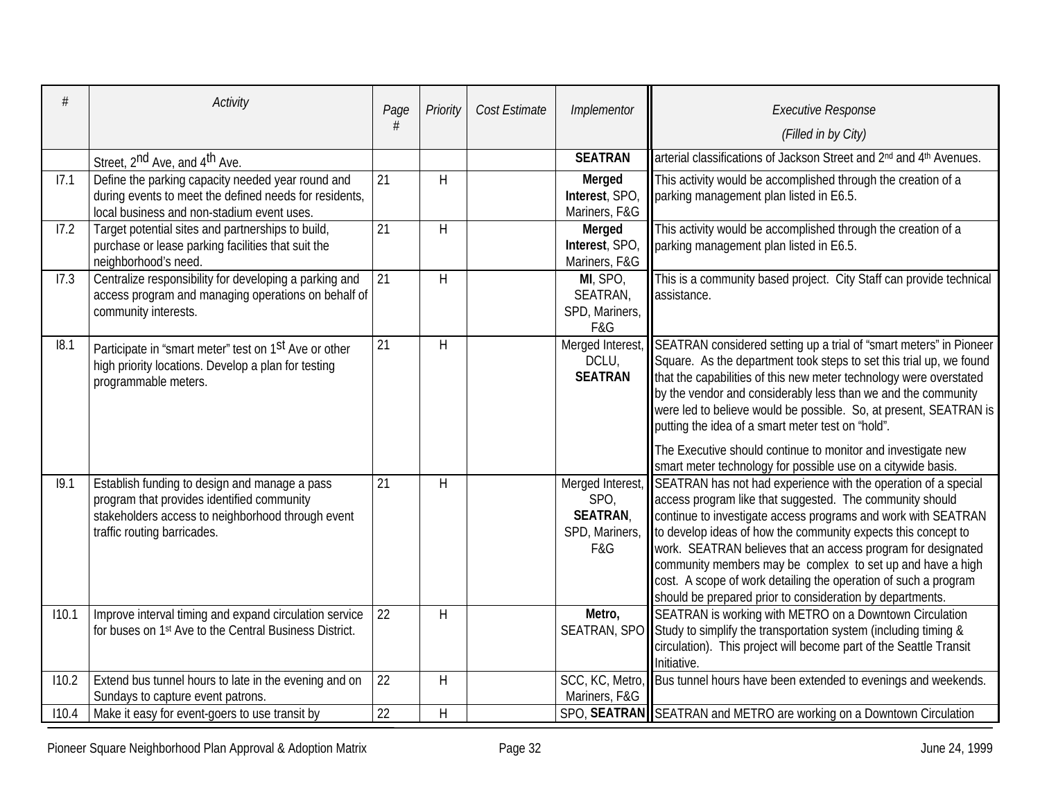| # | Activity | Page # | Priority | Cost Estimate | Implementor | Executive Response (Filled in by City) |
|---|---|---|---|---|---|---|
| | Street, 2nd Ave, and 4th Ave. | | | | **SEATRAN** | arterial classifications of Jackson Street and 2nd and 4th Avenues. |
| I7.1 | Define the parking capacity needed year round and during events to meet the defined needs for residents, local business and non-stadium event uses. | 21 | H | | **Merged Interest**, SPO, Mariners, F&G | This activity would be accomplished through the creation of a parking management plan listed in E6.5. |
| I7.2 | Target potential sites and partnerships to build, purchase or lease parking facilities that suit the neighborhood's need. | 21 | H | | **Merged Interest**, SPO, Mariners, F&G | This activity would be accomplished through the creation of a parking management plan listed in E6.5. |
| I7.3 | Centralize responsibility for developing a parking and access program and managing operations on behalf of community interests. | 21 | H | | **MI**, SPO, SEATRAN, SPD, Mariners, F&G | This is a community based project. City Staff can provide technical assistance. |
| I8.1 | Participate in "smart meter" test on 1st Ave or other high priority locations. Develop a plan for testing programmable meters. | 21 | H | | Merged Interest, DCLU, **SEATRAN** | SEATRAN considered setting up a trial of "smart meters" in Pioneer Square. As the department took steps to set this trial up, we found that the capabilities of this new meter technology were overstated by the vendor and considerably less than we and the community were led to believe would be possible. So, at present, SEATRAN is putting the idea of a smart meter test on "hold".<br><br>The Executive should continue to monitor and investigate new smart meter technology for possible use on a citywide basis. |
| I9.1 | Establish funding to design and manage a pass program that provides identified community stakeholders access to neighborhood through event traffic routing barricades. | 21 | H | | Merged Interest, SPO, **SEATRAN**, SPD, Mariners, F&G | SEATRAN has not had experience with the operation of a special access program like that suggested. The community should continue to investigate access programs and work with SEATRAN to develop ideas of how the community expects this concept to work. SEATRAN believes that an access program for designated community members may be complex to set up and have a high cost. A scope of work detailing the operation of such a program should be prepared prior to consideration by departments. |
| I10.1 | Improve interval timing and expand circulation service for buses on 1st Ave to the Central Business District. | 22 | H | | **Metro,** SEATRAN, SPO | SEATRAN is working with METRO on a Downtown Circulation Study to simplify the transportation system (including timing & circulation). This project will become part of the Seattle Transit Initiative. |
| I10.2 | Extend bus tunnel hours to late in the evening and on Sundays to capture event patrons. | 22 | H | | SCC, KC, Metro, Mariners, F&G | Bus tunnel hours have been extended to evenings and weekends. |
| I10.4 | Make it easy for event-goers to use transit by | 22 | H | | SPO, **SEATRAN** | SEATRAN and METRO are working on a Downtown Circulation |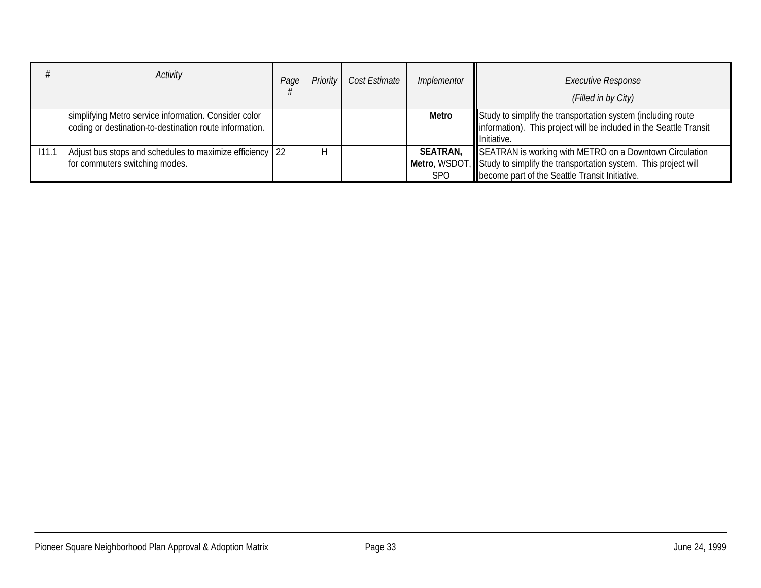| # | *Activity* | *Page #* | *Priority* | *Cost Estimate* | *Implementor* | *Executive Response (Filled in by City)* |
|---|---|---|---|---|---|---|
| | simplifying Metro service information. Consider color coding or destination-to-destination route information. | | | | **Metro** | Study to simplify the transportation system (including route information). This project will be included in the Seattle Transit Initiative. |
| I11.1 | Adjust bus stops and schedules to maximize efficiency for commuters switching modes. | 22 | H | | **SEATRAN, Metro**, WSDOT, SPO | SEATRAN is working with METRO on a Downtown Circulation Study to simplify the transportation system. This project will become part of the Seattle Transit Initiative. |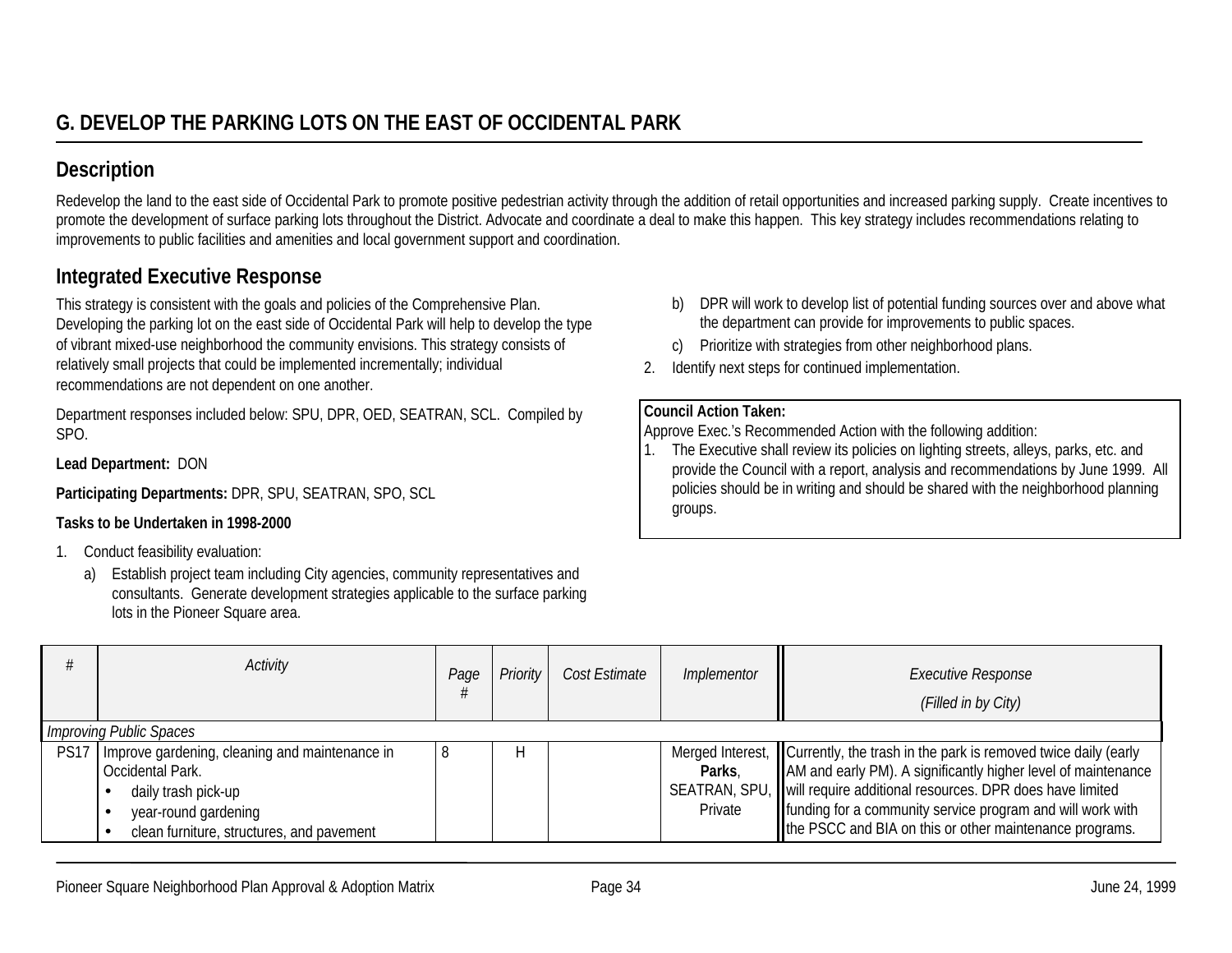## G. DEVELOP THE PARKING LOTS ON THE EAST OF OCCIDENTAL PARK

### Description

Redevelop the land to the east side of Occidental Park to promote positive pedestrian activity through the addition of retail opportunities and increased parking supply. Create incentives to promote the development of surface parking lots throughout the District. Advocate and coordinate a deal to make this happen. This key strategy includes recommendations relating to improvements to public facilities and amenities and local government support and coordination.

### Integrated Executive Response

This strategy is consistent with the goals and policies of the Comprehensive Plan. Developing the parking lot on the east side of Occidental Park will help to develop the type of vibrant mixed-use neighborhood the community envisions. This strategy consists of relatively small projects that could be implemented incrementally; individual recommendations are not dependent on one another.

Department responses included below: SPU, DPR, OED, SEATRAN, SCL. Compiled by SPO.

**Lead Department:** DON

**Participating Departments:** DPR, SPU, SEATRAN, SPO, SCL

**Tasks to be Undertaken in 1998-2000**

1. Conduct feasibility evaluation:
   a) Establish project team including City agencies, community representatives and consultants. Generate development strategies applicable to the surface parking lots in the Pioneer Square area.
   b) DPR will work to develop list of potential funding sources over and above what the department can provide for improvements to public spaces.
   c) Prioritize with strategies from other neighborhood plans.
2. Identify next steps for continued implementation.

**Council Action Taken:**
Approve Exec.'s Recommended Action with the following addition:
1. The Executive shall review its policies on lighting streets, alleys, parks, etc. and provide the Council with a report, analysis and recommendations by June 1999. All policies should be in writing and should be shared with the neighborhood planning groups.

| # | Activity | Page # | Priority | Cost Estimate | Implementor | Executive Response (Filled in by City) |
|---|---|---|---|---|---|---|
| *Improving Public Spaces* | | | | | | |
| PS17 | Improve gardening, cleaning and maintenance in Occidental Park.<br>• daily trash pick-up<br>• year-round gardening<br>• clean furniture, structures, and pavement | 8 | H | | Merged Interest, **Parks**, SEATRAN, SPU, Private | Currently, the trash in the park is removed twice daily (early AM and early PM). A significantly higher level of maintenance will require additional resources. DPR does have limited funding for a community service program and will work with the PSCC and BIA on this or other maintenance programs. |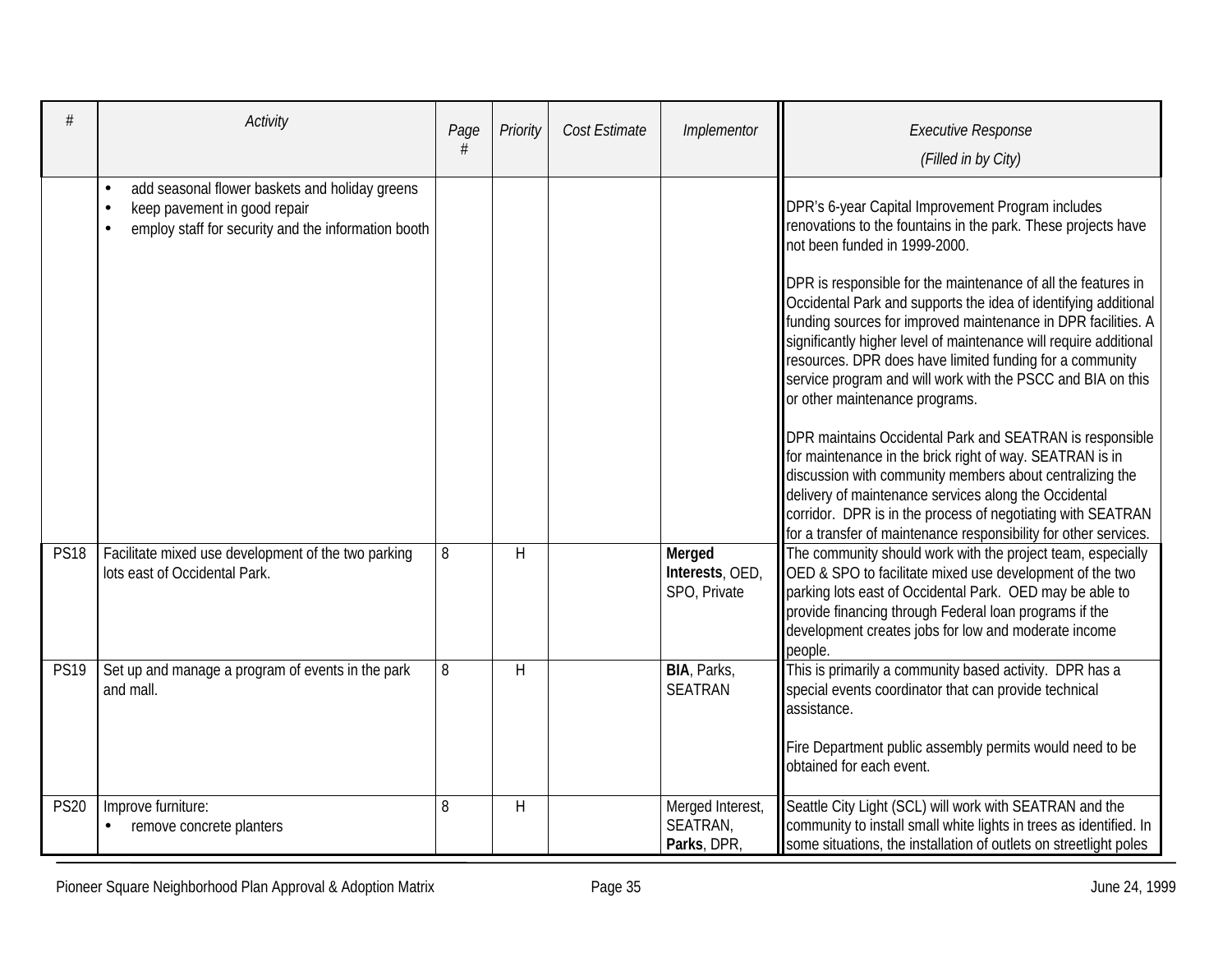| # | Activity | Page # | Priority | Cost Estimate | Implementor | Executive Response (Filled in by City) |
|---|---|---|---|---|---|---|
| | • add seasonal flower baskets and holiday greens<br>• keep pavement in good repair<br>• employ staff for security and the information booth | | | | | DPR's 6-year Capital Improvement Program includes renovations to the fountains in the park. These projects have not been funded in 1999-2000.<br><br>DPR is responsible for the maintenance of all the features in Occidental Park and supports the idea of identifying additional funding sources for improved maintenance in DPR facilities. A significantly higher level of maintenance will require additional resources. DPR does have limited funding for a community service program and will work with the PSCC and BIA on this or other maintenance programs.<br><br>DPR maintains Occidental Park and SEATRAN is responsible for maintenance in the brick right of way. SEATRAN is in discussion with community members about centralizing the delivery of maintenance services along the Occidental corridor. DPR is in the process of negotiating with SEATRAN for a transfer of maintenance responsibility for other services. |
| PS18 | Facilitate mixed use development of the two parking lots east of Occidental Park. | 8 | H | | **Merged Interests**, OED, SPO, Private | The community should work with the project team, especially OED & SPO to facilitate mixed use development of the two parking lots east of Occidental Park. OED may be able to provide financing through Federal loan programs if the development creates jobs for low and moderate income people. |
| PS19 | Set up and manage a program of events in the park and mall. | 8 | H | | **BIA**, Parks, SEATRAN | This is primarily a community based activity. DPR has a special events coordinator that can provide technical assistance.<br><br>Fire Department public assembly permits would need to be obtained for each event. |
| PS20 | Improve furniture:<br>• remove concrete planters | 8 | H | | Merged Interest, SEATRAN, **Parks**, DPR, | Seattle City Light (SCL) will work with SEATRAN and the community to install small white lights in trees as identified. In some situations, the installation of outlets on streetlight poles |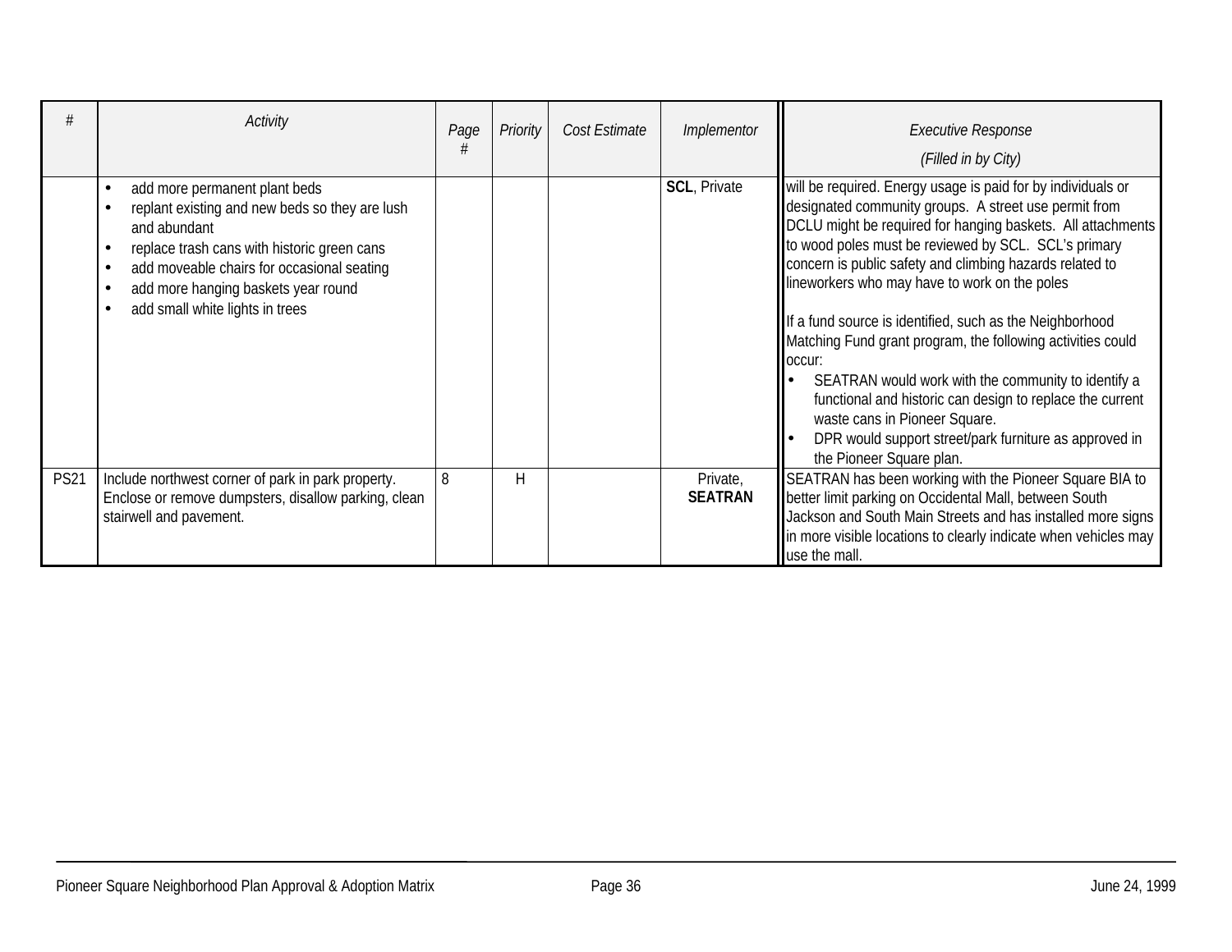| # | Activity | Page # | Priority | Cost Estimate | Implementor | Executive Response (Filled in by City) |
|---|---|---|---|---|---|---|
| | • add more permanent plant beds<br>• replant existing and new beds so they are lush and abundant<br>• replace trash cans with historic green cans<br>• add moveable chairs for occasional seating<br>• add more hanging baskets year round<br>• add small white lights in trees | | | | **SCL**, Private | will be required. Energy usage is paid for by individuals or designated community groups. A street use permit from DCLU might be required for hanging baskets. All attachments to wood poles must be reviewed by SCL. SCL's primary concern is public safety and climbing hazards related to lineworkers who may have to work on the poles<br><br>If a fund source is identified, such as the Neighborhood Matching Fund grant program, the following activities could occur:<br>• SEATRAN would work with the community to identify a functional and historic can design to replace the current waste cans in Pioneer Square.<br>• DPR would support street/park furniture as approved in the Pioneer Square plan. |
| PS21 | Include northwest corner of park in park property. Enclose or remove dumpsters, disallow parking, clean stairwell and pavement. | 8 | H | | Private, **SEATRAN** | SEATRAN has been working with the Pioneer Square BIA to better limit parking on Occidental Mall, between South Jackson and South Main Streets and has installed more signs in more visible locations to clearly indicate when vehicles may use the mall. |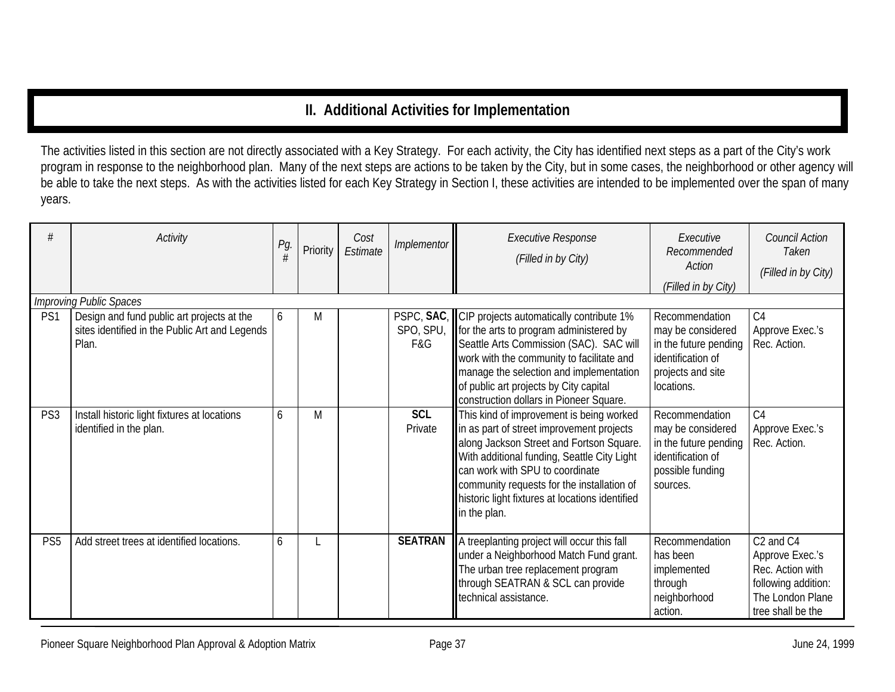## II. Additional Activities for Implementation

The activities listed in this section are not directly associated with a Key Strategy. For each activity, the City has identified next steps as a part of the City's work program in response to the neighborhood plan. Many of the next steps are actions to be taken by the City, but in some cases, the neighborhood or other agency will be able to take the next steps. As with the activities listed for each Key Strategy in Section I, these activities are intended to be implemented over the span of many years.

| # | *Activity* | *Pg. #* | Priority | *Cost Estimate* | *Implementor* | *Executive Response (Filled in by City)* | *Executive Recommended Action (Filled in by City)* | *Council Action Taken (Filled in by City)* |
|---|---|---|---|---|---|---|---|---|
| *Improving Public Spaces* | | | | | | | | |
| PS1 | Design and fund public art projects at the sites identified in the Public Art and Legends Plan. | 6 | M | | PSPC, **SAC**, SPO, SPU, F&G | CIP projects automatically contribute 1% for the arts to program administered by Seattle Arts Commission (SAC). SAC will work with the community to facilitate and manage the selection and implementation of public art projects by City capital construction dollars in Pioneer Square. | Recommendation may be considered in the future pending identification of projects and site locations. | C4 Approve Exec.'s Rec. Action. |
| PS3 | Install historic light fixtures at locations identified in the plan. | 6 | M | | **SCL** Private | This kind of improvement is being worked in as part of street improvement projects along Jackson Street and Fortson Square. With additional funding, Seattle City Light can work with SPU to coordinate community requests for the installation of historic light fixtures at locations identified in the plan. | Recommendation may be considered in the future pending identification of possible funding sources. | C4 Approve Exec.'s Rec. Action. |
| PS5 | Add street trees at identified locations. | 6 | L | | **SEATRAN** | A treeplanting project will occur this fall under a Neighborhood Match Fund grant. The urban tree replacement program through SEATRAN & SCL can provide technical assistance. | Recommendation has been implemented through neighborhood action. | C2 and C4 Approve Exec.'s Rec. Action with following addition: The London Plane tree shall be the |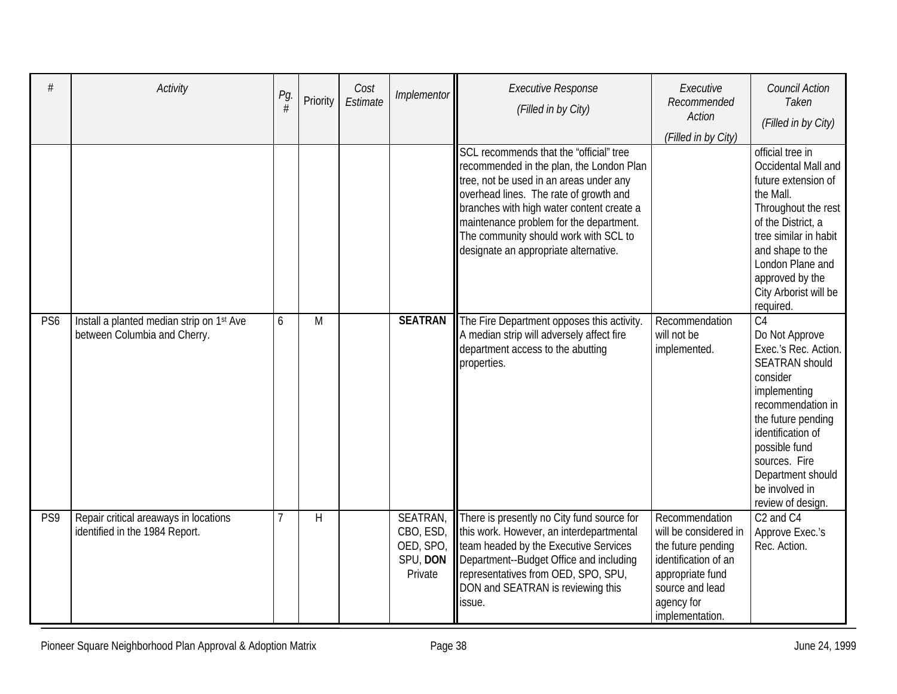| # | *Activity* | *Pg. #* | Priority | *Cost Estimate* | *Implementor* | *Executive Response (Filled in by City)* | *Executive Recommended Action (Filled in by City)* | *Council Action Taken (Filled in by City)* |
|---|---|---|---|---|---|---|---|---|
| | | | | | | SCL recommends that the "official" tree recommended in the plan, the London Plan tree, not be used in an areas under any overhead lines. The rate of growth and branches with high water content create a maintenance problem for the department. The community should work with SCL to designate an appropriate alternative. | | official tree in Occidental Mall and future extension of the Mall. Throughout the rest of the District, a tree similar in habit and shape to the London Plane and approved by the City Arborist will be required. |
| PS6 | Install a planted median strip on 1st Ave between Columbia and Cherry. | 6 | M | | **SEATRAN** | The Fire Department opposes this activity. A median strip will adversely affect fire department access to the abutting properties. | Recommendation will not be implemented. | C4 Do Not Approve Exec.'s Rec. Action. SEATRAN should consider implementing recommendation in the future pending identification of possible fund sources. Fire Department should be involved in review of design. |
| PS9 | Repair critical areaways in locations identified in the 1984 Report. | 7 | H | | SEATRAN, CBO, ESD, OED, SPO, SPU, **DON** Private | There is presently no City fund source for this work. However, an interdepartmental team headed by the Executive Services Department--Budget Office and including representatives from OED, SPO, SPU, DON and SEATRAN is reviewing this issue. | Recommendation will be considered in the future pending identification of an appropriate fund source and lead agency for implementation. | C2 and C4 Approve Exec.'s Rec. Action. |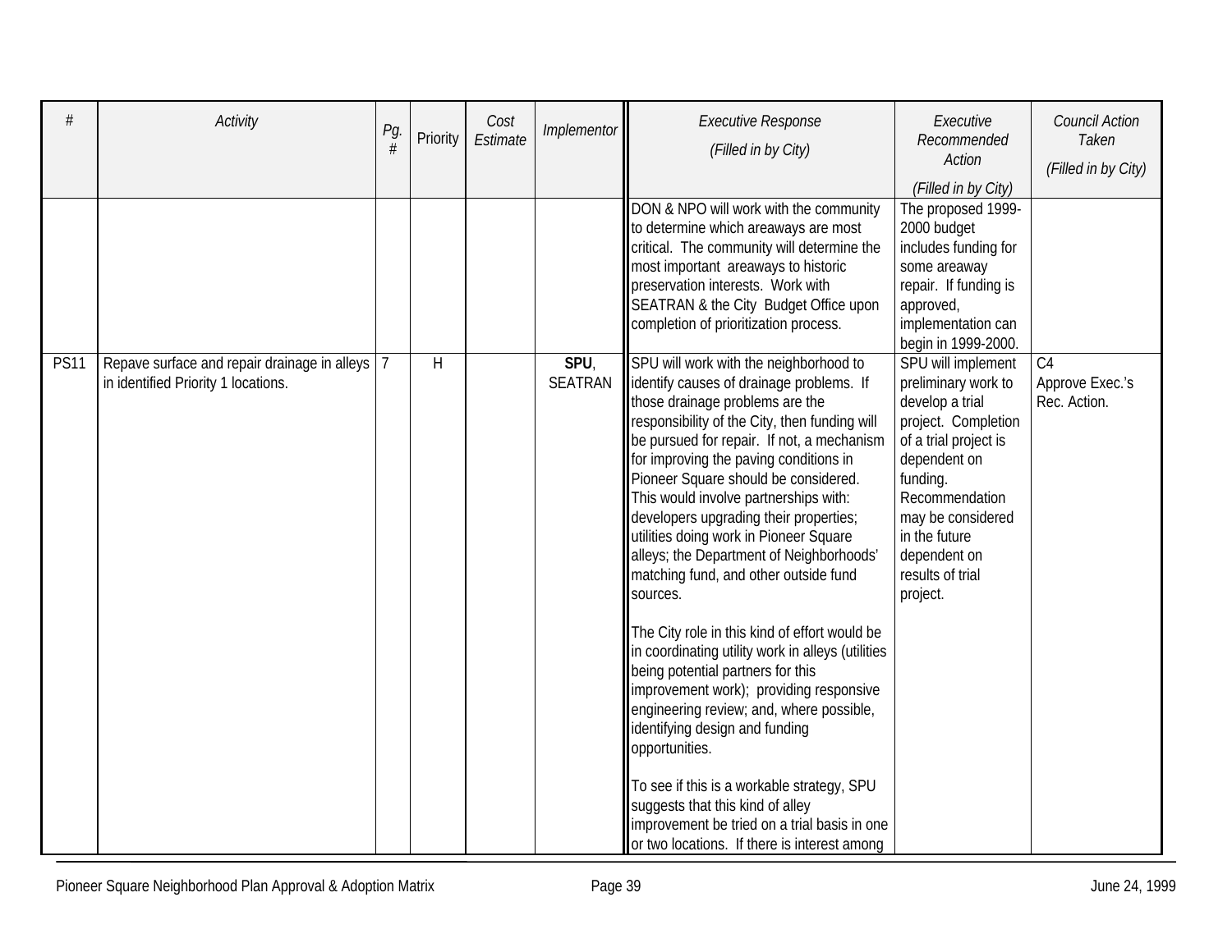| # | Activity | Pg. # | Priority | Cost Estimate | Implementor | Executive Response (Filled in by City) | Executive Recommended Action (Filled in by City) | Council Action Taken (Filled in by City) |
|---|---|---|---|---|---|---|---|---|
| | | | | | | DON & NPO will work with the community to determine which areaways are most critical. The community will determine the most important areaways to historic preservation interests. Work with SEATRAN & the City Budget Office upon completion of prioritization process. | The proposed 1999-2000 budget includes funding for some areaway repair. If funding is approved, implementation can begin in 1999-2000. | |
| PS11 | Repave surface and repair drainage in alleys in identified Priority 1 locations. | 7 | H | | **SPU**, SEATRAN | SPU will work with the neighborhood to identify causes of drainage problems. If those drainage problems are the responsibility of the City, then funding will be pursued for repair. If not, a mechanism for improving the paving conditions in Pioneer Square should be considered. This would involve partnerships with: developers upgrading their properties; utilities doing work in Pioneer Square alleys; the Department of Neighborhoods' matching fund, and other outside fund sources.<br><br>The City role in this kind of effort would be in coordinating utility work in alleys (utilities being potential partners for this improvement work); providing responsive engineering review; and, where possible, identifying design and funding opportunities.<br><br>To see if this is a workable strategy, SPU suggests that this kind of alley improvement be tried on a trial basis in one or two locations. If there is interest among | SPU will implement preliminary work to develop a trial project. Completion of a trial project is dependent on funding. Recommendation may be considered in the future dependent on results of trial project. | C4<br>Approve Exec.'s Rec. Action. |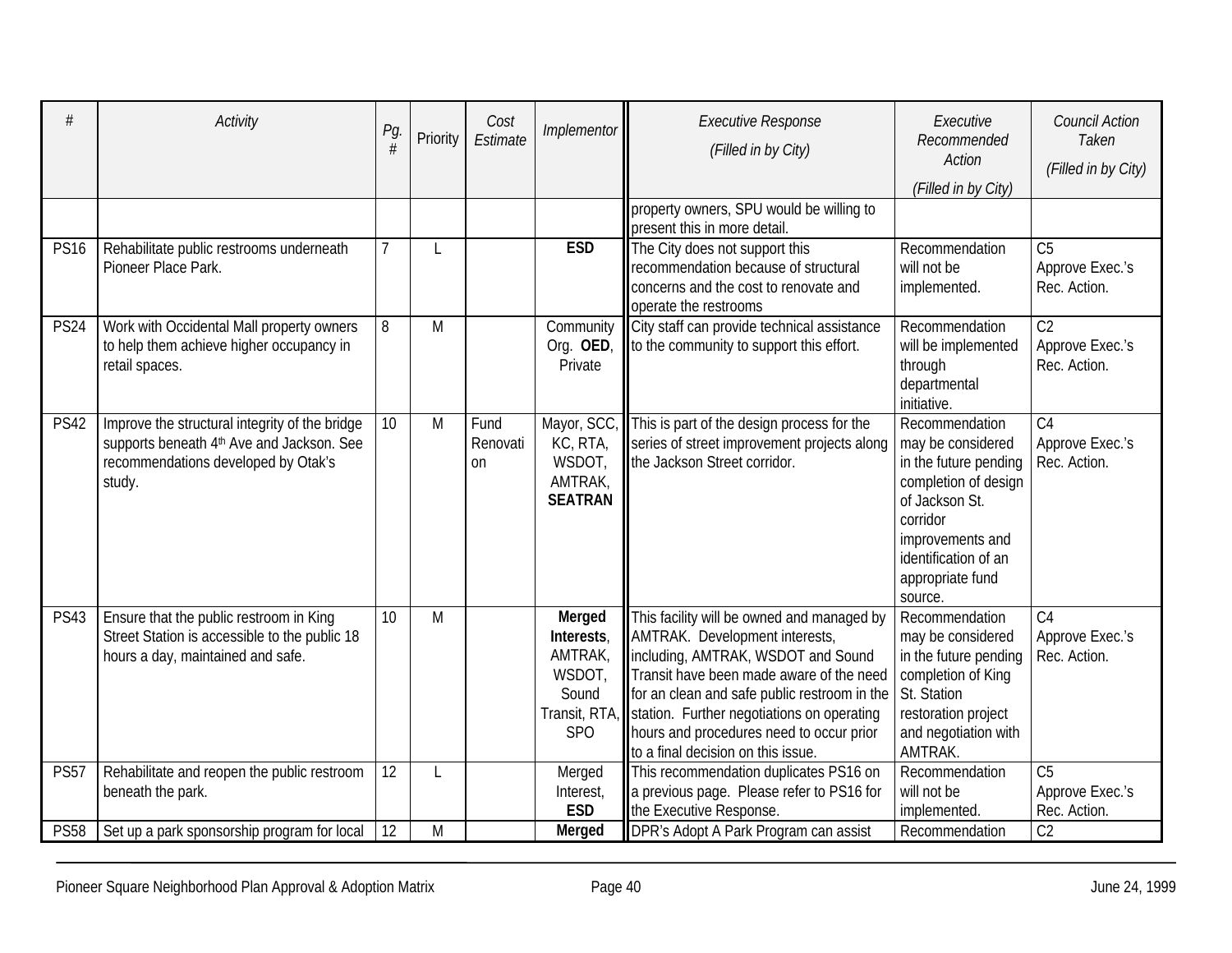| # | *Activity* | *Pg. #* | Priority | *Cost Estimate* | *Implementor* | *Executive Response (Filled in by City)* | *Executive Recommended Action (Filled in by City)* | *Council Action Taken (Filled in by City)* |
|---|---|---|---|---|---|---|---|---|
| | | | | | | property owners, SPU would be willing to present this in more detail. | | |
| PS16 | Rehabilitate public restrooms underneath Pioneer Place Park. | 7 | L | | **ESD** | The City does not support this recommendation because of structural concerns and the cost to renovate and operate the restrooms | Recommendation will not be implemented. | C5 Approve Exec.'s Rec. Action. |
| PS24 | Work with Occidental Mall property owners to help them achieve higher occupancy in retail spaces. | 8 | M | | Community Org. **OED**, Private | City staff can provide technical assistance to the community to support this effort. | Recommendation will be implemented through departmental initiative. | C2 Approve Exec.'s Rec. Action. |
| PS42 | Improve the structural integrity of the bridge supports beneath 4th Ave and Jackson. See recommendations developed by Otak's study. | 10 | M | Fund Renovation | Mayor, SCC, KC, RTA, WSDOT, AMTRAK, **SEATRAN** | This is part of the design process for the series of street improvement projects along the Jackson Street corridor. | Recommendation may be considered in the future pending completion of design of Jackson St. corridor improvements and identification of an appropriate fund source. | C4 Approve Exec.'s Rec. Action. |
| PS43 | Ensure that the public restroom in King Street Station is accessible to the public 18 hours a day, maintained and safe. | 10 | M | | **Merged Interests**, AMTRAK, WSDOT, Sound Transit, RTA, SPO | This facility will be owned and managed by AMTRAK. Development interests, including, AMTRAK, WSDOT and Sound Transit have been made aware of the need for an clean and safe public restroom in the station. Further negotiations on operating hours and procedures need to occur prior to a final decision on this issue. | Recommendation may be considered in the future pending completion of King St. Station restoration project and negotiation with AMTRAK. | C4 Approve Exec.'s Rec. Action. |
| PS57 | Rehabilitate and reopen the public restroom beneath the park. | 12 | L | | Merged Interest, **ESD** | This recommendation duplicates PS16 on a previous page. Please refer to PS16 for the Executive Response. | Recommendation will not be implemented. | C5 Approve Exec.'s Rec. Action. |
| PS58 | Set up a park sponsorship program for local | 12 | M | | **Merged** | DPR's Adopt A Park Program can assist | Recommendation | C2 |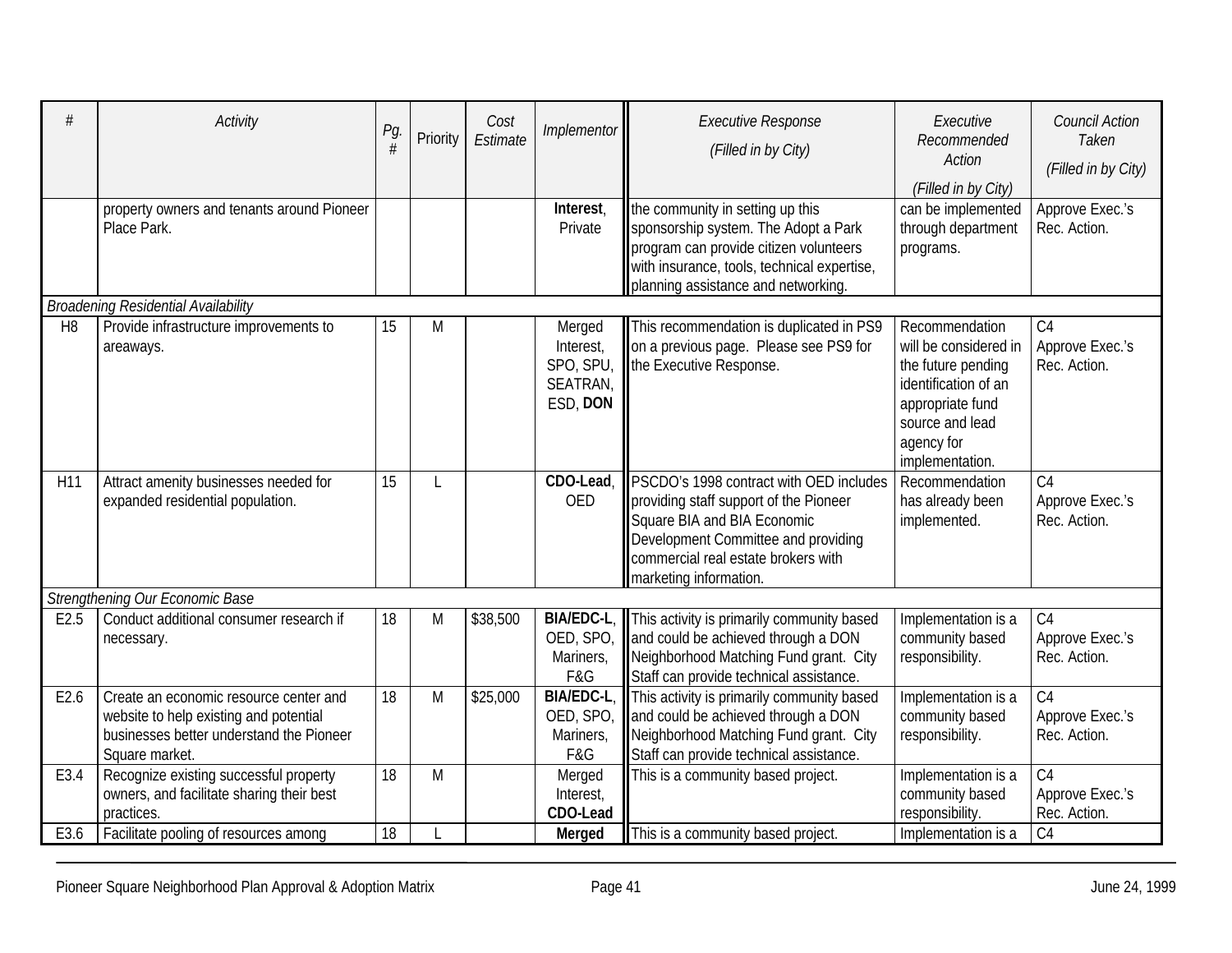| # | Activity | Pg. # | Priority | Cost Estimate | Implementor | Executive Response (Filled in by City) | Executive Recommended Action (Filled in by City) | Council Action Taken (Filled in by City) |
|---|---|---|---|---|---|---|---|---|
| | property owners and tenants around Pioneer Place Park. | | | | **Interest**, Private | the community in setting up this sponsorship system. The Adopt a Park program can provide citizen volunteers with insurance, tools, technical expertise, planning assistance and networking. | can be implemented through department programs. | Approve Exec.'s Rec. Action. |
| *Broadening Residential Availability* | | | | | | | | |
| H8 | Provide infrastructure improvements to areaways. | 15 | M | | Merged Interest, SPO, SPU, SEATRAN, ESD, **DON** | This recommendation is duplicated in PS9 on a previous page. Please see PS9 for the Executive Response. | Recommendation will be considered in the future pending identification of an appropriate fund source and lead agency for implementation. | C4 Approve Exec.'s Rec. Action. |
| H11 | Attract amenity businesses needed for expanded residential population. | 15 | L | | **CDO-Lead**, OED | PSCDO's 1998 contract with OED includes providing staff support of the Pioneer Square BIA and BIA Economic Development Committee and providing commercial real estate brokers with marketing information. | Recommendation has already been implemented. | C4 Approve Exec.'s Rec. Action. |
| *Strengthening Our Economic Base* | | | | | | | | |
| E2.5 | Conduct additional consumer research if necessary. | 18 | M | $38,500 | **BIA/EDC-L**, OED, SPO, Mariners, F&G | This activity is primarily community based and could be achieved through a DON Neighborhood Matching Fund grant. City Staff can provide technical assistance. | Implementation is a community based responsibility. | C4 Approve Exec.'s Rec. Action. |
| E2.6 | Create an economic resource center and website to help existing and potential businesses better understand the Pioneer Square market. | 18 | M | $25,000 | **BIA/EDC-L**, OED, SPO, Mariners, F&G | This activity is primarily community based and could be achieved through a DON Neighborhood Matching Fund grant. City Staff can provide technical assistance. | Implementation is a community based responsibility. | C4 Approve Exec.'s Rec. Action. |
| E3.4 | Recognize existing successful property owners, and facilitate sharing their best practices. | 18 | M | | Merged Interest, **CDO-Lead** | This is a community based project. | Implementation is a community based responsibility. | C4 Approve Exec.'s Rec. Action. |
| E3.6 | Facilitate pooling of resources among | 18 | L | | **Merged** | This is a community based project. | Implementation is a | C4 |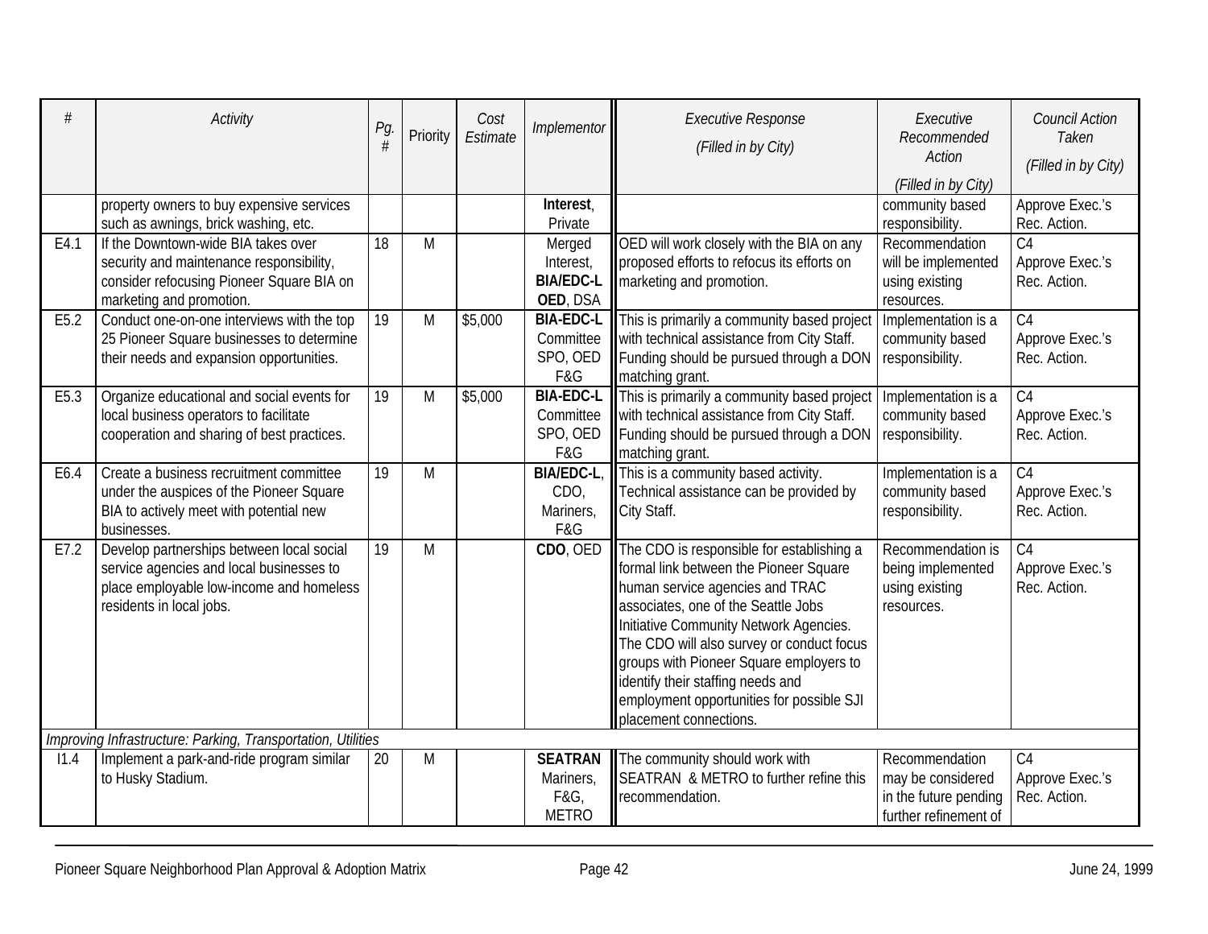| # | Activity | Pg. # | Priority | Cost Estimate | Implementor | Executive Response (Filled in by City) | Executive Recommended Action (Filled in by City) | Council Action Taken (Filled in by City) |
|---|---|---|---|---|---|---|---|---|
| | property owners to buy expensive services such as awnings, brick washing, etc. | | | | **Interest**, Private | | community based responsibility. | Approve Exec.'s Rec. Action. |
| E4.1 | If the Downtown-wide BIA takes over security and maintenance responsibility, consider refocusing Pioneer Square BIA on marketing and promotion. | 18 | M | | Merged Interest, **BIA/EDC-L** **OED**, DSA | OED will work closely with the BIA on any proposed efforts to refocus its efforts on marketing and promotion. | Recommendation will be implemented using existing resources. | C4 Approve Exec.'s Rec. Action. |
| E5.2 | Conduct one-on-one interviews with the top 25 Pioneer Square businesses to determine their needs and expansion opportunities. | 19 | M | $5,000 | **BIA-EDC-L** Committee SPO, OED F&G | This is primarily a community based project with technical assistance from City Staff. Funding should be pursued through a DON matching grant. | Implementation is a community based responsibility. | C4 Approve Exec.'s Rec. Action. |
| E5.3 | Organize educational and social events for local business operators to facilitate cooperation and sharing of best practices. | 19 | M | $5,000 | **BIA-EDC-L** Committee SPO, OED F&G | This is primarily a community based project with technical assistance from City Staff. Funding should be pursued through a DON matching grant. | Implementation is a community based responsibility. | C4 Approve Exec.'s Rec. Action. |
| E6.4 | Create a business recruitment committee under the auspices of the Pioneer Square BIA to actively meet with potential new businesses. | 19 | M | | **BIA/EDC-L**, CDO, Mariners, F&G | This is a community based activity. Technical assistance can be provided by City Staff. | Implementation is a community based responsibility. | C4 Approve Exec.'s Rec. Action. |
| E7.2 | Develop partnerships between local social service agencies and local businesses to place employable low-income and homeless residents in local jobs. | 19 | M | | **CDO**, OED | The CDO is responsible for establishing a formal link between the Pioneer Square human service agencies and TRAC associates, one of the Seattle Jobs Initiative Community Network Agencies. The CDO will also survey or conduct focus groups with Pioneer Square employers to identify their staffing needs and employment opportunities for possible SJI placement connections. | Recommendation is being implemented using existing resources. | C4 Approve Exec.'s Rec. Action. |
| *Improving Infrastructure: Parking, Transportation, Utilities* | | | | | | | | |
| I1.4 | Implement a park-and-ride program similar to Husky Stadium. | 20 | M | | **SEATRAN** Mariners, F&G, METRO | The community should work with SEATRAN & METRO to further refine this recommendation. | Recommendation may be considered in the future pending further refinement of | C4 Approve Exec.'s Rec. Action. |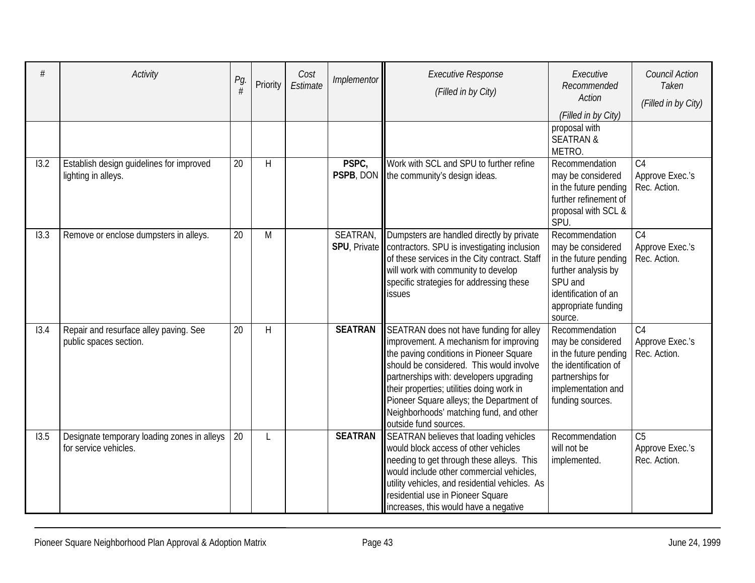| # | *Activity* | *Pg. #* | Priority | *Cost Estimate* | *Implementor* | *Executive Response (Filled in by City)* | *Executive Recommended Action (Filled in by City)* | *Council Action Taken (Filled in by City)* |
|---|---|---|---|---|---|---|---|---|
| | | | | | | | proposal with SEATRAN & METRO. | |
| I3.2 | Establish design guidelines for improved lighting in alleys. | 20 | H | | **PSPC, PSPB**, DON | Work with SCL and SPU to further refine the community's design ideas. | Recommendation may be considered in the future pending further refinement of proposal with SCL & SPU. | C4 Approve Exec.'s Rec. Action. |
| I3.3 | Remove or enclose dumpsters in alleys. | 20 | M | | SEATRAN, **SPU**, Private | Dumpsters are handled directly by private contractors. SPU is investigating inclusion of these services in the City contract. Staff will work with community to develop specific strategies for addressing these issues | Recommendation may be considered in the future pending further analysis by SPU and identification of an appropriate funding source. | C4 Approve Exec.'s Rec. Action. |
| I3.4 | Repair and resurface alley paving. See public spaces section. | 20 | H | | **SEATRAN** | SEATRAN does not have funding for alley improvement. A mechanism for improving the paving conditions in Pioneer Square should be considered. This would involve partnerships with: developers upgrading their properties; utilities doing work in Pioneer Square alleys; the Department of Neighborhoods' matching fund, and other outside fund sources. | Recommendation may be considered in the future pending the identification of partnerships for implementation and funding sources. | C4 Approve Exec.'s Rec. Action. |
| I3.5 | Designate temporary loading zones in alleys for service vehicles. | 20 | L | | **SEATRAN** | SEATRAN believes that loading vehicles would block access of other vehicles needing to get through these alleys. This would include other commercial vehicles, utility vehicles, and residential vehicles. As residential use in Pioneer Square increases, this would have a negative | Recommendation will not be implemented. | C5 Approve Exec.'s Rec. Action. |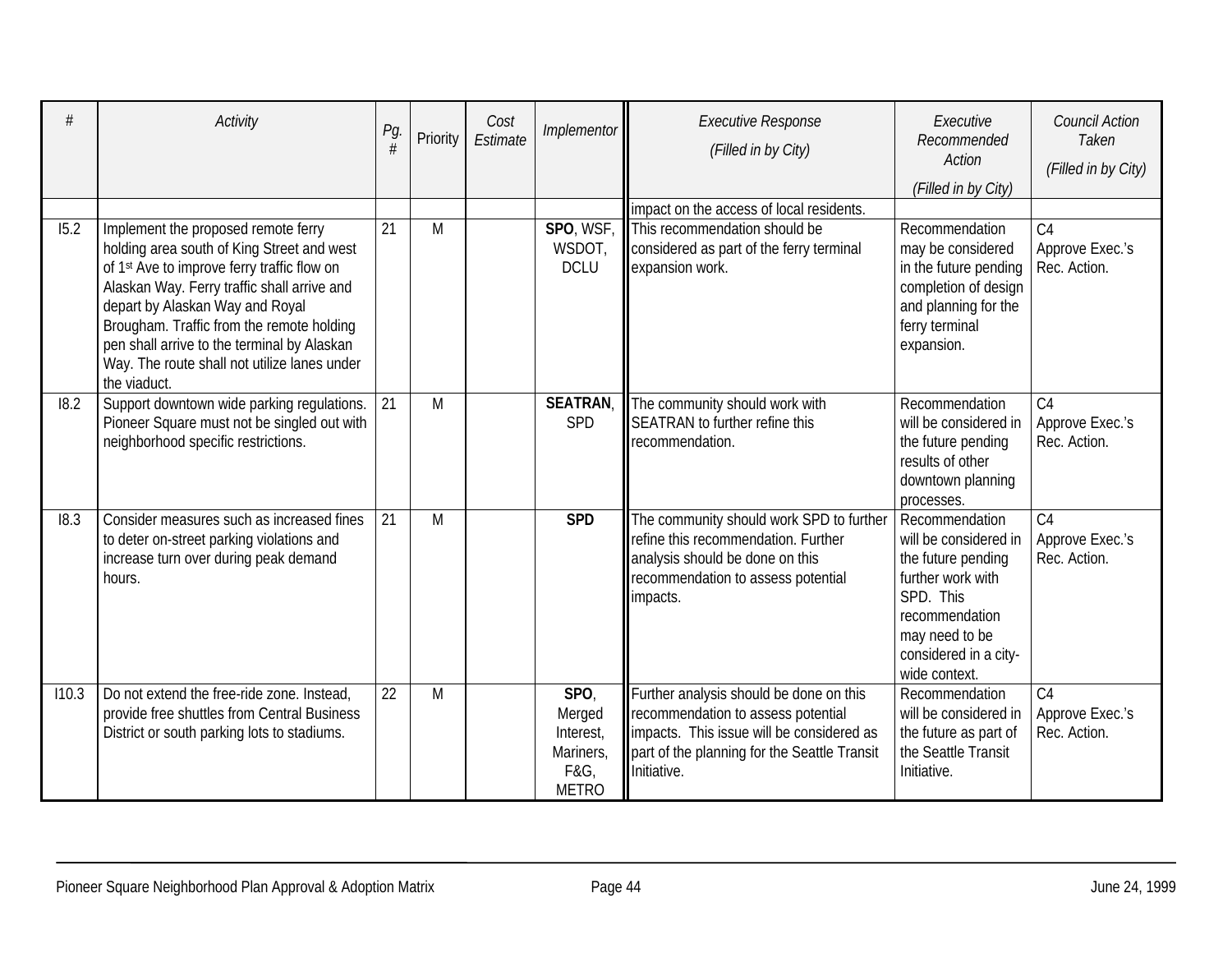| # | *Activity* | *Pg. #* | Priority | *Cost Estimate* | *Implementor* | *Executive Response (Filled in by City)* | *Executive Recommended Action (Filled in by City)* | *Council Action Taken (Filled in by City)* |
|---|---|---|---|---|---|---|---|---|
| | | | | | | impact on the access of local residents. | | |
| I5.2 | Implement the proposed remote ferry holding area south of King Street and west of 1st Ave to improve ferry traffic flow on Alaskan Way. Ferry traffic shall arrive and depart by Alaskan Way and Royal Brougham. Traffic from the remote holding pen shall arrive to the terminal by Alaskan Way. The route shall not utilize lanes under the viaduct. | 21 | M | | **SPO**, WSF, WSDOT, DCLU | This recommendation should be considered as part of the ferry terminal expansion work. | Recommendation may be considered in the future pending completion of design and planning for the ferry terminal expansion. | C4 Approve Exec.'s Rec. Action. |
| I8.2 | Support downtown wide parking regulations. Pioneer Square must not be singled out with neighborhood specific restrictions. | 21 | M | | **SEATRAN**, SPD | The community should work with SEATRAN to further refine this recommendation. | Recommendation will be considered in the future pending results of other downtown planning processes. | C4 Approve Exec.'s Rec. Action. |
| I8.3 | Consider measures such as increased fines to deter on-street parking violations and increase turn over during peak demand hours. | 21 | M | | **SPD** | The community should work SPD to further refine this recommendation. Further analysis should be done on this recommendation to assess potential impacts. | Recommendation will be considered in the future pending further work with SPD. This recommendation may need to be considered in a city-wide context. | C4 Approve Exec.'s Rec. Action. |
| I10.3 | Do not extend the free-ride zone. Instead, provide free shuttles from Central Business District or south parking lots to stadiums. | 22 | M | | **SPO**, Merged Interest, Mariners, F&G, METRO | Further analysis should be done on this recommendation to assess potential impacts. This issue will be considered as part of the planning for the Seattle Transit Initiative. | Recommendation will be considered in the future as part of the Seattle Transit Initiative. | C4 Approve Exec.'s Rec. Action. |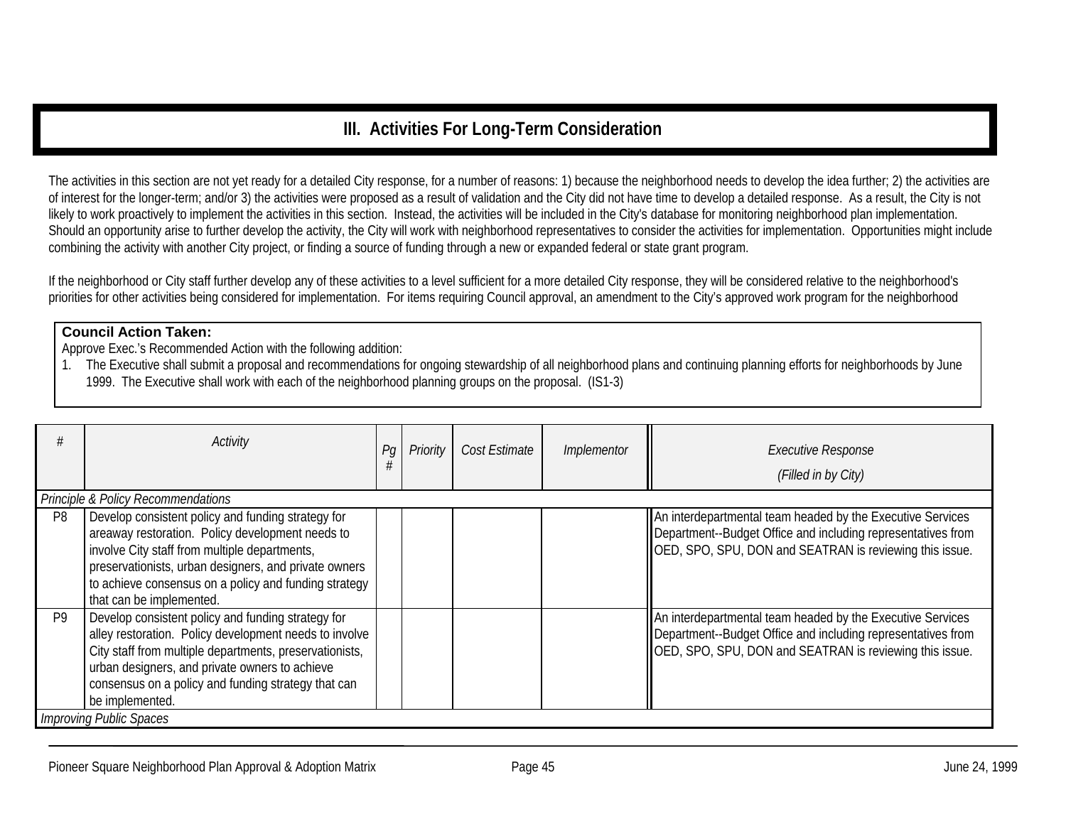# III. Activities For Long-Term Consideration

The activities in this section are not yet ready for a detailed City response, for a number of reasons: 1) because the neighborhood needs to develop the idea further; 2) the activities are of interest for the longer-term; and/or 3) the activities were proposed as a result of validation and the City did not have time to develop a detailed response. As a result, the City is not likely to work proactively to implement the activities in this section. Instead, the activities will be included in the City's database for monitoring neighborhood plan implementation. Should an opportunity arise to further develop the activity, the City will work with neighborhood representatives to consider the activities for implementation. Opportunities might include combining the activity with another City project, or finding a source of funding through a new or expanded federal or state grant program.

If the neighborhood or City staff further develop any of these activities to a level sufficient for a more detailed City response, they will be considered relative to the neighborhood's priorities for other activities being considered for implementation. For items requiring Council approval, an amendment to the City's approved work program for the neighborhood

**Council Action Taken:**
Approve Exec.'s Recommended Action with the following addition:
1. The Executive shall submit a proposal and recommendations for ongoing stewardship of all neighborhood plans and continuing planning efforts for neighborhoods by June 1999. The Executive shall work with each of the neighborhood planning groups on the proposal. (IS1-3)

| *#* | *Activity* | *Pg #* | *Priority* | *Cost Estimate* | *Implementor* | *Executive Response (Filled in by City)* |
|---|---|---|---|---|---|---|
| *Principle & Policy Recommendations* | | | | | | |
| P8 | Develop consistent policy and funding strategy for areaway restoration. Policy development needs to involve City staff from multiple departments, preservationists, urban designers, and private owners to achieve consensus on a policy and funding strategy that can be implemented. | | | | | An interdepartmental team headed by the Executive Services Department--Budget Office and including representatives from OED, SPO, SPU, DON and SEATRAN is reviewing this issue. |
| P9 | Develop consistent policy and funding strategy for alley restoration. Policy development needs to involve City staff from multiple departments, preservationists, urban designers, and private owners to achieve consensus on a policy and funding strategy that can be implemented. | | | | | An interdepartmental team headed by the Executive Services Department--Budget Office and including representatives from OED, SPO, SPU, DON and SEATRAN is reviewing this issue. |
| *Improving Public Spaces* | | | | | | |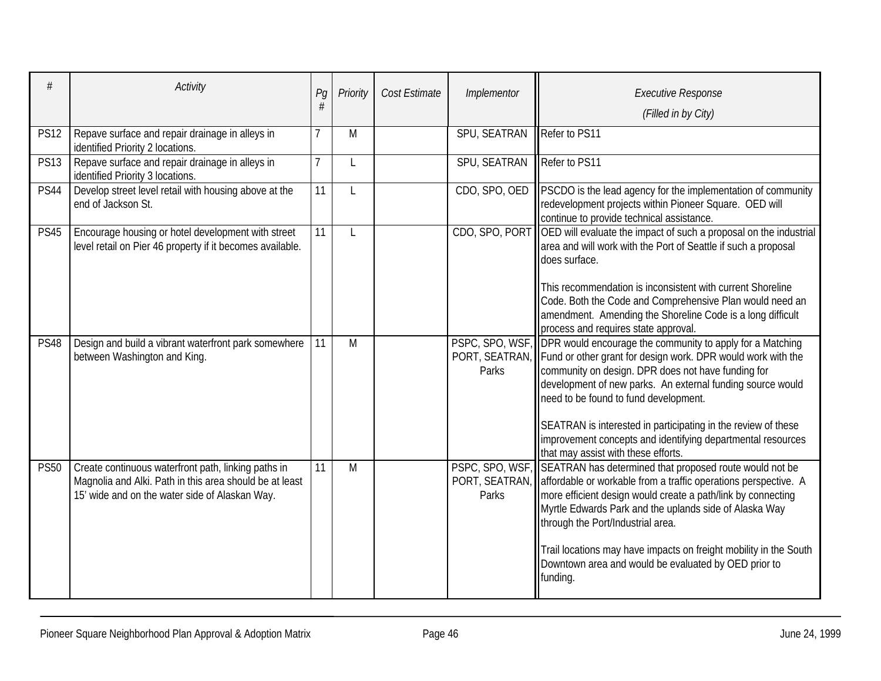| # | Activity | Pg # | Priority | Cost Estimate | Implementor | Executive Response (Filled in by City) |
|---|---|---|---|---|---|---|
| PS12 | Repave surface and repair drainage in alleys in identified Priority 2 locations. | 7 | M | | SPU, SEATRAN | Refer to PS11 |
| PS13 | Repave surface and repair drainage in alleys in identified Priority 3 locations. | 7 | L | | SPU, SEATRAN | Refer to PS11 |
| PS44 | Develop street level retail with housing above at the end of Jackson St. | 11 | L | | CDO, SPO, OED | PSCDO is the lead agency for the implementation of community redevelopment projects within Pioneer Square. OED will continue to provide technical assistance. |
| PS45 | Encourage housing or hotel development with street level retail on Pier 46 property if it becomes available. | 11 | L | | CDO, SPO, PORT | OED will evaluate the impact of such a proposal on the industrial area and will work with the Port of Seattle if such a proposal does surface.<br><br>This recommendation is inconsistent with current Shoreline Code. Both the Code and Comprehensive Plan would need an amendment. Amending the Shoreline Code is a long difficult process and requires state approval. |
| PS48 | Design and build a vibrant waterfront park somewhere between Washington and King. | 11 | M | | PSPC, SPO, WSF, PORT, SEATRAN, Parks | DPR would encourage the community to apply for a Matching Fund or other grant for design work. DPR would work with the community on design. DPR does not have funding for development of new parks. An external funding source would need to be found to fund development.<br><br>SEATRAN is interested in participating in the review of these improvement concepts and identifying departmental resources that may assist with these efforts. |
| PS50 | Create continuous waterfront path, linking paths in Magnolia and Alki. Path in this area should be at least 15' wide and on the water side of Alaskan Way. | 11 | M | | PSPC, SPO, WSF, PORT, SEATRAN, Parks | SEATRAN has determined that proposed route would not be affordable or workable from a traffic operations perspective. A more efficient design would create a path/link by connecting Myrtle Edwards Park and the uplands side of Alaska Way through the Port/Industrial area.<br><br>Trail locations may have impacts on freight mobility in the South Downtown area and would be evaluated by OED prior to funding. |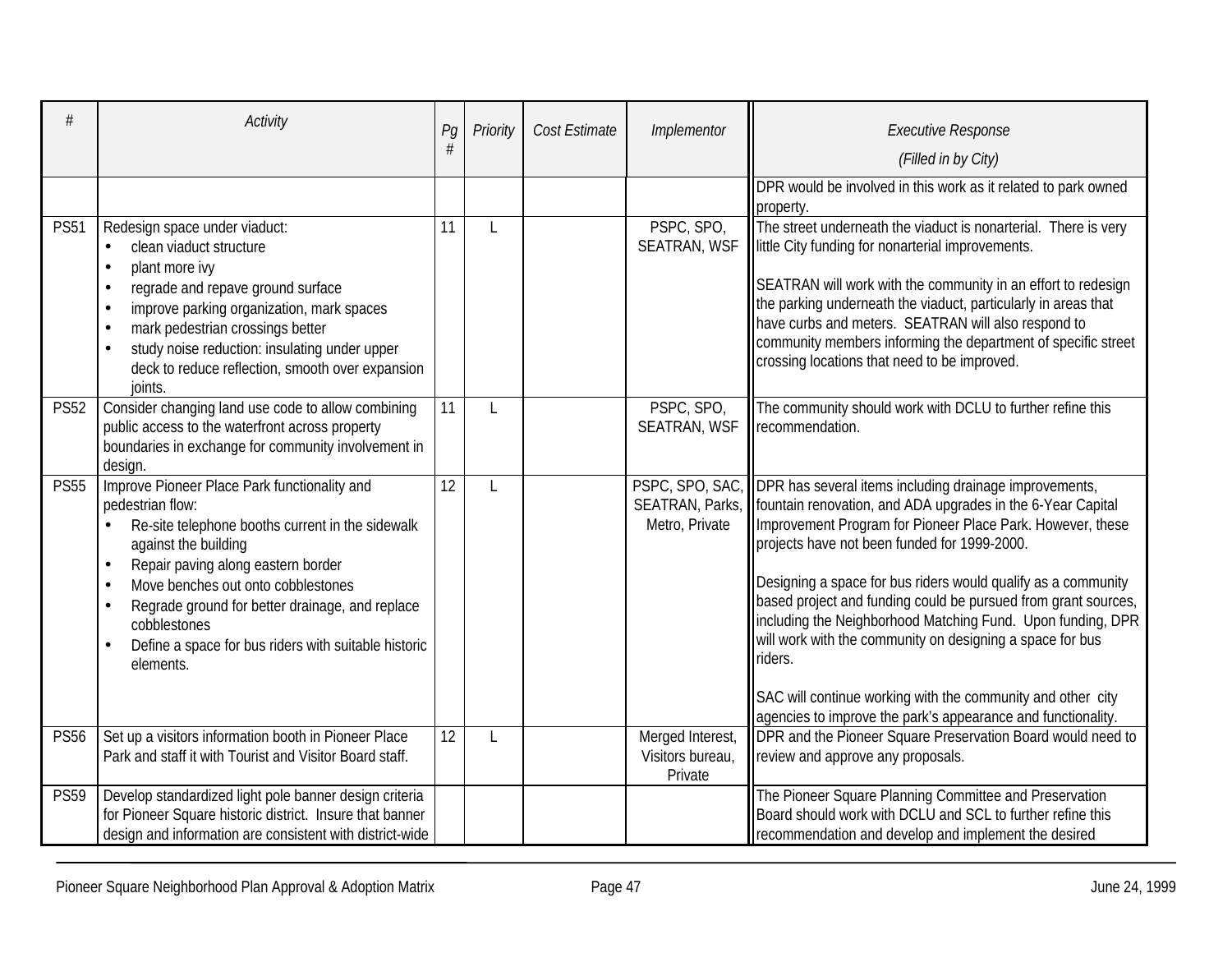| # | Activity | Pg # | Priority | Cost Estimate | Implementor | Executive Response (Filled in by City) |
|---|---|---|---|---|---|---|
| | | | | | | DPR would be involved in this work as it related to park owned property. |
| PS51 | Redesign space under viaduct: <br>• clean viaduct structure <br>• plant more ivy <br>• regrade and repave ground surface <br>• improve parking organization, mark spaces <br>• mark pedestrian crossings better <br>• study noise reduction: insulating under upper deck to reduce reflection, smooth over expansion joints. | 11 | L | | PSPC, SPO, SEATRAN, WSF | The street underneath the viaduct is nonarterial. There is very little City funding for nonarterial improvements. <br><br>SEATRAN will work with the community in an effort to redesign the parking underneath the viaduct, particularly in areas that have curbs and meters. SEATRAN will also respond to community members informing the department of specific street crossing locations that need to be improved. |
| PS52 | Consider changing land use code to allow combining public access to the waterfront across property boundaries in exchange for community involvement in design. | 11 | L | | PSPC, SPO, SEATRAN, WSF | The community should work with DCLU to further refine this recommendation. |
| PS55 | Improve Pioneer Place Park functionality and pedestrian flow: <br>• Re-site telephone booths current in the sidewalk against the building <br>• Repair paving along eastern border <br>• Move benches out onto cobblestones <br>• Regrade ground for better drainage, and replace cobblestones <br>• Define a space for bus riders with suitable historic elements. | 12 | L | | PSPC, SPO, SAC, SEATRAN, Parks, Metro, Private | DPR has several items including drainage improvements, fountain renovation, and ADA upgrades in the 6-Year Capital Improvement Program for Pioneer Place Park. However, these projects have not been funded for 1999-2000. <br><br>Designing a space for bus riders would qualify as a community based project and funding could be pursued from grant sources, including the Neighborhood Matching Fund. Upon funding, DPR will work with the community on designing a space for bus riders. <br><br>SAC will continue working with the community and other city agencies to improve the park's appearance and functionality. |
| PS56 | Set up a visitors information booth in Pioneer Place Park and staff it with Tourist and Visitor Board staff. | 12 | L | | Merged Interest, Visitors bureau, Private | DPR and the Pioneer Square Preservation Board would need to review and approve any proposals. |
| PS59 | Develop standardized light pole banner design criteria for Pioneer Square historic district. Insure that banner design and information are consistent with district-wide | | | | | The Pioneer Square Planning Committee and Preservation Board should work with DCLU and SCL to further refine this recommendation and develop and implement the desired |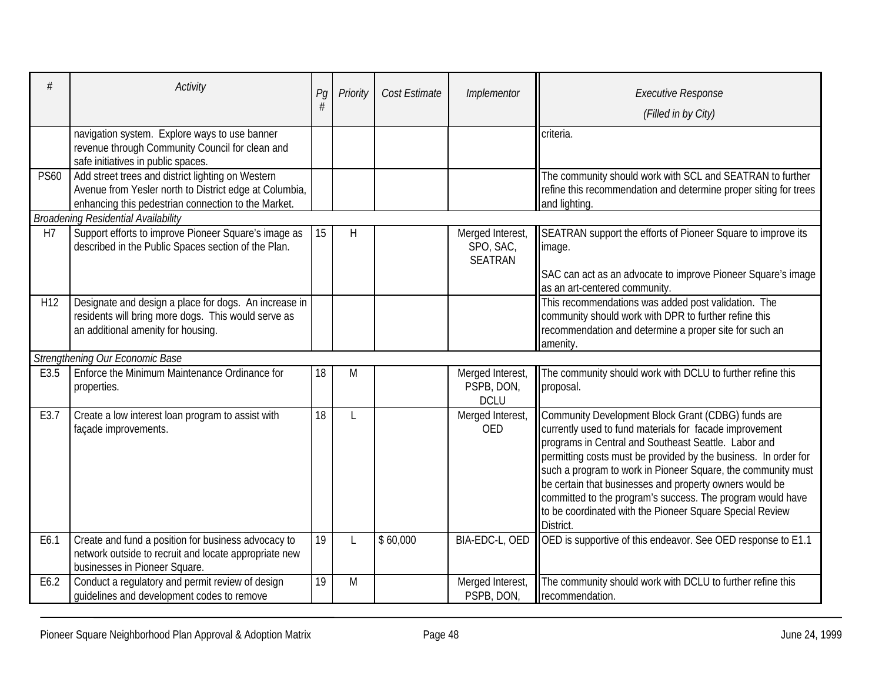| # | Activity | Pg # | Priority | Cost Estimate | Implementor | Executive Response (Filled in by City) |
|---|---|---|---|---|---|---|
| | navigation system. Explore ways to use banner revenue through Community Council for clean and safe initiatives in public spaces. | | | | | criteria. |
| PS60 | Add street trees and district lighting on Western Avenue from Yesler north to District edge at Columbia, enhancing this pedestrian connection to the Market. | | | | | The community should work with SCL and SEATRAN to further refine this recommendation and determine proper siting for trees and lighting. |
| *Broadening Residential Availability* | | | | | | |
| H7 | Support efforts to improve Pioneer Square's image as described in the Public Spaces section of the Plan. | 15 | H | | Merged Interest, SPO, SAC, SEATRAN | SEATRAN support the efforts of Pioneer Square to improve its image.<br><br>SAC can act as an advocate to improve Pioneer Square's image as an art-centered community. |
| H12 | Designate and design a place for dogs. An increase in residents will bring more dogs. This would serve as an additional amenity for housing. | | | | | This recommendations was added post validation. The community should work with DPR to further refine this recommendation and determine a proper site for such an amenity. |
| *Strengthening Our Economic Base* | | | | | | |
| E3.5 | Enforce the Minimum Maintenance Ordinance for properties. | 18 | M | | Merged Interest, PSPB, DON, DCLU | The community should work with DCLU to further refine this proposal. |
| E3.7 | Create a low interest loan program to assist with façade improvements. | 18 | L | | Merged Interest, OED | Community Development Block Grant (CDBG) funds are currently used to fund materials for facade improvement programs in Central and Southeast Seattle. Labor and permitting costs must be provided by the business. In order for such a program to work in Pioneer Square, the community must be certain that businesses and property owners would be committed to the program's success. The program would have to be coordinated with the Pioneer Square Special Review District. |
| E6.1 | Create and fund a position for business advocacy to network outside to recruit and locate appropriate new businesses in Pioneer Square. | 19 | L | $ 60,000 | BIA-EDC-L, OED | OED is supportive of this endeavor. See OED response to E1.1 |
| E6.2 | Conduct a regulatory and permit review of design guidelines and development codes to remove | 19 | M | | Merged Interest, PSPB, DON, | The community should work with DCLU to further refine this recommendation. |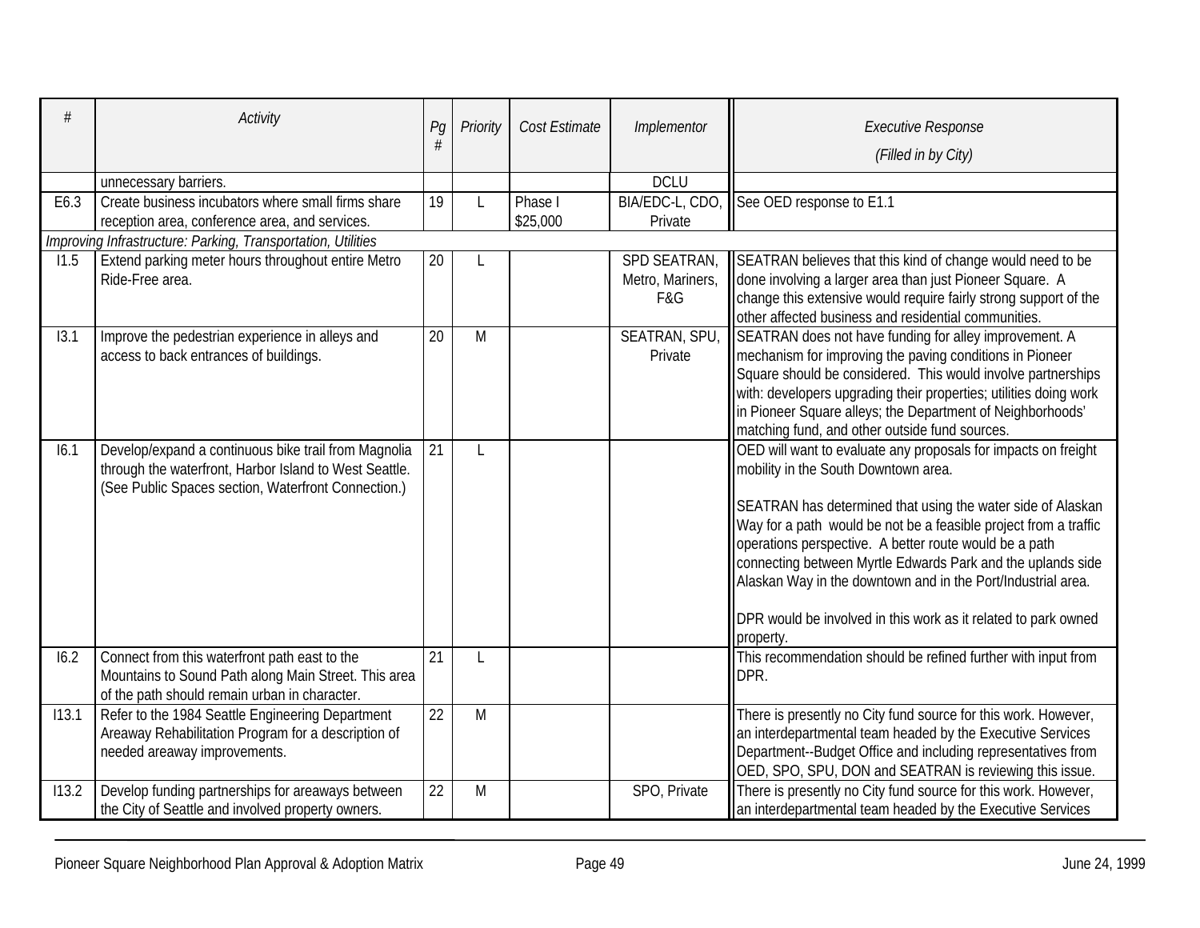| # | Activity | Pg # | Priority | Cost Estimate | Implementor | Executive Response (Filled in by City) |
|---|---|---|---|---|---|---|
| | unnecessary barriers. | | | | DCLU | |
| E6.3 | Create business incubators where small firms share reception area, conference area, and services. | 19 | L | Phase I $25,000 | BIA/EDC-L, CDO, Private | See OED response to E1.1 |
| *Improving Infrastructure: Parking, Transportation, Utilities* | | | | | | |
| I1.5 | Extend parking meter hours throughout entire Metro Ride-Free area. | 20 | L | | SPD SEATRAN, Metro, Mariners, F&G | SEATRAN believes that this kind of change would need to be done involving a larger area than just Pioneer Square. A change this extensive would require fairly strong support of the other affected business and residential communities. |
| I3.1 | Improve the pedestrian experience in alleys and access to back entrances of buildings. | 20 | M | | SEATRAN, SPU, Private | SEATRAN does not have funding for alley improvement. A mechanism for improving the paving conditions in Pioneer Square should be considered. This would involve partnerships with: developers upgrading their properties; utilities doing work in Pioneer Square alleys; the Department of Neighborhoods' matching fund, and other outside fund sources. |
| I6.1 | Develop/expand a continuous bike trail from Magnolia through the waterfront, Harbor Island to West Seattle. (See Public Spaces section, Waterfront Connection.) | 21 | L | | | OED will want to evaluate any proposals for impacts on freight mobility in the South Downtown area.<br><br>SEATRAN has determined that using the water side of Alaskan Way for a path would be not be a feasible project from a traffic operations perspective. A better route would be a path connecting between Myrtle Edwards Park and the uplands side Alaskan Way in the downtown and in the Port/Industrial area.<br><br>DPR would be involved in this work as it related to park owned property. |
| I6.2 | Connect from this waterfront path east to the Mountains to Sound Path along Main Street. This area of the path should remain urban in character. | 21 | L | | | This recommendation should be refined further with input from DPR. |
| I13.1 | Refer to the 1984 Seattle Engineering Department Areaway Rehabilitation Program for a description of needed areaway improvements. | 22 | M | | | There is presently no City fund source for this work. However, an interdepartmental team headed by the Executive Services Department--Budget Office and including representatives from OED, SPO, SPU, DON and SEATRAN is reviewing this issue. |
| I13.2 | Develop funding partnerships for areaways between the City of Seattle and involved property owners. | 22 | M | | SPO, Private | There is presently no City fund source for this work. However, an interdepartmental team headed by the Executive Services |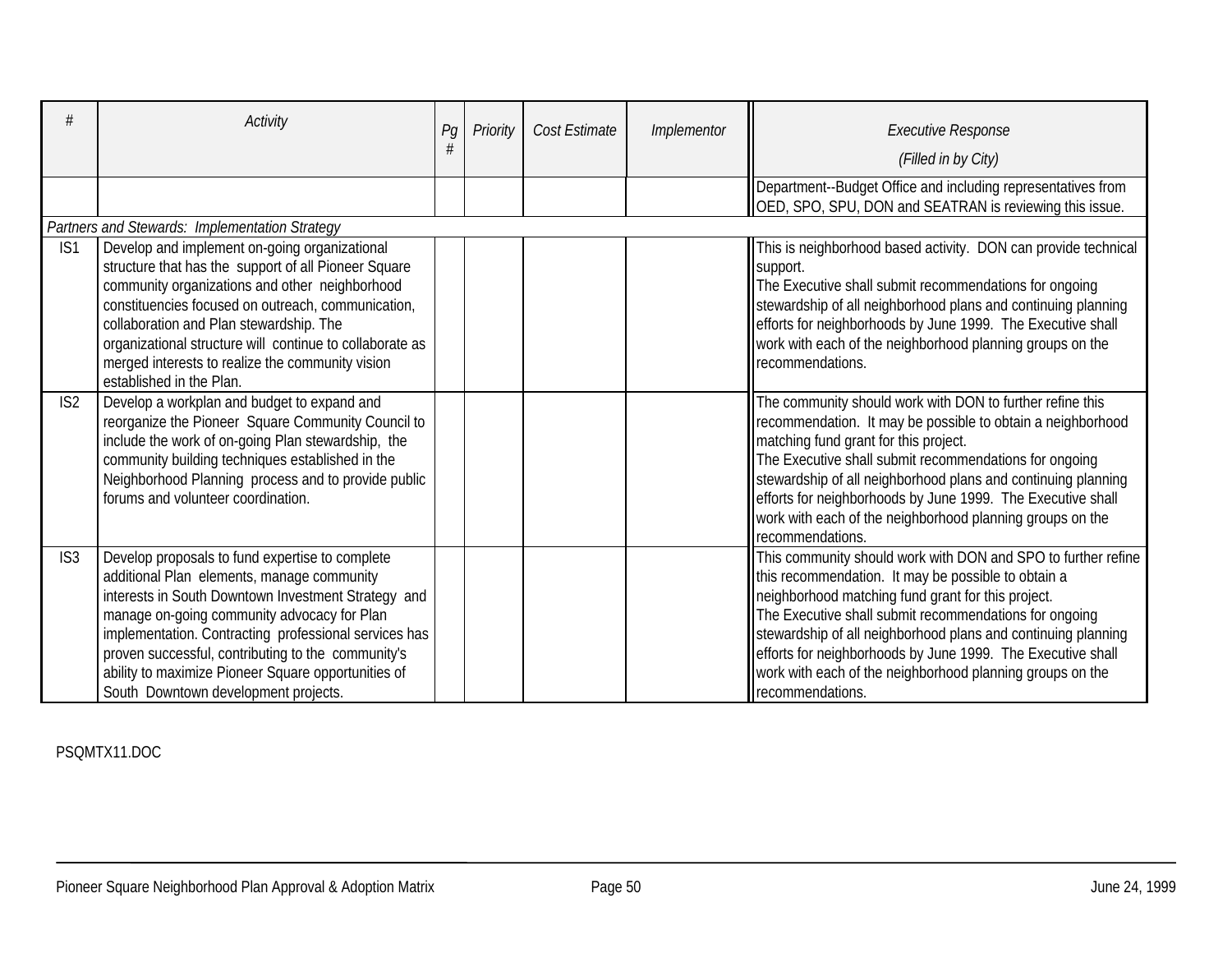| # | Activity | Pg # | Priority | Cost Estimate | Implementor | Executive Response (Filled in by City) |
|---|---|---|---|---|---|---|
| | | | | | | Department--Budget Office and including representatives from OED, SPO, SPU, DON and SEATRAN is reviewing this issue. |
| *Partners and Stewards: Implementation Strategy* | | | | | | |
| IS1 | Develop and implement on-going organizational structure that has the support of all Pioneer Square community organizations and other neighborhood constituencies focused on outreach, communication, collaboration and Plan stewardship. The organizational structure will continue to collaborate as merged interests to realize the community vision established in the Plan. | | | | | This is neighborhood based activity. DON can provide technical support.<br>The Executive shall submit recommendations for ongoing stewardship of all neighborhood plans and continuing planning efforts for neighborhoods by June 1999. The Executive shall work with each of the neighborhood planning groups on the recommendations. |
| IS2 | Develop a workplan and budget to expand and reorganize the Pioneer Square Community Council to include the work of on-going Plan stewardship, the community building techniques established in the Neighborhood Planning process and to provide public forums and volunteer coordination. | | | | | The community should work with DON to further refine this recommendation. It may be possible to obtain a neighborhood matching fund grant for this project.<br>The Executive shall submit recommendations for ongoing stewardship of all neighborhood plans and continuing planning efforts for neighborhoods by June 1999. The Executive shall work with each of the neighborhood planning groups on the recommendations. |
| IS3 | Develop proposals to fund expertise to complete additional Plan elements, manage community interests in South Downtown Investment Strategy and manage on-going community advocacy for Plan implementation. Contracting professional services has proven successful, contributing to the community's ability to maximize Pioneer Square opportunities of South Downtown development projects. | | | | | This community should work with DON and SPO to further refine this recommendation. It may be possible to obtain a neighborhood matching fund grant for this project.<br>The Executive shall submit recommendations for ongoing stewardship of all neighborhood plans and continuing planning efforts for neighborhoods by June 1999. The Executive shall work with each of the neighborhood planning groups on the recommendations. |

PSQMTX11.DOC